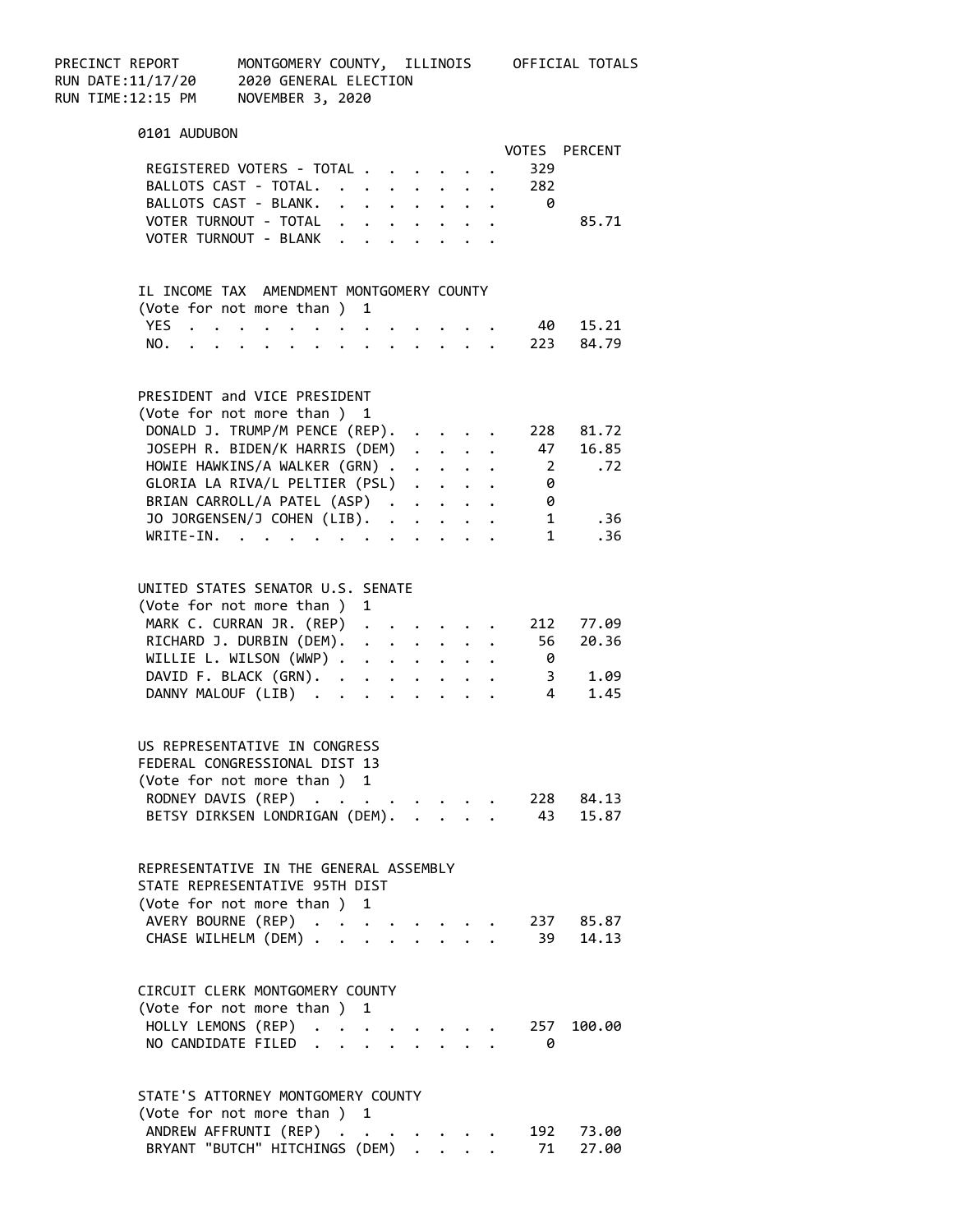PRECINCT REPORT MONTGOMERY COUNTY, ILLINOIS OFFICIAL TOTALS
RUN DATE:11/17/20 2020 GENERAL ELECTION
RUN TIME:12:15 PM NOVEMBER 3, 2020

## 0101 AUDUBON

| | VOTES | PERCENT |
|---|---|---|
| REGISTERED VOTERS - TOTAL | 329 | |
| BALLOTS CAST - TOTAL. | 282 | |
| BALLOTS CAST - BLANK. | 0 | |
| VOTER TURNOUT - TOTAL | | 85.71 |
| VOTER TURNOUT - BLANK | | |

### IL INCOME TAX AMENDMENT MONTGOMERY COUNTY
(Vote for not more than ) 1

| | VOTES | PERCENT |
|---|---|---|
| YES | 40 | 15.21 |
| NO. | 223 | 84.79 |

### PRESIDENT and VICE PRESIDENT
(Vote for not more than ) 1

| | VOTES | PERCENT |
|---|---|---|
| DONALD J. TRUMP/M PENCE (REP). | 228 | 81.72 |
| JOSEPH R. BIDEN/K HARRIS (DEM) | 47 | 16.85 |
| HOWIE HAWKINS/A WALKER (GRN) | 2 | .72 |
| GLORIA LA RIVA/L PELTIER (PSL) | 0 | |
| BRIAN CARROLL/A PATEL (ASP) | 0 | |
| JO JORGENSEN/J COHEN (LIB). | 1 | .36 |
| WRITE-IN. | 1 | .36 |

### UNITED STATES SENATOR U.S. SENATE
(Vote for not more than ) 1

| | VOTES | PERCENT |
|---|---|---|
| MARK C. CURRAN JR. (REP) | 212 | 77.09 |
| RICHARD J. DURBIN (DEM). | 56 | 20.36 |
| WILLIE L. WILSON (WWP) | 0 | |
| DAVID F. BLACK (GRN). | 3 | 1.09 |
| DANNY MALOUF (LIB) | 4 | 1.45 |

### US REPRESENTATIVE IN CONGRESS
FEDERAL CONGRESSIONAL DIST 13
(Vote for not more than ) 1

| | VOTES | PERCENT |
|---|---|---|
| RODNEY DAVIS (REP) | 228 | 84.13 |
| BETSY DIRKSEN LONDRIGAN (DEM). | 43 | 15.87 |

### REPRESENTATIVE IN THE GENERAL ASSEMBLY
STATE REPRESENTATIVE 95TH DIST
(Vote for not more than ) 1

| | VOTES | PERCENT |
|---|---|---|
| AVERY BOURNE (REP) | 237 | 85.87 |
| CHASE WILHELM (DEM) | 39 | 14.13 |

### CIRCUIT CLERK MONTGOMERY COUNTY
(Vote for not more than ) 1

| | VOTES | PERCENT |
|---|---|---|
| HOLLY LEMONS (REP) | 257 | 100.00 |
| NO CANDIDATE FILED | 0 | |

### STATE'S ATTORNEY MONTGOMERY COUNTY
(Vote for not more than ) 1

| | VOTES | PERCENT |
|---|---|---|
| ANDREW AFFRUNTI (REP) | 192 | 73.00 |
| BRYANT "BUTCH" HITCHINGS (DEM) | 71 | 27.00 |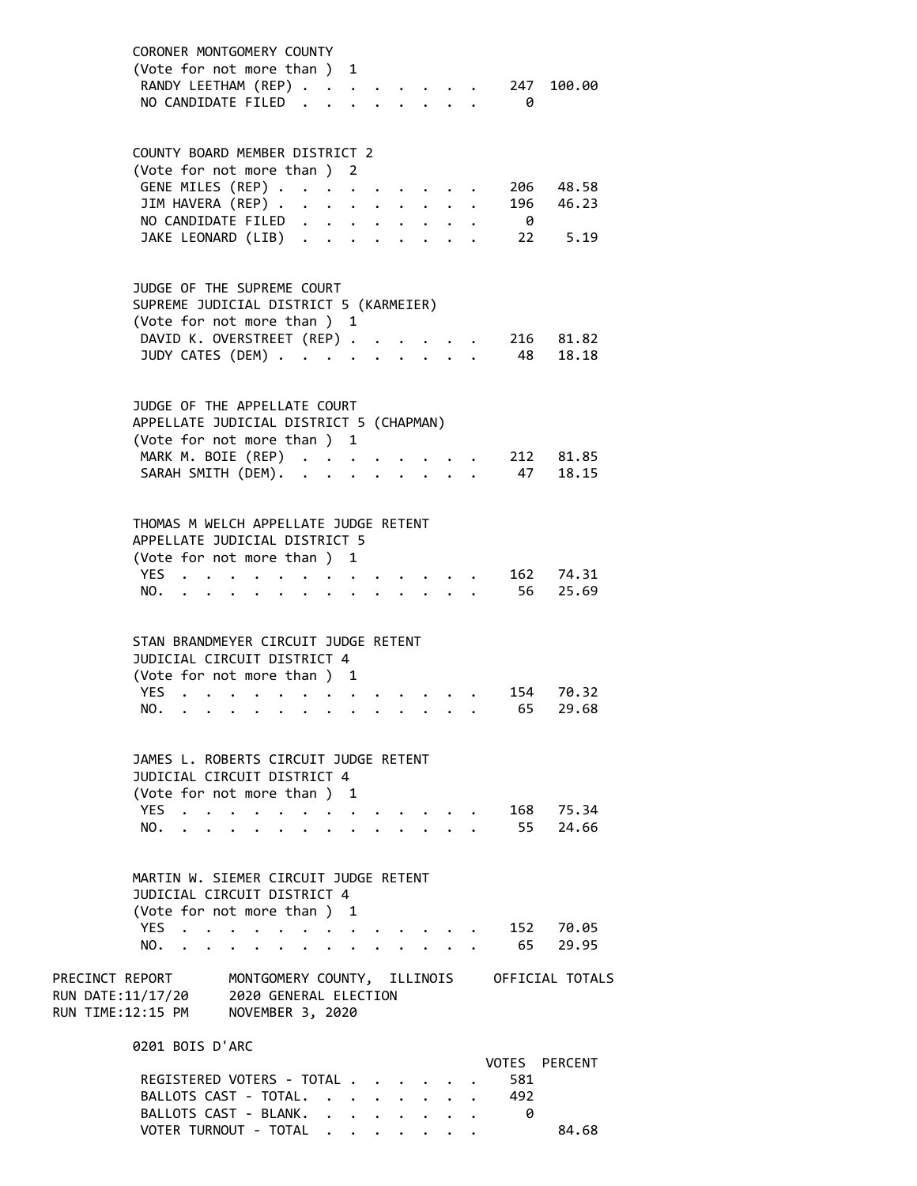CORONER MONTGOMERY COUNTY
(Vote for not more than ) 1

| | VOTES | PERCENT |
|---|---|---|
| RANDY LEETHAM (REP) | 247 | 100.00 |
| NO CANDIDATE FILED | 0 | |

COUNTY BOARD MEMBER DISTRICT 2
(Vote for not more than ) 2

| | VOTES | PERCENT |
|---|---|---|
| GENE MILES (REP) | 206 | 48.58 |
| JIM HAVERA (REP) | 196 | 46.23 |
| NO CANDIDATE FILED | 0 | |
| JAKE LEONARD (LIB) | 22 | 5.19 |

JUDGE OF THE SUPREME COURT
SUPREME JUDICIAL DISTRICT 5 (KARMEIER)
(Vote for not more than ) 1

| | VOTES | PERCENT |
|---|---|---|
| DAVID K. OVERSTREET (REP) | 216 | 81.82 |
| JUDY CATES (DEM) | 48 | 18.18 |

JUDGE OF THE APPELLATE COURT
APPELLATE JUDICIAL DISTRICT 5 (CHAPMAN)
(Vote for not more than ) 1

| | VOTES | PERCENT |
|---|---|---|
| MARK M. BOIE (REP) | 212 | 81.85 |
| SARAH SMITH (DEM) | 47 | 18.15 |

THOMAS M WELCH APPELLATE JUDGE RETENT
APPELLATE JUDICIAL DISTRICT 5
(Vote for not more than ) 1

| | VOTES | PERCENT |
|---|---|---|
| YES | 162 | 74.31 |
| NO | 56 | 25.69 |

STAN BRANDMEYER CIRCUIT JUDGE RETENT
JUDICIAL CIRCUIT DISTRICT 4
(Vote for not more than ) 1

| | VOTES | PERCENT |
|---|---|---|
| YES | 154 | 70.32 |
| NO | 65 | 29.68 |

JAMES L. ROBERTS CIRCUIT JUDGE RETENT
JUDICIAL CIRCUIT DISTRICT 4
(Vote for not more than ) 1

| | VOTES | PERCENT |
|---|---|---|
| YES | 168 | 75.34 |
| NO | 55 | 24.66 |

MARTIN W. SIEMER CIRCUIT JUDGE RETENT
JUDICIAL CIRCUIT DISTRICT 4
(Vote for not more than ) 1

| | VOTES | PERCENT |
|---|---|---|
| YES | 152 | 70.05 |
| NO | 65 | 29.95 |

PRECINCT REPORT — MONTGOMERY COUNTY, ILLINOIS — OFFICIAL TOTALS
RUN DATE:11/17/20 — 2020 GENERAL ELECTION
RUN TIME:12:15 PM — NOVEMBER 3, 2020

## 0201 BOIS D'ARC

| | VOTES | PERCENT |
|---|---|---|
| REGISTERED VOTERS - TOTAL | 581 | |
| BALLOTS CAST - TOTAL | 492 | |
| BALLOTS CAST - BLANK | 0 | |
| VOTER TURNOUT - TOTAL | | 84.68 |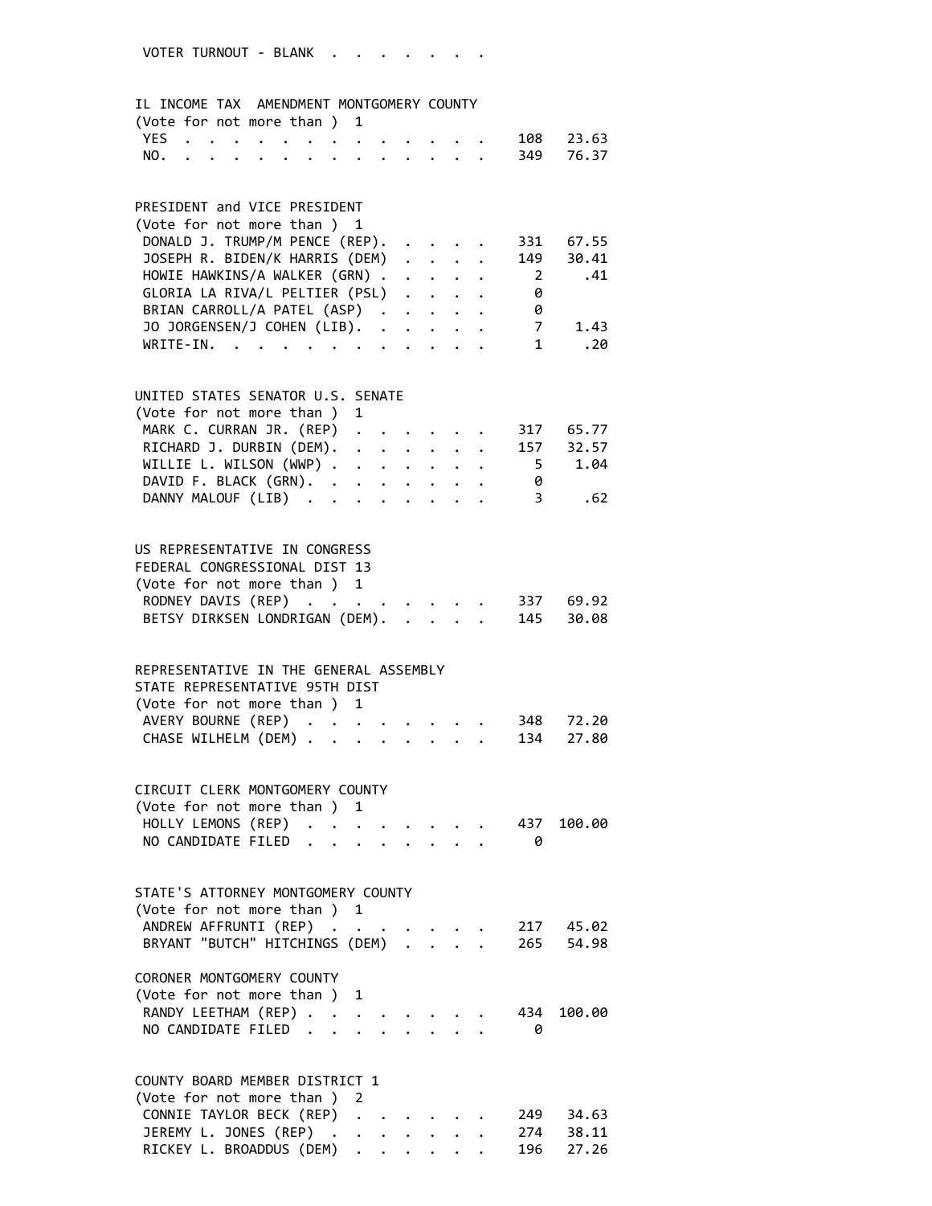VOTER TURNOUT - BLANK . . . . . . . .

**IL INCOME TAX AMENDMENT MONTGOMERY COUNTY**
(Vote for not more than ) 1

| | | |
|---|---|---|
| YES | 108 | 23.63 |
| NO. | 349 | 76.37 |

**PRESIDENT and VICE PRESIDENT**
(Vote for not more than ) 1

| | | |
|---|---|---|
| DONALD J. TRUMP/M PENCE (REP). | 331 | 67.55 |
| JOSEPH R. BIDEN/K HARRIS (DEM) | 149 | 30.41 |
| HOWIE HAWKINS/A WALKER (GRN) | 2 | .41 |
| GLORIA LA RIVA/L PELTIER (PSL) | 0 | |
| BRIAN CARROLL/A PATEL (ASP) | 0 | |
| JO JORGENSEN/J COHEN (LIB). | 7 | 1.43 |
| WRITE-IN. | 1 | .20 |

**UNITED STATES SENATOR U.S. SENATE**
(Vote for not more than ) 1

| | | |
|---|---|---|
| MARK C. CURRAN JR. (REP) | 317 | 65.77 |
| RICHARD J. DURBIN (DEM). | 157 | 32.57 |
| WILLIE L. WILSON (WWP) | 5 | 1.04 |
| DAVID F. BLACK (GRN). | 0 | |
| DANNY MALOUF (LIB) | 3 | .62 |

**US REPRESENTATIVE IN CONGRESS**
**FEDERAL CONGRESSIONAL DIST 13**
(Vote for not more than ) 1

| | | |
|---|---|---|
| RODNEY DAVIS (REP) | 337 | 69.92 |
| BETSY DIRKSEN LONDRIGAN (DEM). | 145 | 30.08 |

**REPRESENTATIVE IN THE GENERAL ASSEMBLY**
**STATE REPRESENTATIVE 95TH DIST**
(Vote for not more than ) 1

| | | |
|---|---|---|
| AVERY BOURNE (REP) | 348 | 72.20 |
| CHASE WILHELM (DEM) | 134 | 27.80 |

**CIRCUIT CLERK MONTGOMERY COUNTY**
(Vote for not more than ) 1

| | | |
|---|---|---|
| HOLLY LEMONS (REP) | 437 | 100.00 |
| NO CANDIDATE FILED | 0 | |

**STATE'S ATTORNEY MONTGOMERY COUNTY**
(Vote for not more than ) 1

| | | |
|---|---|---|
| ANDREW AFFRUNTI (REP) | 217 | 45.02 |
| BRYANT "BUTCH" HITCHINGS (DEM) | 265 | 54.98 |

**CORONER MONTGOMERY COUNTY**
(Vote for not more than ) 1

| | | |
|---|---|---|
| RANDY LEETHAM (REP) | 434 | 100.00 |
| NO CANDIDATE FILED | 0 | |

**COUNTY BOARD MEMBER DISTRICT 1**
(Vote for not more than ) 2

| | | |
|---|---|---|
| CONNIE TAYLOR BECK (REP) | 249 | 34.63 |
| JEREMY L. JONES (REP) | 274 | 38.11 |
| RICKEY L. BROADDUS (DEM) | 196 | 27.26 |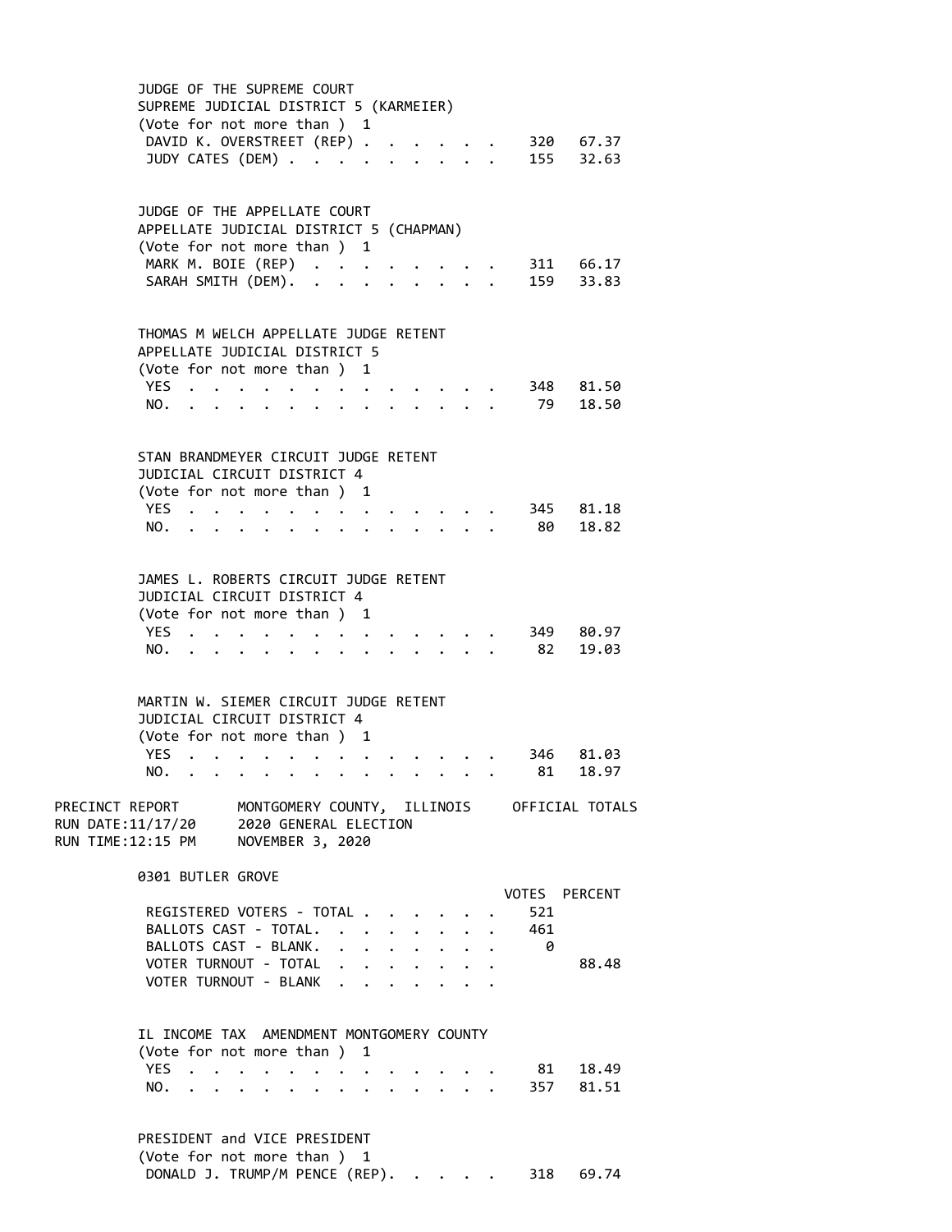### JUDGE OF THE SUPREME COURT
SUPREME JUDICIAL DISTRICT 5 (KARMEIER)
(Vote for not more than ) 1

| | Votes | Percent |
|---|---|---|
| DAVID K. OVERSTREET (REP) | 320 | 67.37 |
| JUDY CATES (DEM) | 155 | 32.63 |

### JUDGE OF THE APPELLATE COURT
APPELLATE JUDICIAL DISTRICT 5 (CHAPMAN)
(Vote for not more than ) 1

| | Votes | Percent |
|---|---|---|
| MARK M. BOIE (REP) | 311 | 66.17 |
| SARAH SMITH (DEM). | 159 | 33.83 |

### THOMAS M WELCH APPELLATE JUDGE RETENT
APPELLATE JUDICIAL DISTRICT 5
(Vote for not more than ) 1

| | Votes | Percent |
|---|---|---|
| YES | 348 | 81.50 |
| NO. | 79 | 18.50 |

### STAN BRANDMEYER CIRCUIT JUDGE RETENT
JUDICIAL CIRCUIT DISTRICT 4
(Vote for not more than ) 1

| | Votes | Percent |
|---|---|---|
| YES | 345 | 81.18 |
| NO. | 80 | 18.82 |

### JAMES L. ROBERTS CIRCUIT JUDGE RETENT
JUDICIAL CIRCUIT DISTRICT 4
(Vote for not more than ) 1

| | Votes | Percent |
|---|---|---|
| YES | 349 | 80.97 |
| NO. | 82 | 19.03 |

### MARTIN W. SIEMER CIRCUIT JUDGE RETENT
JUDICIAL CIRCUIT DISTRICT 4
(Vote for not more than ) 1

| | Votes | Percent |
|---|---|---|
| YES | 346 | 81.03 |
| NO. | 81 | 18.97 |

PRECINCT REPORT — MONTGOMERY COUNTY, ILLINOIS — OFFICIAL TOTALS
RUN DATE:11/17/20 — 2020 GENERAL ELECTION
RUN TIME:12:15 PM — NOVEMBER 3, 2020

## 0301 BUTLER GROVE

| | VOTES | PERCENT |
|---|---|---|
| REGISTERED VOTERS - TOTAL | 521 | |
| BALLOTS CAST - TOTAL. | 461 | |
| BALLOTS CAST - BLANK. | 0 | |
| VOTER TURNOUT - TOTAL | | 88.48 |
| VOTER TURNOUT - BLANK | | |

### IL INCOME TAX AMENDMENT MONTGOMERY COUNTY
(Vote for not more than ) 1

| | Votes | Percent |
|---|---|---|
| YES | 81 | 18.49 |
| NO. | 357 | 81.51 |

### PRESIDENT and VICE PRESIDENT
(Vote for not more than ) 1

| | Votes | Percent |
|---|---|---|
| DONALD J. TRUMP/M PENCE (REP). | 318 | 69.74 |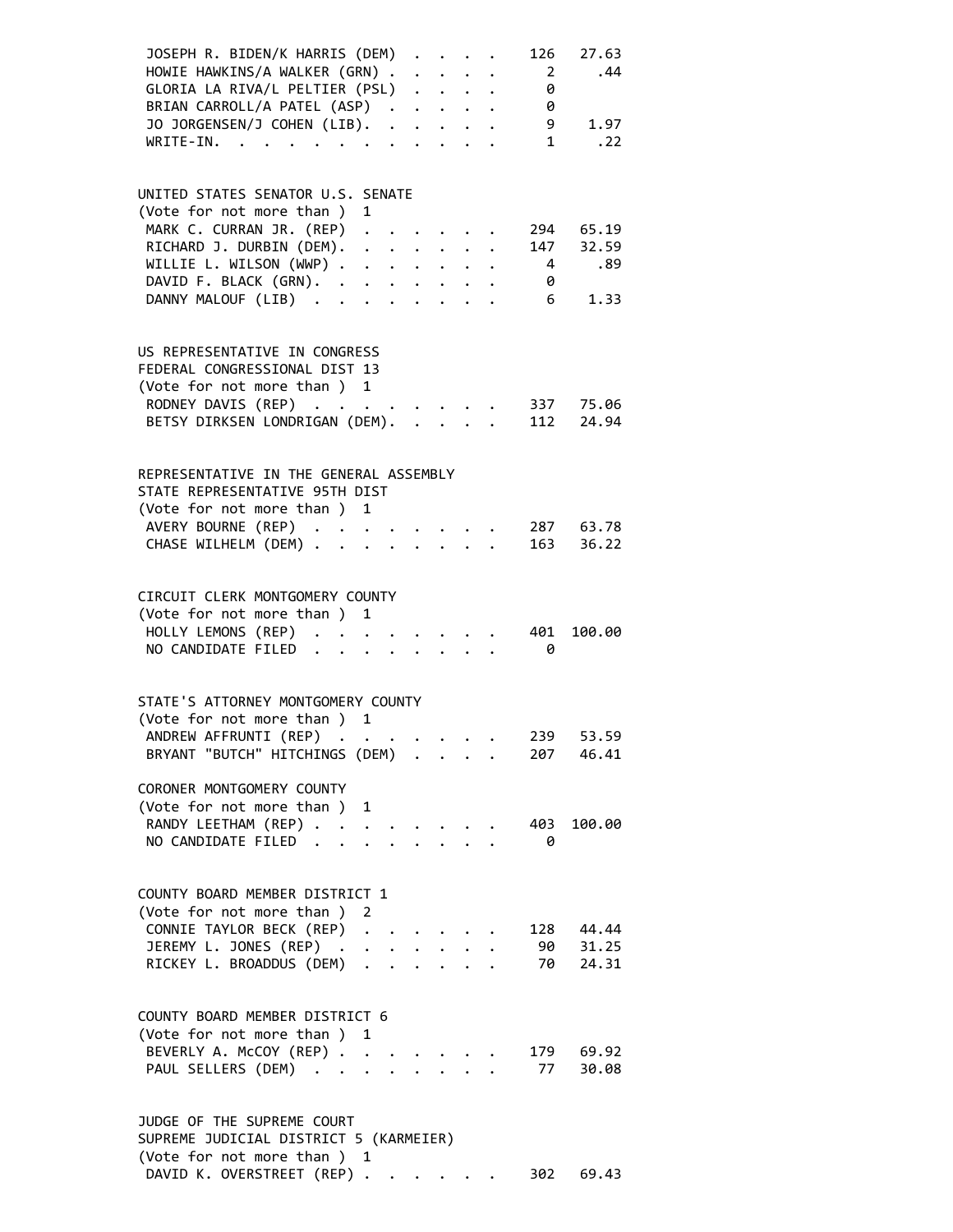| | | |
|---|---|---|
| JOSEPH R. BIDEN/K HARRIS (DEM) | 126 | 27.63 |
| HOWIE HAWKINS/A WALKER (GRN) | 2 | .44 |
| GLORIA LA RIVA/L PELTIER (PSL) | 0 | |
| BRIAN CARROLL/A PATEL (ASP) | 0 | |
| JO JORGENSEN/J COHEN (LIB). | 9 | 1.97 |
| WRITE-IN. | 1 | .22 |

UNITED STATES SENATOR U.S. SENATE
(Vote for not more than ) 1

| | | |
|---|---|---|
| MARK C. CURRAN JR. (REP) | 294 | 65.19 |
| RICHARD J. DURBIN (DEM). | 147 | 32.59 |
| WILLIE L. WILSON (WWP) | 4 | .89 |
| DAVID F. BLACK (GRN). | 0 | |
| DANNY MALOUF (LIB) | 6 | 1.33 |

US REPRESENTATIVE IN CONGRESS
FEDERAL CONGRESSIONAL DIST 13
(Vote for not more than ) 1

| | | |
|---|---|---|
| RODNEY DAVIS (REP) | 337 | 75.06 |
| BETSY DIRKSEN LONDRIGAN (DEM). | 112 | 24.94 |

REPRESENTATIVE IN THE GENERAL ASSEMBLY
STATE REPRESENTATIVE 95TH DIST
(Vote for not more than ) 1

| | | |
|---|---|---|
| AVERY BOURNE (REP) | 287 | 63.78 |
| CHASE WILHELM (DEM) | 163 | 36.22 |

CIRCUIT CLERK MONTGOMERY COUNTY
(Vote for not more than ) 1

| | | |
|---|---|---|
| HOLLY LEMONS (REP) | 401 | 100.00 |
| NO CANDIDATE FILED | 0 | |

STATE'S ATTORNEY MONTGOMERY COUNTY
(Vote for not more than ) 1

| | | |
|---|---|---|
| ANDREW AFFRUNTI (REP) | 239 | 53.59 |
| BRYANT "BUTCH" HITCHINGS (DEM) | 207 | 46.41 |

CORONER MONTGOMERY COUNTY
(Vote for not more than ) 1

| | | |
|---|---|---|
| RANDY LEETHAM (REP) | 403 | 100.00 |
| NO CANDIDATE FILED | 0 | |

COUNTY BOARD MEMBER DISTRICT 1
(Vote for not more than ) 2

| | | |
|---|---|---|
| CONNIE TAYLOR BECK (REP) | 128 | 44.44 |
| JEREMY L. JONES (REP) | 90 | 31.25 |
| RICKEY L. BROADDUS (DEM) | 70 | 24.31 |

COUNTY BOARD MEMBER DISTRICT 6
(Vote for not more than ) 1

| | | |
|---|---|---|
| BEVERLY A. McCOY (REP) | 179 | 69.92 |
| PAUL SELLERS (DEM) | 77 | 30.08 |

JUDGE OF THE SUPREME COURT
SUPREME JUDICIAL DISTRICT 5 (KARMEIER)
(Vote for not more than ) 1

| | | |
|---|---|---|
| DAVID K. OVERSTREET (REP) | 302 | 69.43 |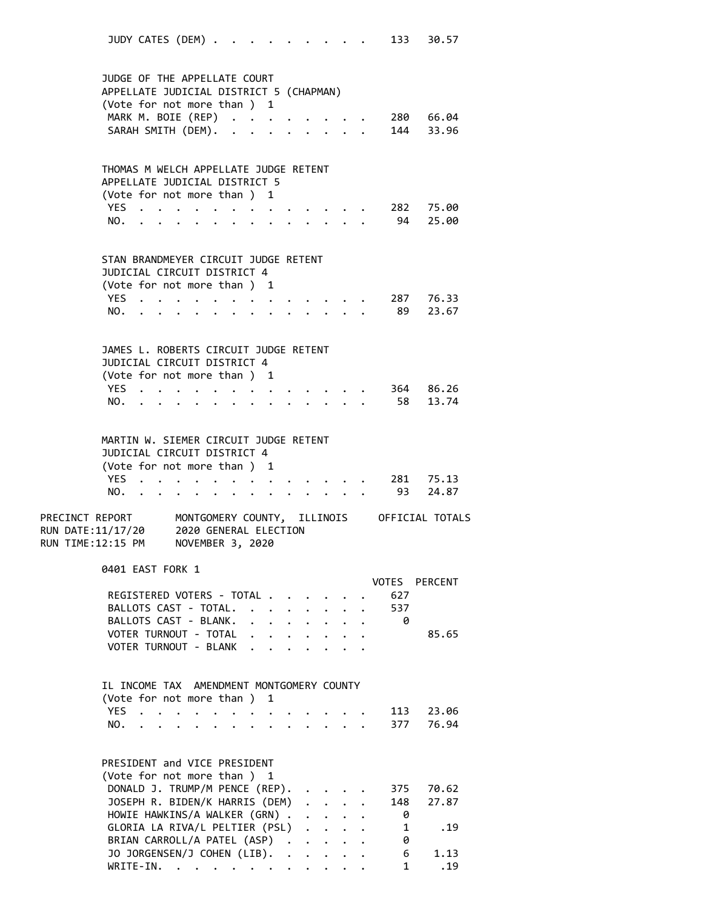| | | |
|---|---|---|
| JUDY CATES (DEM) | 133 | 30.57 |

JUDGE OF THE APPELLATE COURT
APPELLATE JUDICIAL DISTRICT 5 (CHAPMAN)
(Vote for not more than ) 1

| | | |
|---|---|---|
| MARK M. BOIE (REP) | 280 | 66.04 |
| SARAH SMITH (DEM). | 144 | 33.96 |

THOMAS M WELCH APPELLATE JUDGE RETENT
APPELLATE JUDICIAL DISTRICT 5
(Vote for not more than ) 1

| | | |
|---|---|---|
| YES | 282 | 75.00 |
| NO. | 94 | 25.00 |

STAN BRANDMEYER CIRCUIT JUDGE RETENT
JUDICIAL CIRCUIT DISTRICT 4
(Vote for not more than ) 1

| | | |
|---|---|---|
| YES | 287 | 76.33 |
| NO. | 89 | 23.67 |

JAMES L. ROBERTS CIRCUIT JUDGE RETENT
JUDICIAL CIRCUIT DISTRICT 4
(Vote for not more than ) 1

| | | |
|---|---|---|
| YES | 364 | 86.26 |
| NO. | 58 | 13.74 |

MARTIN W. SIEMER CIRCUIT JUDGE RETENT
JUDICIAL CIRCUIT DISTRICT 4
(Vote for not more than ) 1

| | | |
|---|---|---|
| YES | 281 | 75.13 |
| NO. | 93 | 24.87 |

PRECINCT REPORT    MONTGOMERY COUNTY, ILLINOIS    OFFICIAL TOTALS
RUN DATE:11/17/20    2020 GENERAL ELECTION
RUN TIME:12:15 PM    NOVEMBER 3, 2020

0401 EAST FORK 1

| | VOTES | PERCENT |
|---|---|---|
| REGISTERED VOTERS - TOTAL | 627 | |
| BALLOTS CAST - TOTAL. | 537 | |
| BALLOTS CAST - BLANK. | 0 | |
| VOTER TURNOUT - TOTAL | | 85.65 |
| VOTER TURNOUT - BLANK | | |

IL INCOME TAX AMENDMENT MONTGOMERY COUNTY
(Vote for not more than ) 1

| | | |
|---|---|---|
| YES | 113 | 23.06 |
| NO. | 377 | 76.94 |

PRESIDENT and VICE PRESIDENT
(Vote for not more than ) 1

| | | |
|---|---|---|
| DONALD J. TRUMP/M PENCE (REP). | 375 | 70.62 |
| JOSEPH R. BIDEN/K HARRIS (DEM) | 148 | 27.87 |
| HOWIE HAWKINS/A WALKER (GRN) | 0 | |
| GLORIA LA RIVA/L PELTIER (PSL) | 1 | .19 |
| BRIAN CARROLL/A PATEL (ASP) | 0 | |
| JO JORGENSEN/J COHEN (LIB). | 6 | 1.13 |
| WRITE-IN. | 1 | .19 |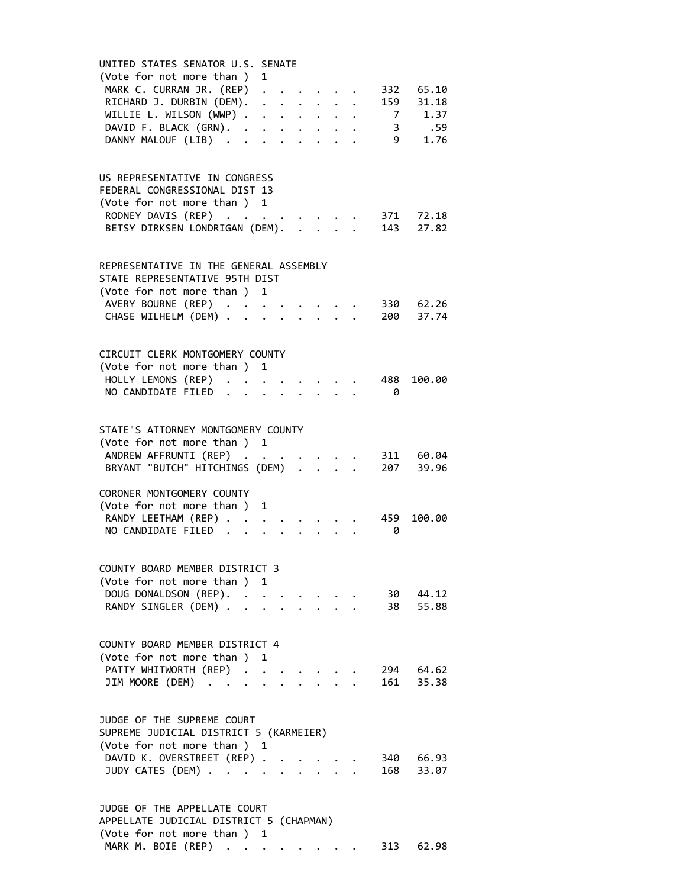UNITED STATES SENATOR U.S. SENATE
(Vote for not more than ) 1

| Candidate | Votes | Percent |
|---|---|---|
| MARK C. CURRAN JR. (REP) | 332 | 65.10 |
| RICHARD J. DURBIN (DEM) | 159 | 31.18 |
| WILLIE L. WILSON (WWP) | 7 | 1.37 |
| DAVID F. BLACK (GRN) | 3 | .59 |
| DANNY MALOUF (LIB) | 9 | 1.76 |

US REPRESENTATIVE IN CONGRESS
FEDERAL CONGRESSIONAL DIST 13
(Vote for not more than ) 1

| Candidate | Votes | Percent |
|---|---|---|
| RODNEY DAVIS (REP) | 371 | 72.18 |
| BETSY DIRKSEN LONDRIGAN (DEM) | 143 | 27.82 |

REPRESENTATIVE IN THE GENERAL ASSEMBLY
STATE REPRESENTATIVE 95TH DIST
(Vote for not more than ) 1

| Candidate | Votes | Percent |
|---|---|---|
| AVERY BOURNE (REP) | 330 | 62.26 |
| CHASE WILHELM (DEM) | 200 | 37.74 |

CIRCUIT CLERK MONTGOMERY COUNTY
(Vote for not more than ) 1

| Candidate | Votes | Percent |
|---|---|---|
| HOLLY LEMONS (REP) | 488 | 100.00 |
| NO CANDIDATE FILED | 0 | |

STATE'S ATTORNEY MONTGOMERY COUNTY
(Vote for not more than ) 1

| Candidate | Votes | Percent |
|---|---|---|
| ANDREW AFFRUNTI (REP) | 311 | 60.04 |
| BRYANT "BUTCH" HITCHINGS (DEM) | 207 | 39.96 |

CORONER MONTGOMERY COUNTY
(Vote for not more than ) 1

| Candidate | Votes | Percent |
|---|---|---|
| RANDY LEETHAM (REP) | 459 | 100.00 |
| NO CANDIDATE FILED | 0 | |

COUNTY BOARD MEMBER DISTRICT 3
(Vote for not more than ) 1

| Candidate | Votes | Percent |
|---|---|---|
| DOUG DONALDSON (REP) | 30 | 44.12 |
| RANDY SINGLER (DEM) | 38 | 55.88 |

COUNTY BOARD MEMBER DISTRICT 4
(Vote for not more than ) 1

| Candidate | Votes | Percent |
|---|---|---|
| PATTY WHITWORTH (REP) | 294 | 64.62 |
| JIM MOORE (DEM) | 161 | 35.38 |

JUDGE OF THE SUPREME COURT
SUPREME JUDICIAL DISTRICT 5 (KARMEIER)
(Vote for not more than ) 1

| Candidate | Votes | Percent |
|---|---|---|
| DAVID K. OVERSTREET (REP) | 340 | 66.93 |
| JUDY CATES (DEM) | 168 | 33.07 |

JUDGE OF THE APPELLATE COURT
APPELLATE JUDICIAL DISTRICT 5 (CHAPMAN)
(Vote for not more than ) 1

| Candidate | Votes | Percent |
|---|---|---|
| MARK M. BOIE (REP) | 313 | 62.98 |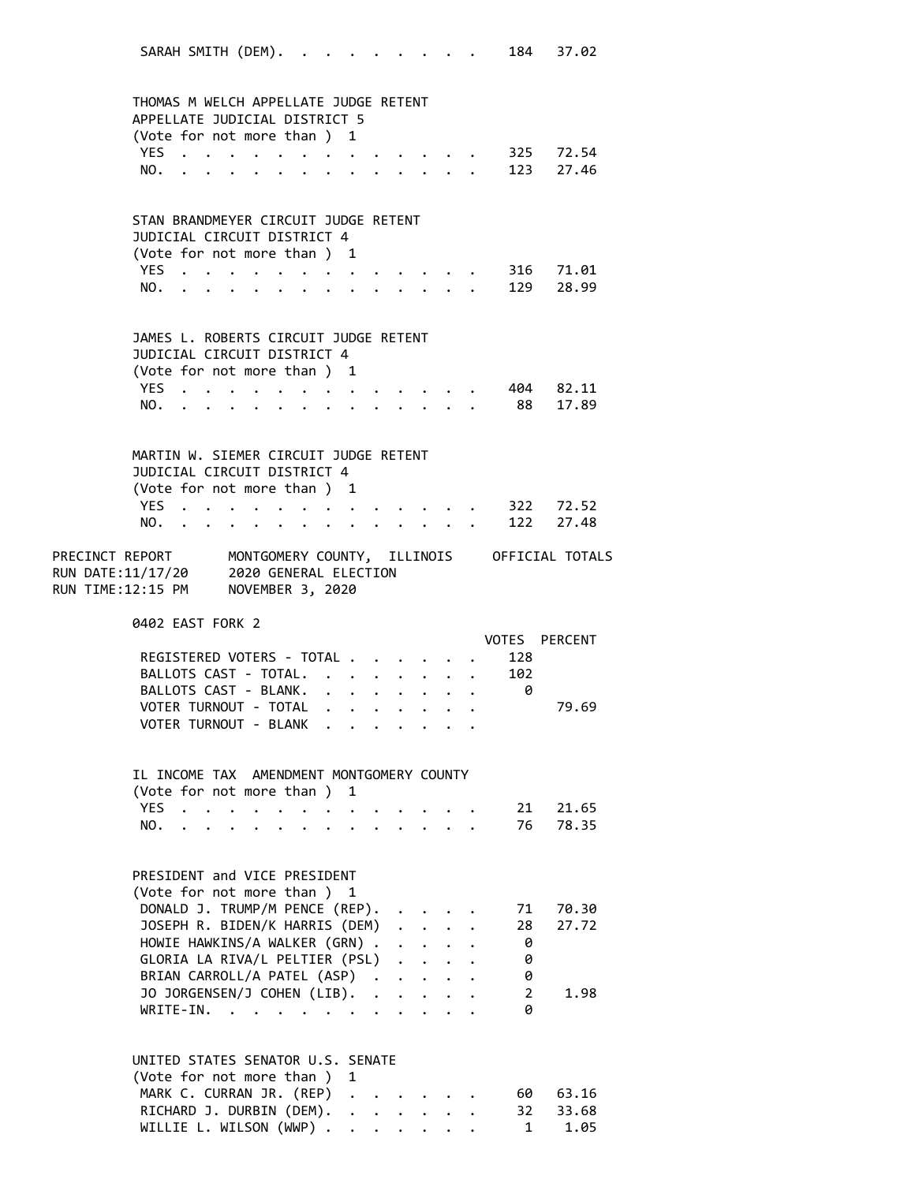| | | |
|---|---|---|
| SARAH SMITH (DEM) | 184 | 37.02 |

THOMAS M WELCH APPELLATE JUDGE RETENT
APPELLATE JUDICIAL DISTRICT 5
(Vote for not more than ) 1

| | | |
|---|---|---|
| YES | 325 | 72.54 |
| NO. | 123 | 27.46 |

STAN BRANDMEYER CIRCUIT JUDGE RETENT
JUDICIAL CIRCUIT DISTRICT 4
(Vote for not more than ) 1

| | | |
|---|---|---|
| YES | 316 | 71.01 |
| NO. | 129 | 28.99 |

JAMES L. ROBERTS CIRCUIT JUDGE RETENT
JUDICIAL CIRCUIT DISTRICT 4
(Vote for not more than ) 1

| | | |
|---|---|---|
| YES | 404 | 82.11 |
| NO. | 88 | 17.89 |

MARTIN W. SIEMER CIRCUIT JUDGE RETENT
JUDICIAL CIRCUIT DISTRICT 4
(Vote for not more than ) 1

| | | |
|---|---|---|
| YES | 322 | 72.52 |
| NO. | 122 | 27.48 |

PRECINCT REPORT — MONTGOMERY COUNTY, ILLINOIS — OFFICIAL TOTALS
RUN DATE:11/17/20 — 2020 GENERAL ELECTION
RUN TIME:12:15 PM — NOVEMBER 3, 2020

## 0402 EAST FORK 2

| | VOTES | PERCENT |
|---|---|---|
| REGISTERED VOTERS - TOTAL | 128 | |
| BALLOTS CAST - TOTAL. | 102 | |
| BALLOTS CAST - BLANK. | 0 | |
| VOTER TURNOUT - TOTAL | | 79.69 |
| VOTER TURNOUT - BLANK | | |

IL INCOME TAX AMENDMENT MONTGOMERY COUNTY
(Vote for not more than ) 1

| | | |
|---|---|---|
| YES | 21 | 21.65 |
| NO. | 76 | 78.35 |

PRESIDENT and VICE PRESIDENT
(Vote for not more than ) 1

| | | |
|---|---|---|
| DONALD J. TRUMP/M PENCE (REP). | 71 | 70.30 |
| JOSEPH R. BIDEN/K HARRIS (DEM) | 28 | 27.72 |
| HOWIE HAWKINS/A WALKER (GRN) | 0 | |
| GLORIA LA RIVA/L PELTIER (PSL) | 0 | |
| BRIAN CARROLL/A PATEL (ASP) | 0 | |
| JO JORGENSEN/J COHEN (LIB). | 2 | 1.98 |
| WRITE-IN. | 0 | |

UNITED STATES SENATOR U.S. SENATE
(Vote for not more than ) 1

| | | |
|---|---|---|
| MARK C. CURRAN JR. (REP) | 60 | 63.16 |
| RICHARD J. DURBIN (DEM). | 32 | 33.68 |
| WILLIE L. WILSON (WWP) | 1 | 1.05 |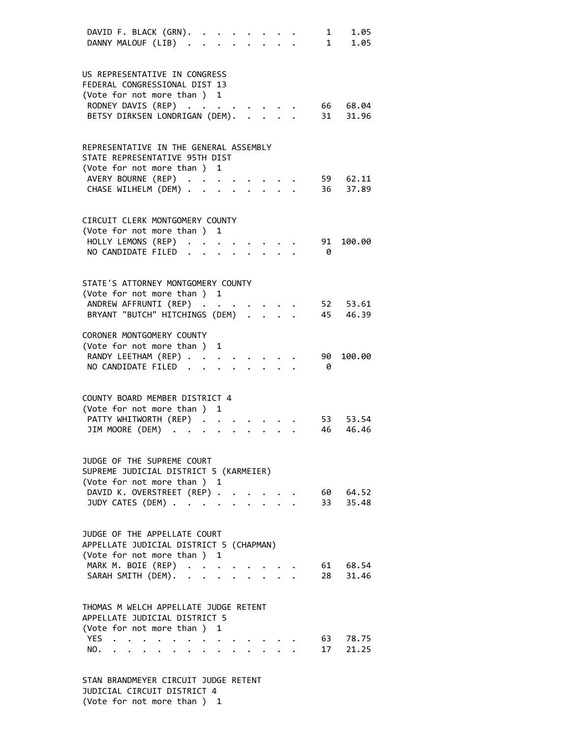| | | |
|---|---|---|
| DAVID F. BLACK (GRN) | 1 | 1.05 |
| DANNY MALOUF (LIB) | 1 | 1.05 |

US REPRESENTATIVE IN CONGRESS
FEDERAL CONGRESSIONAL DIST 13
(Vote for not more than ) 1

| | | |
|---|---|---|
| RODNEY DAVIS (REP) | 66 | 68.04 |
| BETSY DIRKSEN LONDRIGAN (DEM) | 31 | 31.96 |

REPRESENTATIVE IN THE GENERAL ASSEMBLY
STATE REPRESENTATIVE 95TH DIST
(Vote for not more than ) 1

| | | |
|---|---|---|
| AVERY BOURNE (REP) | 59 | 62.11 |
| CHASE WILHELM (DEM) | 36 | 37.89 |

CIRCUIT CLERK MONTGOMERY COUNTY
(Vote for not more than ) 1

| | | |
|---|---|---|
| HOLLY LEMONS (REP) | 91 | 100.00 |
| NO CANDIDATE FILED | 0 | |

STATE'S ATTORNEY MONTGOMERY COUNTY
(Vote for not more than ) 1

| | | |
|---|---|---|
| ANDREW AFFRUNTI (REP) | 52 | 53.61 |
| BRYANT "BUTCH" HITCHINGS (DEM) | 45 | 46.39 |

CORONER MONTGOMERY COUNTY
(Vote for not more than ) 1

| | | |
|---|---|---|
| RANDY LEETHAM (REP) | 90 | 100.00 |
| NO CANDIDATE FILED | 0 | |

COUNTY BOARD MEMBER DISTRICT 4
(Vote for not more than ) 1

| | | |
|---|---|---|
| PATTY WHITWORTH (REP) | 53 | 53.54 |
| JIM MOORE (DEM) | 46 | 46.46 |

JUDGE OF THE SUPREME COURT
SUPREME JUDICIAL DISTRICT 5 (KARMEIER)
(Vote for not more than ) 1

| | | |
|---|---|---|
| DAVID K. OVERSTREET (REP) | 60 | 64.52 |
| JUDY CATES (DEM) | 33 | 35.48 |

JUDGE OF THE APPELLATE COURT
APPELLATE JUDICIAL DISTRICT 5 (CHAPMAN)
(Vote for not more than ) 1

| | | |
|---|---|---|
| MARK M. BOIE (REP) | 61 | 68.54 |
| SARAH SMITH (DEM) | 28 | 31.46 |

THOMAS M WELCH APPELLATE JUDGE RETENT
APPELLATE JUDICIAL DISTRICT 5
(Vote for not more than ) 1

| | | |
|---|---|---|
| YES | 63 | 78.75 |
| NO | 17 | 21.25 |

STAN BRANDMEYER CIRCUIT JUDGE RETENT
JUDICIAL CIRCUIT DISTRICT 4
(Vote for not more than ) 1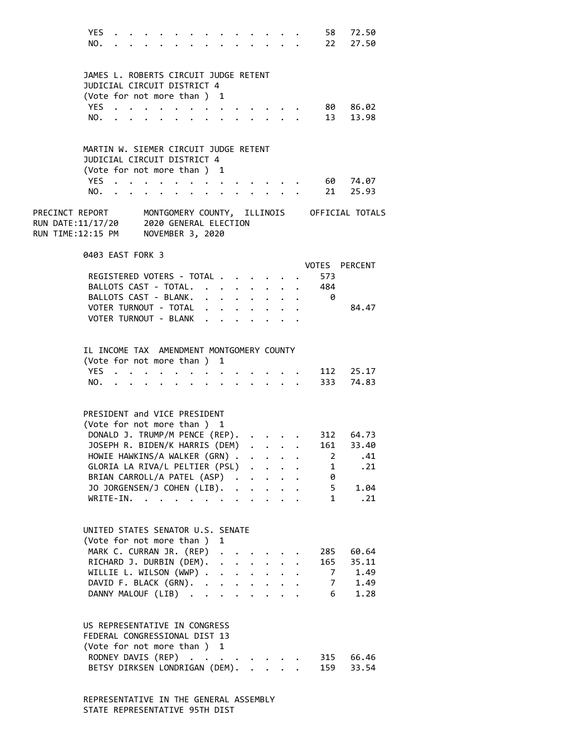| | VOTES | PERCENT |
|---|---|---|
| YES | 58 | 72.50 |
| NO. | 22 | 27.50 |

JAMES L. ROBERTS CIRCUIT JUDGE RETENT
JUDICIAL CIRCUIT DISTRICT 4
(Vote for not more than ) 1

| | VOTES | PERCENT |
|---|---|---|
| YES | 80 | 86.02 |
| NO. | 13 | 13.98 |

MARTIN W. SIEMER CIRCUIT JUDGE RETENT
JUDICIAL CIRCUIT DISTRICT 4
(Vote for not more than ) 1

| | VOTES | PERCENT |
|---|---|---|
| YES | 60 | 74.07 |
| NO. | 21 | 25.93 |

PRECINCT REPORT — MONTGOMERY COUNTY, ILLINOIS — OFFICIAL TOTALS
RUN DATE:11/17/20 — 2020 GENERAL ELECTION
RUN TIME:12:15 PM — NOVEMBER 3, 2020

## 0403 EAST FORK 3

| | VOTES | PERCENT |
|---|---|---|
| REGISTERED VOTERS - TOTAL | 573 | |
| BALLOTS CAST - TOTAL. | 484 | |
| BALLOTS CAST - BLANK. | 0 | |
| VOTER TURNOUT - TOTAL | | 84.47 |
| VOTER TURNOUT - BLANK | | |

IL INCOME TAX AMENDMENT MONTGOMERY COUNTY
(Vote for not more than ) 1

| | VOTES | PERCENT |
|---|---|---|
| YES | 112 | 25.17 |
| NO. | 333 | 74.83 |

PRESIDENT and VICE PRESIDENT
(Vote for not more than ) 1

| | VOTES | PERCENT |
|---|---|---|
| DONALD J. TRUMP/M PENCE (REP). | 312 | 64.73 |
| JOSEPH R. BIDEN/K HARRIS (DEM) | 161 | 33.40 |
| HOWIE HAWKINS/A WALKER (GRN) | 2 | .41 |
| GLORIA LA RIVA/L PELTIER (PSL) | 1 | .21 |
| BRIAN CARROLL/A PATEL (ASP) | 0 | |
| JO JORGENSEN/J COHEN (LIB). | 5 | 1.04 |
| WRITE-IN. | 1 | .21 |

UNITED STATES SENATOR U.S. SENATE
(Vote for not more than ) 1

| | VOTES | PERCENT |
|---|---|---|
| MARK C. CURRAN JR. (REP) | 285 | 60.64 |
| RICHARD J. DURBIN (DEM). | 165 | 35.11 |
| WILLIE L. WILSON (WWP) | 7 | 1.49 |
| DAVID F. BLACK (GRN). | 7 | 1.49 |
| DANNY MALOUF (LIB) | 6 | 1.28 |

US REPRESENTATIVE IN CONGRESS
FEDERAL CONGRESSIONAL DIST 13
(Vote for not more than ) 1

| | VOTES | PERCENT |
|---|---|---|
| RODNEY DAVIS (REP) | 315 | 66.46 |
| BETSY DIRKSEN LONDRIGAN (DEM). | 159 | 33.54 |

REPRESENTATIVE IN THE GENERAL ASSEMBLY
STATE REPRESENTATIVE 95TH DIST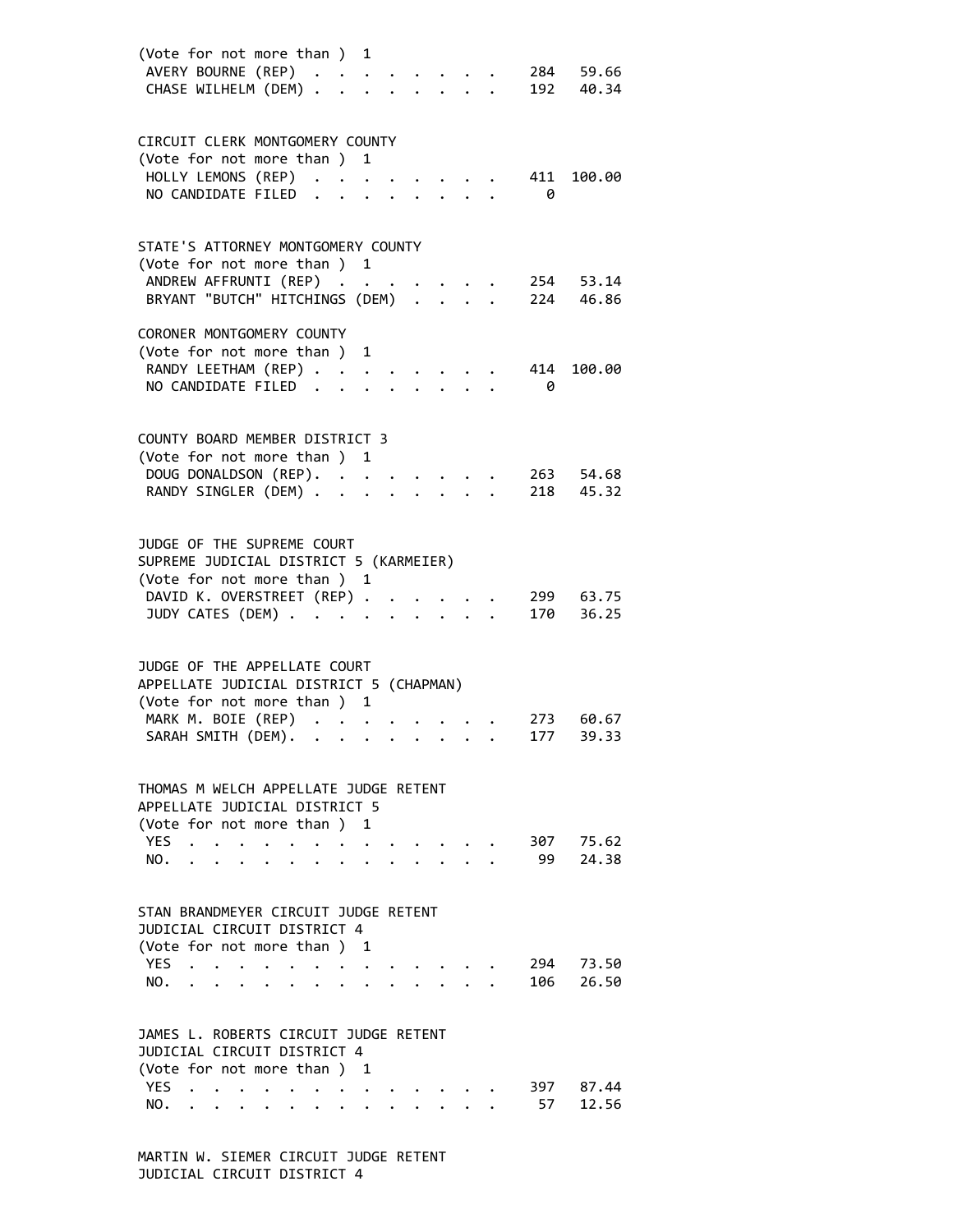(Vote for not more than ) 1

| Candidate | Votes | Percent |
|---|---|---|
| AVERY BOURNE (REP) | 284 | 59.66 |
| CHASE WILHELM (DEM) | 192 | 40.34 |

CIRCUIT CLERK MONTGOMERY COUNTY
(Vote for not more than ) 1

| Candidate | Votes | Percent |
|---|---|---|
| HOLLY LEMONS (REP) | 411 | 100.00 |
| NO CANDIDATE FILED | 0 | |

STATE'S ATTORNEY MONTGOMERY COUNTY
(Vote for not more than ) 1

| Candidate | Votes | Percent |
|---|---|---|
| ANDREW AFFRUNTI (REP) | 254 | 53.14 |
| BRYANT "BUTCH" HITCHINGS (DEM) | 224 | 46.86 |

CORONER MONTGOMERY COUNTY
(Vote for not more than ) 1

| Candidate | Votes | Percent |
|---|---|---|
| RANDY LEETHAM (REP) | 414 | 100.00 |
| NO CANDIDATE FILED | 0 | |

COUNTY BOARD MEMBER DISTRICT 3
(Vote for not more than ) 1

| Candidate | Votes | Percent |
|---|---|---|
| DOUG DONALDSON (REP). | 263 | 54.68 |
| RANDY SINGLER (DEM) | 218 | 45.32 |

JUDGE OF THE SUPREME COURT
SUPREME JUDICIAL DISTRICT 5 (KARMEIER)
(Vote for not more than ) 1

| Candidate | Votes | Percent |
|---|---|---|
| DAVID K. OVERSTREET (REP) | 299 | 63.75 |
| JUDY CATES (DEM) | 170 | 36.25 |

JUDGE OF THE APPELLATE COURT
APPELLATE JUDICIAL DISTRICT 5 (CHAPMAN)
(Vote for not more than ) 1

| Candidate | Votes | Percent |
|---|---|---|
| MARK M. BOIE (REP) | 273 | 60.67 |
| SARAH SMITH (DEM). | 177 | 39.33 |

THOMAS M WELCH APPELLATE JUDGE RETENT
APPELLATE JUDICIAL DISTRICT 5
(Vote for not more than ) 1

| Choice | Votes | Percent |
|---|---|---|
| YES | 307 | 75.62 |
| NO. | 99 | 24.38 |

STAN BRANDMEYER CIRCUIT JUDGE RETENT
JUDICIAL CIRCUIT DISTRICT 4
(Vote for not more than ) 1

| Choice | Votes | Percent |
|---|---|---|
| YES | 294 | 73.50 |
| NO. | 106 | 26.50 |

JAMES L. ROBERTS CIRCUIT JUDGE RETENT
JUDICIAL CIRCUIT DISTRICT 4
(Vote for not more than ) 1

| Choice | Votes | Percent |
|---|---|---|
| YES | 397 | 87.44 |
| NO. | 57 | 12.56 |

MARTIN W. SIEMER CIRCUIT JUDGE RETENT
JUDICIAL CIRCUIT DISTRICT 4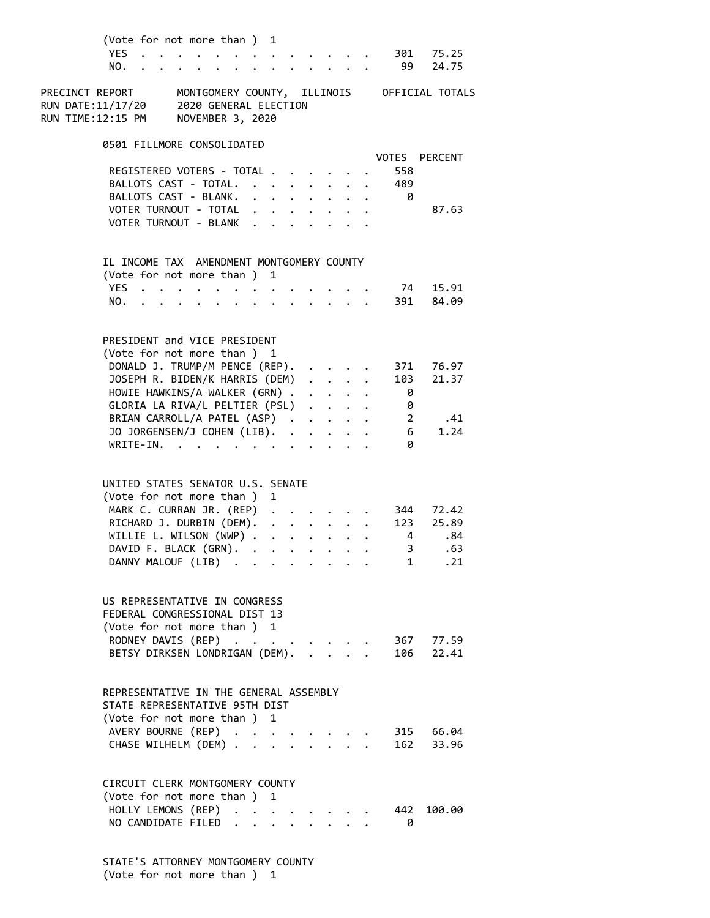(Vote for not more than ) 1

| | VOTES | PERCENT |
|---|---|---|
| YES | 301 | 75.25 |
| NO. | 99 | 24.75 |

PRECINCT REPORT — MONTGOMERY COUNTY, ILLINOIS — OFFICIAL TOTALS
RUN DATE:11/17/20 — 2020 GENERAL ELECTION
RUN TIME:12:15 PM — NOVEMBER 3, 2020

## 0501 FILLMORE CONSOLIDATED

| | VOTES | PERCENT |
|---|---|---|
| REGISTERED VOTERS - TOTAL | 558 | |
| BALLOTS CAST - TOTAL. | 489 | |
| BALLOTS CAST - BLANK. | 0 | |
| VOTER TURNOUT - TOTAL | | 87.63 |
| VOTER TURNOUT - BLANK | | |

### IL INCOME TAX AMENDMENT MONTGOMERY COUNTY
(Vote for not more than ) 1

| | VOTES | PERCENT |
|---|---|---|
| YES | 74 | 15.91 |
| NO. | 391 | 84.09 |

### PRESIDENT and VICE PRESIDENT
(Vote for not more than ) 1

| | VOTES | PERCENT |
|---|---|---|
| DONALD J. TRUMP/M PENCE (REP). | 371 | 76.97 |
| JOSEPH R. BIDEN/K HARRIS (DEM) | 103 | 21.37 |
| HOWIE HAWKINS/A WALKER (GRN) | 0 | |
| GLORIA LA RIVA/L PELTIER (PSL) | 0 | |
| BRIAN CARROLL/A PATEL (ASP) | 2 | .41 |
| JO JORGENSEN/J COHEN (LIB). | 6 | 1.24 |
| WRITE-IN. | 0 | |

### UNITED STATES SENATOR U.S. SENATE
(Vote for not more than ) 1

| | VOTES | PERCENT |
|---|---|---|
| MARK C. CURRAN JR. (REP) | 344 | 72.42 |
| RICHARD J. DURBIN (DEM). | 123 | 25.89 |
| WILLIE L. WILSON (WWP) | 4 | .84 |
| DAVID F. BLACK (GRN). | 3 | .63 |
| DANNY MALOUF (LIB) | 1 | .21 |

### US REPRESENTATIVE IN CONGRESS
FEDERAL CONGRESSIONAL DIST 13
(Vote for not more than ) 1

| | VOTES | PERCENT |
|---|---|---|
| RODNEY DAVIS (REP) | 367 | 77.59 |
| BETSY DIRKSEN LONDRIGAN (DEM). | 106 | 22.41 |

### REPRESENTATIVE IN THE GENERAL ASSEMBLY
STATE REPRESENTATIVE 95TH DIST
(Vote for not more than ) 1

| | VOTES | PERCENT |
|---|---|---|
| AVERY BOURNE (REP) | 315 | 66.04 |
| CHASE WILHELM (DEM) | 162 | 33.96 |

### CIRCUIT CLERK MONTGOMERY COUNTY
(Vote for not more than ) 1

| | VOTES | PERCENT |
|---|---|---|
| HOLLY LEMONS (REP) | 442 | 100.00 |
| NO CANDIDATE FILED | 0 | |

### STATE'S ATTORNEY MONTGOMERY COUNTY
(Vote for not more than ) 1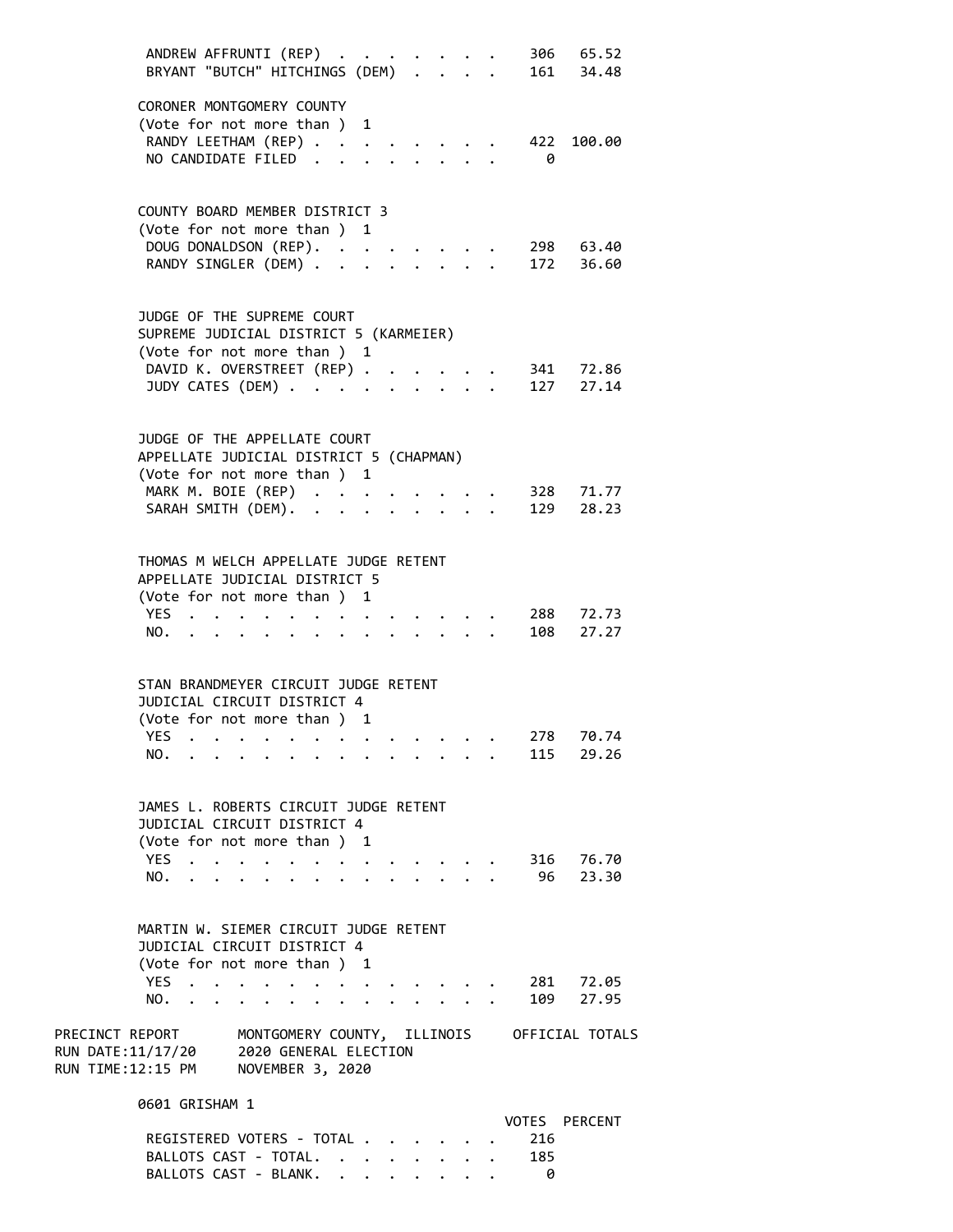ANDREW AFFRUNTI (REP) . . . . . . . . 306 65.52
BRYANT "BUTCH" HITCHINGS (DEM) . . . . . 161 34.48

CORONER MONTGOMERY COUNTY
(Vote for not more than ) 1

| | | |
|---|---|---|
| RANDY LEETHAM (REP) | 422 | 100.00 |
| NO CANDIDATE FILED | 0 | |

COUNTY BOARD MEMBER DISTRICT 3
(Vote for not more than ) 1

| | | |
|---|---|---|
| DOUG DONALDSON (REP). | 298 | 63.40 |
| RANDY SINGLER (DEM) | 172 | 36.60 |

JUDGE OF THE SUPREME COURT
SUPREME JUDICIAL DISTRICT 5 (KARMEIER)
(Vote for not more than ) 1

| | | |
|---|---|---|
| DAVID K. OVERSTREET (REP) | 341 | 72.86 |
| JUDY CATES (DEM) | 127 | 27.14 |

JUDGE OF THE APPELLATE COURT
APPELLATE JUDICIAL DISTRICT 5 (CHAPMAN)
(Vote for not more than ) 1

| | | |
|---|---|---|
| MARK M. BOIE (REP) | 328 | 71.77 |
| SARAH SMITH (DEM). | 129 | 28.23 |

THOMAS M WELCH APPELLATE JUDGE RETENT
APPELLATE JUDICIAL DISTRICT 5
(Vote for not more than ) 1

| | | |
|---|---|---|
| YES | 288 | 72.73 |
| NO. | 108 | 27.27 |

STAN BRANDMEYER CIRCUIT JUDGE RETENT
JUDICIAL CIRCUIT DISTRICT 4
(Vote for not more than ) 1

| | | |
|---|---|---|
| YES | 278 | 70.74 |
| NO. | 115 | 29.26 |

JAMES L. ROBERTS CIRCUIT JUDGE RETENT
JUDICIAL CIRCUIT DISTRICT 4
(Vote for not more than ) 1

| | | |
|---|---|---|
| YES | 316 | 76.70 |
| NO. | 96 | 23.30 |

MARTIN W. SIEMER CIRCUIT JUDGE RETENT
JUDICIAL CIRCUIT DISTRICT 4
(Vote for not more than ) 1

| | | |
|---|---|---|
| YES | 281 | 72.05 |
| NO. | 109 | 27.95 |

PRECINCT REPORT MONTGOMERY COUNTY, ILLINOIS OFFICIAL TOTALS
RUN DATE:11/17/20 2020 GENERAL ELECTION
RUN TIME:12:15 PM NOVEMBER 3, 2020

0601 GRISHAM 1

| | VOTES | PERCENT |
|---|---|---|
| REGISTERED VOTERS - TOTAL | 216 | |
| BALLOTS CAST - TOTAL. | 185 | |
| BALLOTS CAST - BLANK. | 0 | |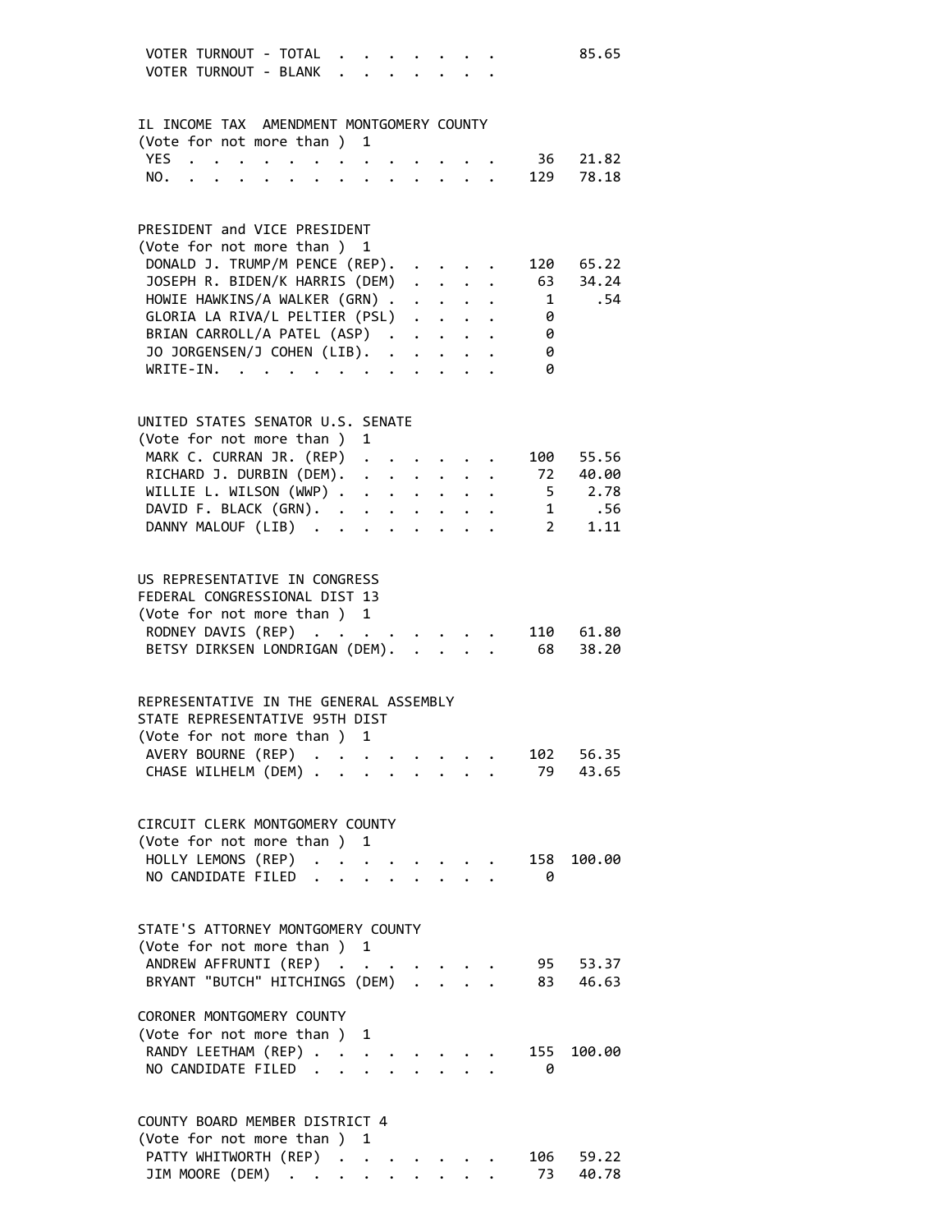VOTER TURNOUT - TOTAL . . . . . . . . 85.65
VOTER TURNOUT - BLANK . . . . . . . .

**IL INCOME TAX AMENDMENT MONTGOMERY COUNTY**
(Vote for not more than ) 1

| | Votes | Percent |
|---|---|---|
| YES | 36 | 21.82 |
| NO. | 129 | 78.18 |

**PRESIDENT and VICE PRESIDENT**
(Vote for not more than ) 1

| | Votes | Percent |
|---|---|---|
| DONALD J. TRUMP/M PENCE (REP). | 120 | 65.22 |
| JOSEPH R. BIDEN/K HARRIS (DEM) | 63 | 34.24 |
| HOWIE HAWKINS/A WALKER (GRN) | 1 | .54 |
| GLORIA LA RIVA/L PELTIER (PSL) | 0 | |
| BRIAN CARROLL/A PATEL (ASP) | 0 | |
| JO JORGENSEN/J COHEN (LIB). | 0 | |
| WRITE-IN. | 0 | |

**UNITED STATES SENATOR U.S. SENATE**
(Vote for not more than ) 1

| | Votes | Percent |
|---|---|---|
| MARK C. CURRAN JR. (REP) | 100 | 55.56 |
| RICHARD J. DURBIN (DEM). | 72 | 40.00 |
| WILLIE L. WILSON (WWP) | 5 | 2.78 |
| DAVID F. BLACK (GRN). | 1 | .56 |
| DANNY MALOUF (LIB) | 2 | 1.11 |

**US REPRESENTATIVE IN CONGRESS**
**FEDERAL CONGRESSIONAL DIST 13**
(Vote for not more than ) 1

| | Votes | Percent |
|---|---|---|
| RODNEY DAVIS (REP) | 110 | 61.80 |
| BETSY DIRKSEN LONDRIGAN (DEM). | 68 | 38.20 |

**REPRESENTATIVE IN THE GENERAL ASSEMBLY**
**STATE REPRESENTATIVE 95TH DIST**
(Vote for not more than ) 1

| | Votes | Percent |
|---|---|---|
| AVERY BOURNE (REP) | 102 | 56.35 |
| CHASE WILHELM (DEM) | 79 | 43.65 |

**CIRCUIT CLERK MONTGOMERY COUNTY**
(Vote for not more than ) 1

| | Votes | Percent |
|---|---|---|
| HOLLY LEMONS (REP) | 158 | 100.00 |
| NO CANDIDATE FILED | 0 | |

**STATE'S ATTORNEY MONTGOMERY COUNTY**
(Vote for not more than ) 1

| | Votes | Percent |
|---|---|---|
| ANDREW AFFRUNTI (REP) | 95 | 53.37 |
| BRYANT "BUTCH" HITCHINGS (DEM) | 83 | 46.63 |

**CORONER MONTGOMERY COUNTY**
(Vote for not more than ) 1

| | Votes | Percent |
|---|---|---|
| RANDY LEETHAM (REP) | 155 | 100.00 |
| NO CANDIDATE FILED | 0 | |

**COUNTY BOARD MEMBER DISTRICT 4**
(Vote for not more than ) 1

| | Votes | Percent |
|---|---|---|
| PATTY WHITWORTH (REP) | 106 | 59.22 |
| JIM MOORE (DEM) | 73 | 40.78 |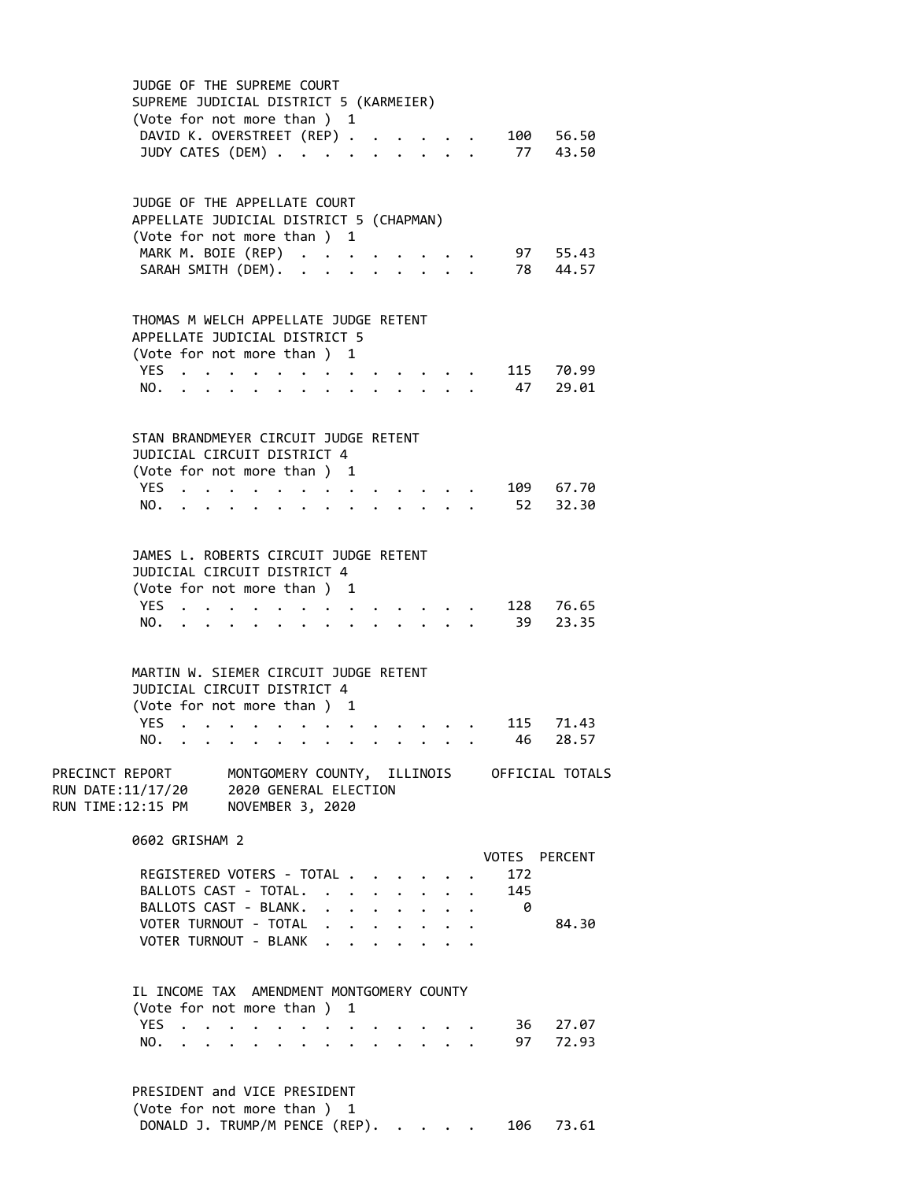JUDGE OF THE SUPREME COURT
SUPREME JUDICIAL DISTRICT 5 (KARMEIER)
(Vote for not more than ) 1

| | VOTES | PERCENT |
|---|---|---|
| DAVID K. OVERSTREET (REP) | 100 | 56.50 |
| JUDY CATES (DEM) | 77 | 43.50 |

JUDGE OF THE APPELLATE COURT
APPELLATE JUDICIAL DISTRICT 5 (CHAPMAN)
(Vote for not more than ) 1

| | VOTES | PERCENT |
|---|---|---|
| MARK M. BOIE (REP) | 97 | 55.43 |
| SARAH SMITH (DEM). | 78 | 44.57 |

THOMAS M WELCH APPELLATE JUDGE RETENT
APPELLATE JUDICIAL DISTRICT 5
(Vote for not more than ) 1

| | VOTES | PERCENT |
|---|---|---|
| YES | 115 | 70.99 |
| NO. | 47 | 29.01 |

STAN BRANDMEYER CIRCUIT JUDGE RETENT
JUDICIAL CIRCUIT DISTRICT 4
(Vote for not more than ) 1

| | VOTES | PERCENT |
|---|---|---|
| YES | 109 | 67.70 |
| NO. | 52 | 32.30 |

JAMES L. ROBERTS CIRCUIT JUDGE RETENT
JUDICIAL CIRCUIT DISTRICT 4
(Vote for not more than ) 1

| | VOTES | PERCENT |
|---|---|---|
| YES | 128 | 76.65 |
| NO. | 39 | 23.35 |

MARTIN W. SIEMER CIRCUIT JUDGE RETENT
JUDICIAL CIRCUIT DISTRICT 4
(Vote for not more than ) 1

| | VOTES | PERCENT |
|---|---|---|
| YES | 115 | 71.43 |
| NO. | 46 | 28.57 |

PRECINCT REPORT — MONTGOMERY COUNTY, ILLINOIS — OFFICIAL TOTALS
RUN DATE:11/17/20 — 2020 GENERAL ELECTION
RUN TIME:12:15 PM — NOVEMBER 3, 2020

## 0602 GRISHAM 2

| | VOTES | PERCENT |
|---|---|---|
| REGISTERED VOTERS - TOTAL | 172 | |
| BALLOTS CAST - TOTAL. | 145 | |
| BALLOTS CAST - BLANK. | 0 | |
| VOTER TURNOUT - TOTAL | | 84.30 |
| VOTER TURNOUT - BLANK | | |

IL INCOME TAX AMENDMENT MONTGOMERY COUNTY
(Vote for not more than ) 1

| | VOTES | PERCENT |
|---|---|---|
| YES | 36 | 27.07 |
| NO. | 97 | 72.93 |

PRESIDENT and VICE PRESIDENT
(Vote for not more than ) 1

| | VOTES | PERCENT |
|---|---|---|
| DONALD J. TRUMP/M PENCE (REP). | 106 | 73.61 |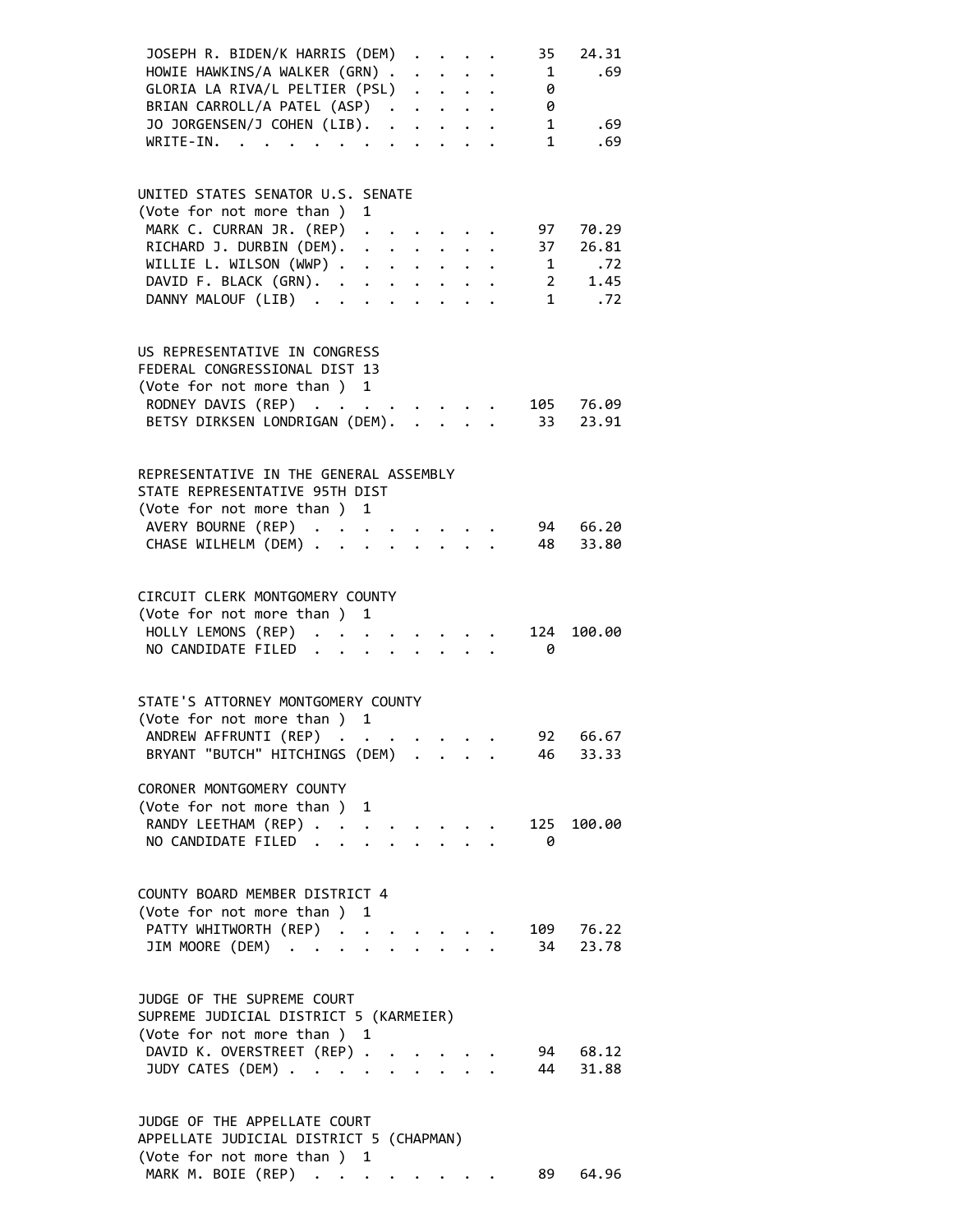| | | |
|---|---|---|
| JOSEPH R. BIDEN/K HARRIS (DEM) | 35 | 24.31 |
| HOWIE HAWKINS/A WALKER (GRN) | 1 | .69 |
| GLORIA LA RIVA/L PELTIER (PSL) | 0 | |
| BRIAN CARROLL/A PATEL (ASP) | 0 | |
| JO JORGENSEN/J COHEN (LIB). | 1 | .69 |
| WRITE-IN. | 1 | .69 |

UNITED STATES SENATOR U.S. SENATE
(Vote for not more than ) 1

| | | |
|---|---|---|
| MARK C. CURRAN JR. (REP) | 97 | 70.29 |
| RICHARD J. DURBIN (DEM). | 37 | 26.81 |
| WILLIE L. WILSON (WWP) | 1 | .72 |
| DAVID F. BLACK (GRN). | 2 | 1.45 |
| DANNY MALOUF (LIB) | 1 | .72 |

US REPRESENTATIVE IN CONGRESS
FEDERAL CONGRESSIONAL DIST 13
(Vote for not more than ) 1

| | | |
|---|---|---|
| RODNEY DAVIS (REP) | 105 | 76.09 |
| BETSY DIRKSEN LONDRIGAN (DEM). | 33 | 23.91 |

REPRESENTATIVE IN THE GENERAL ASSEMBLY
STATE REPRESENTATIVE 95TH DIST
(Vote for not more than ) 1

| | | |
|---|---|---|
| AVERY BOURNE (REP) | 94 | 66.20 |
| CHASE WILHELM (DEM) | 48 | 33.80 |

CIRCUIT CLERK MONTGOMERY COUNTY
(Vote for not more than ) 1

| | | |
|---|---|---|
| HOLLY LEMONS (REP) | 124 | 100.00 |
| NO CANDIDATE FILED | 0 | |

STATE'S ATTORNEY MONTGOMERY COUNTY
(Vote for not more than ) 1

| | | |
|---|---|---|
| ANDREW AFFRUNTI (REP) | 92 | 66.67 |
| BRYANT "BUTCH" HITCHINGS (DEM) | 46 | 33.33 |

CORONER MONTGOMERY COUNTY
(Vote for not more than ) 1

| | | |
|---|---|---|
| RANDY LEETHAM (REP) | 125 | 100.00 |
| NO CANDIDATE FILED | 0 | |

COUNTY BOARD MEMBER DISTRICT 4
(Vote for not more than ) 1

| | | |
|---|---|---|
| PATTY WHITWORTH (REP) | 109 | 76.22 |
| JIM MOORE (DEM) | 34 | 23.78 |

JUDGE OF THE SUPREME COURT
SUPREME JUDICIAL DISTRICT 5 (KARMEIER)
(Vote for not more than ) 1

| | | |
|---|---|---|
| DAVID K. OVERSTREET (REP) | 94 | 68.12 |
| JUDY CATES (DEM) | 44 | 31.88 |

JUDGE OF THE APPELLATE COURT
APPELLATE JUDICIAL DISTRICT 5 (CHAPMAN)
(Vote for not more than ) 1

| | | |
|---|---|---|
| MARK M. BOIE (REP) | 89 | 64.96 |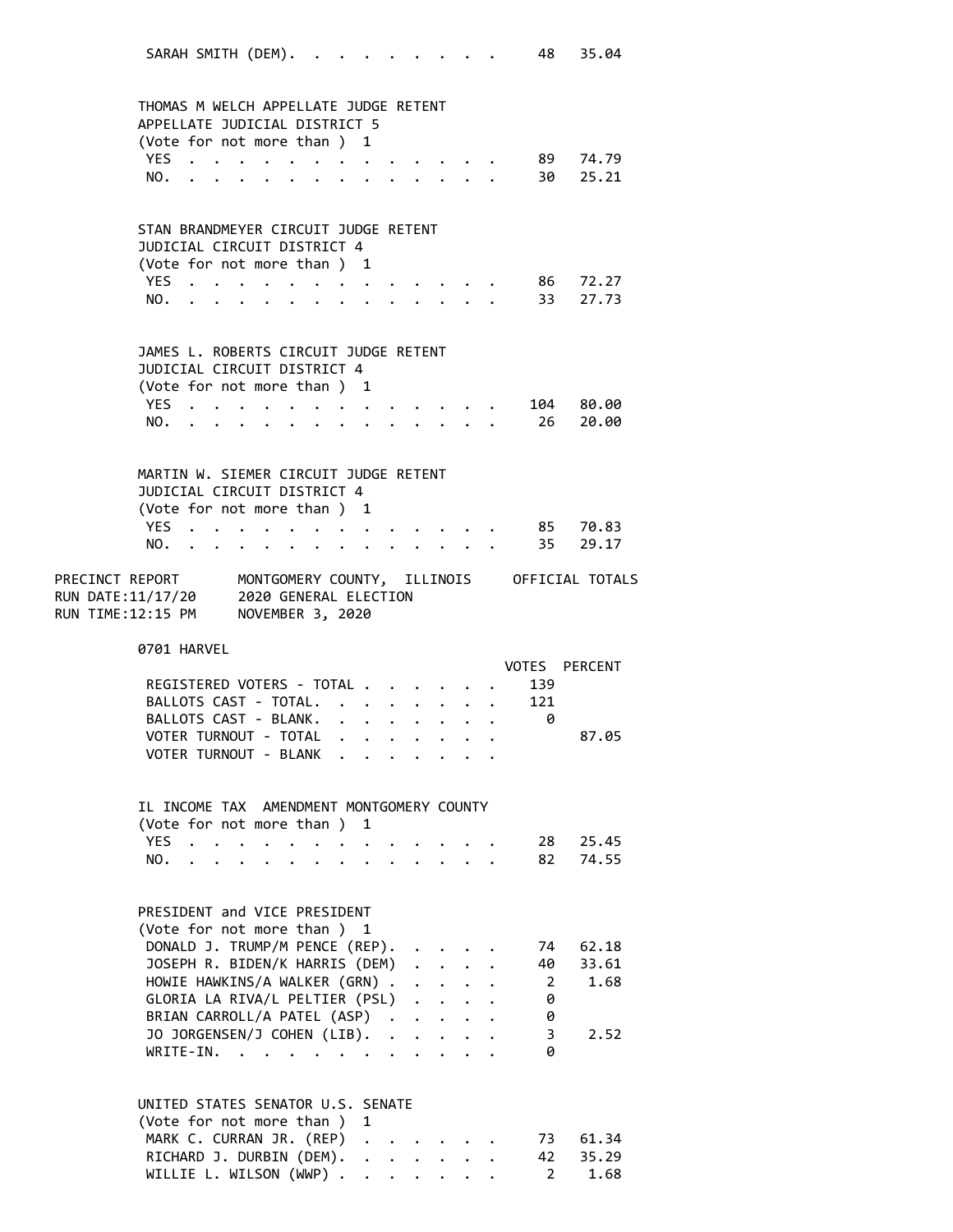| | | |
|---|---|---|
| SARAH SMITH (DEM). | 48 | 35.04 |

THOMAS M WELCH APPELLATE JUDGE RETENT
APPELLATE JUDICIAL DISTRICT 5
(Vote for not more than ) 1

| | | |
|---|---|---|
| YES | 89 | 74.79 |
| NO. | 30 | 25.21 |

STAN BRANDMEYER CIRCUIT JUDGE RETENT
JUDICIAL CIRCUIT DISTRICT 4
(Vote for not more than ) 1

| | | |
|---|---|---|
| YES | 86 | 72.27 |
| NO. | 33 | 27.73 |

JAMES L. ROBERTS CIRCUIT JUDGE RETENT
JUDICIAL CIRCUIT DISTRICT 4
(Vote for not more than ) 1

| | | |
|---|---|---|
| YES | 104 | 80.00 |
| NO. | 26 | 20.00 |

MARTIN W. SIEMER CIRCUIT JUDGE RETENT
JUDICIAL CIRCUIT DISTRICT 4
(Vote for not more than ) 1

| | | |
|---|---|---|
| YES | 85 | 70.83 |
| NO. | 35 | 29.17 |

PRECINCT REPORT MONTGOMERY COUNTY, ILLINOIS OFFICIAL TOTALS
RUN DATE:11/17/20 2020 GENERAL ELECTION
RUN TIME:12:15 PM NOVEMBER 3, 2020

## 0701 HARVEL

| | VOTES | PERCENT |
|---|---|---|
| REGISTERED VOTERS - TOTAL | 139 | |
| BALLOTS CAST - TOTAL. | 121 | |
| BALLOTS CAST - BLANK. | 0 | |
| VOTER TURNOUT - TOTAL | | 87.05 |
| VOTER TURNOUT - BLANK | | |

IL INCOME TAX AMENDMENT MONTGOMERY COUNTY
(Vote for not more than ) 1

| | | |
|---|---|---|
| YES | 28 | 25.45 |
| NO. | 82 | 74.55 |

PRESIDENT and VICE PRESIDENT
(Vote for not more than ) 1

| | | |
|---|---|---|
| DONALD J. TRUMP/M PENCE (REP). | 74 | 62.18 |
| JOSEPH R. BIDEN/K HARRIS (DEM) | 40 | 33.61 |
| HOWIE HAWKINS/A WALKER (GRN) | 2 | 1.68 |
| GLORIA LA RIVA/L PELTIER (PSL) | 0 | |
| BRIAN CARROLL/A PATEL (ASP) | 0 | |
| JO JORGENSEN/J COHEN (LIB). | 3 | 2.52 |
| WRITE-IN. | 0 | |

UNITED STATES SENATOR U.S. SENATE
(Vote for not more than ) 1

| | | |
|---|---|---|
| MARK C. CURRAN JR. (REP) | 73 | 61.34 |
| RICHARD J. DURBIN (DEM). | 42 | 35.29 |
| WILLIE L. WILSON (WWP) | 2 | 1.68 |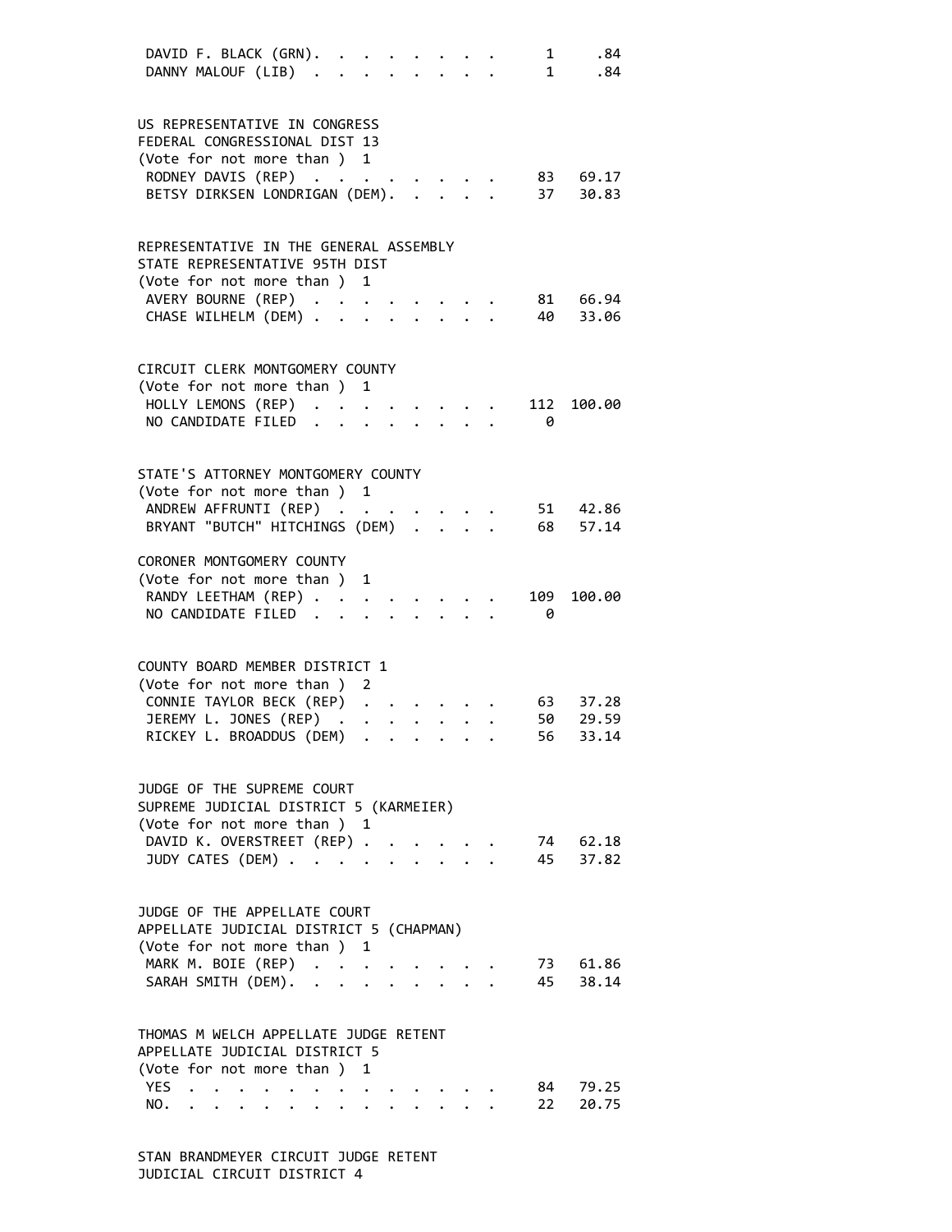| | | |
|---|---|---|
| DAVID F. BLACK (GRN) | 1 | .84 |
| DANNY MALOUF (LIB) | 1 | .84 |

US REPRESENTATIVE IN CONGRESS
FEDERAL CONGRESSIONAL DIST 13
(Vote for not more than ) 1

| | | |
|---|---|---|
| RODNEY DAVIS (REP) | 83 | 69.17 |
| BETSY DIRKSEN LONDRIGAN (DEM) | 37 | 30.83 |

REPRESENTATIVE IN THE GENERAL ASSEMBLY
STATE REPRESENTATIVE 95TH DIST
(Vote for not more than ) 1

| | | |
|---|---|---|
| AVERY BOURNE (REP) | 81 | 66.94 |
| CHASE WILHELM (DEM) | 40 | 33.06 |

CIRCUIT CLERK MONTGOMERY COUNTY
(Vote for not more than ) 1

| | | |
|---|---|---|
| HOLLY LEMONS (REP) | 112 | 100.00 |
| NO CANDIDATE FILED | 0 | |

STATE'S ATTORNEY MONTGOMERY COUNTY
(Vote for not more than ) 1

| | | |
|---|---|---|
| ANDREW AFFRUNTI (REP) | 51 | 42.86 |
| BRYANT "BUTCH" HITCHINGS (DEM) | 68 | 57.14 |

CORONER MONTGOMERY COUNTY
(Vote for not more than ) 1

| | | |
|---|---|---|
| RANDY LEETHAM (REP) | 109 | 100.00 |
| NO CANDIDATE FILED | 0 | |

COUNTY BOARD MEMBER DISTRICT 1
(Vote for not more than ) 2

| | | |
|---|---|---|
| CONNIE TAYLOR BECK (REP) | 63 | 37.28 |
| JEREMY L. JONES (REP) | 50 | 29.59 |
| RICKEY L. BROADDUS (DEM) | 56 | 33.14 |

JUDGE OF THE SUPREME COURT
SUPREME JUDICIAL DISTRICT 5 (KARMEIER)
(Vote for not more than ) 1

| | | |
|---|---|---|
| DAVID K. OVERSTREET (REP) | 74 | 62.18 |
| JUDY CATES (DEM) | 45 | 37.82 |

JUDGE OF THE APPELLATE COURT
APPELLATE JUDICIAL DISTRICT 5 (CHAPMAN)
(Vote for not more than ) 1

| | | |
|---|---|---|
| MARK M. BOIE (REP) | 73 | 61.86 |
| SARAH SMITH (DEM) | 45 | 38.14 |

THOMAS M WELCH APPELLATE JUDGE RETENT
APPELLATE JUDICIAL DISTRICT 5
(Vote for not more than ) 1

| | | |
|---|---|---|
| YES | 84 | 79.25 |
| NO. | 22 | 20.75 |

STAN BRANDMEYER CIRCUIT JUDGE RETENT
JUDICIAL CIRCUIT DISTRICT 4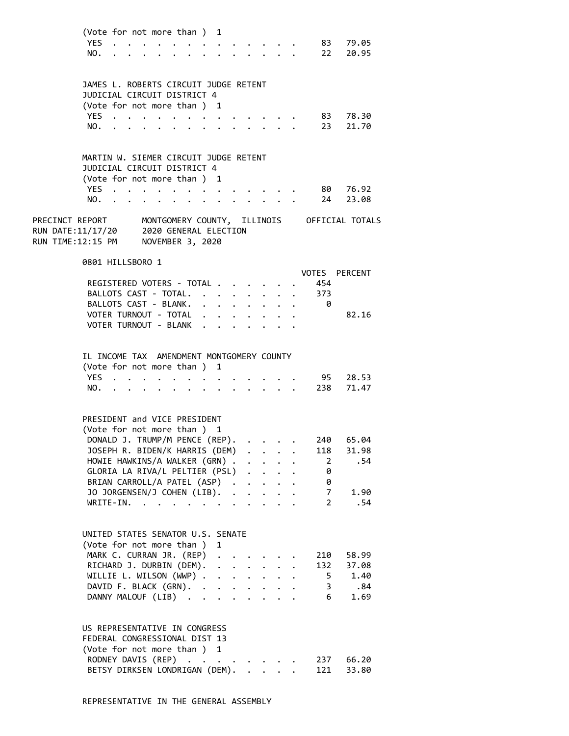(Vote for not more than ) 1

| | VOTES | PERCENT |
|---|---|---|
| YES | 83 | 79.05 |
| NO. | 22 | 20.95 |

JAMES L. ROBERTS CIRCUIT JUDGE RETENT
JUDICIAL CIRCUIT DISTRICT 4
(Vote for not more than ) 1

| | VOTES | PERCENT |
|---|---|---|
| YES | 83 | 78.30 |
| NO. | 23 | 21.70 |

MARTIN W. SIEMER CIRCUIT JUDGE RETENT
JUDICIAL CIRCUIT DISTRICT 4
(Vote for not more than ) 1

| | VOTES | PERCENT |
|---|---|---|
| YES | 80 | 76.92 |
| NO. | 24 | 23.08 |

PRECINCT REPORT MONTGOMERY COUNTY, ILLINOIS OFFICIAL TOTALS
RUN DATE:11/17/20 2020 GENERAL ELECTION
RUN TIME:12:15 PM NOVEMBER 3, 2020

0801 HILLSBORO 1

| | VOTES | PERCENT |
|---|---|---|
| REGISTERED VOTERS - TOTAL | 454 | |
| BALLOTS CAST - TOTAL. | 373 | |
| BALLOTS CAST - BLANK. | 0 | |
| VOTER TURNOUT - TOTAL | | 82.16 |
| VOTER TURNOUT - BLANK | | |

IL INCOME TAX AMENDMENT MONTGOMERY COUNTY
(Vote for not more than ) 1

| | VOTES | PERCENT |
|---|---|---|
| YES | 95 | 28.53 |
| NO. | 238 | 71.47 |

PRESIDENT and VICE PRESIDENT
(Vote for not more than ) 1

| | VOTES | PERCENT |
|---|---|---|
| DONALD J. TRUMP/M PENCE (REP). | 240 | 65.04 |
| JOSEPH R. BIDEN/K HARRIS (DEM) | 118 | 31.98 |
| HOWIE HAWKINS/A WALKER (GRN) | 2 | .54 |
| GLORIA LA RIVA/L PELTIER (PSL) | 0 | |
| BRIAN CARROLL/A PATEL (ASP) | 0 | |
| JO JORGENSEN/J COHEN (LIB). | 7 | 1.90 |
| WRITE-IN. | 2 | .54 |

UNITED STATES SENATOR U.S. SENATE
(Vote for not more than ) 1

| | VOTES | PERCENT |
|---|---|---|
| MARK C. CURRAN JR. (REP) | 210 | 58.99 |
| RICHARD J. DURBIN (DEM). | 132 | 37.08 |
| WILLIE L. WILSON (WWP) | 5 | 1.40 |
| DAVID F. BLACK (GRN). | 3 | .84 |
| DANNY MALOUF (LIB) | 6 | 1.69 |

US REPRESENTATIVE IN CONGRESS
FEDERAL CONGRESSIONAL DIST 13
(Vote for not more than ) 1

| | VOTES | PERCENT |
|---|---|---|
| RODNEY DAVIS (REP) | 237 | 66.20 |
| BETSY DIRKSEN LONDRIGAN (DEM). | 121 | 33.80 |

REPRESENTATIVE IN THE GENERAL ASSEMBLY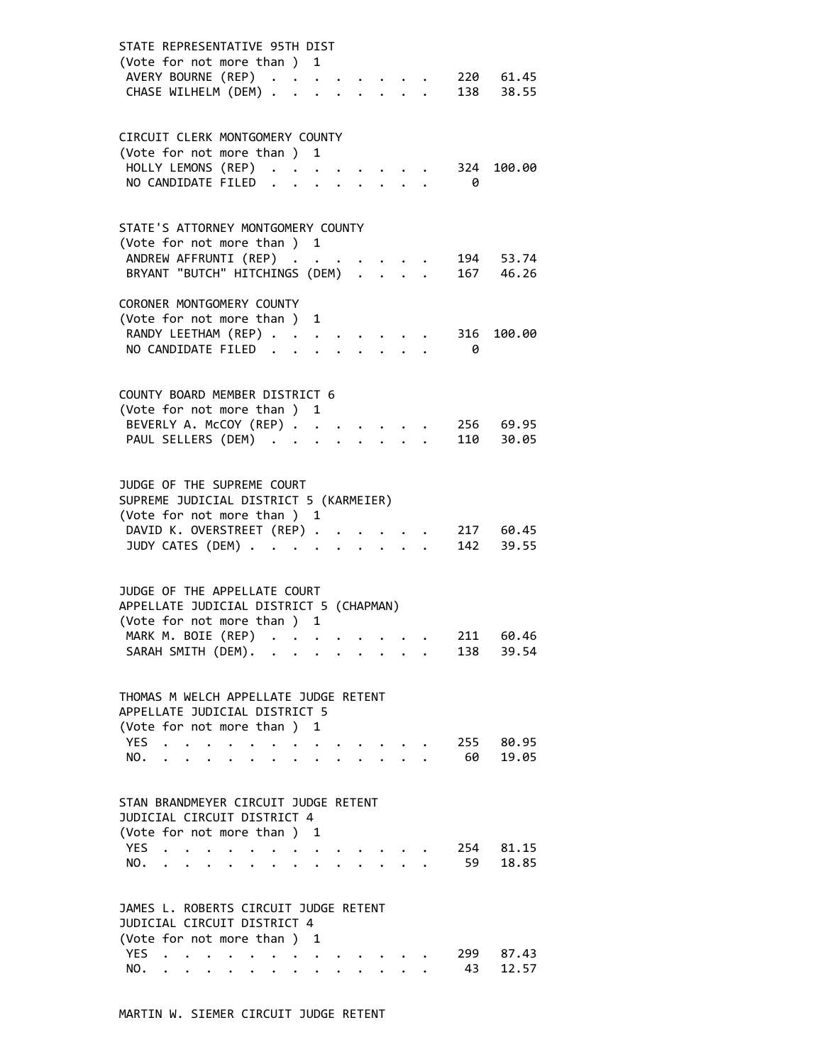STATE REPRESENTATIVE 95TH DIST
(Vote for not more than ) 1

| | | |
|---|---|---|
| AVERY BOURNE (REP) | 220 | 61.45 |
| CHASE WILHELM (DEM) | 138 | 38.55 |

CIRCUIT CLERK MONTGOMERY COUNTY
(Vote for not more than ) 1

| | | |
|---|---|---|
| HOLLY LEMONS (REP) | 324 | 100.00 |
| NO CANDIDATE FILED | 0 | |

STATE'S ATTORNEY MONTGOMERY COUNTY
(Vote for not more than ) 1

| | | |
|---|---|---|
| ANDREW AFFRUNTI (REP) | 194 | 53.74 |
| BRYANT "BUTCH" HITCHINGS (DEM) | 167 | 46.26 |

CORONER MONTGOMERY COUNTY
(Vote for not more than ) 1

| | | |
|---|---|---|
| RANDY LEETHAM (REP) | 316 | 100.00 |
| NO CANDIDATE FILED | 0 | |

COUNTY BOARD MEMBER DISTRICT 6
(Vote for not more than ) 1

| | | |
|---|---|---|
| BEVERLY A. McCOY (REP) | 256 | 69.95 |
| PAUL SELLERS (DEM) | 110 | 30.05 |

JUDGE OF THE SUPREME COURT
SUPREME JUDICIAL DISTRICT 5 (KARMEIER)
(Vote for not more than ) 1

| | | |
|---|---|---|
| DAVID K. OVERSTREET (REP) | 217 | 60.45 |
| JUDY CATES (DEM) | 142 | 39.55 |

JUDGE OF THE APPELLATE COURT
APPELLATE JUDICIAL DISTRICT 5 (CHAPMAN)
(Vote for not more than ) 1

| | | |
|---|---|---|
| MARK M. BOIE (REP) | 211 | 60.46 |
| SARAH SMITH (DEM). | 138 | 39.54 |

THOMAS M WELCH APPELLATE JUDGE RETENT
APPELLATE JUDICIAL DISTRICT 5
(Vote for not more than ) 1

| | | |
|---|---|---|
| YES | 255 | 80.95 |
| NO. | 60 | 19.05 |

STAN BRANDMEYER CIRCUIT JUDGE RETENT
JUDICIAL CIRCUIT DISTRICT 4
(Vote for not more than ) 1

| | | |
|---|---|---|
| YES | 254 | 81.15 |
| NO. | 59 | 18.85 |

JAMES L. ROBERTS CIRCUIT JUDGE RETENT
JUDICIAL CIRCUIT DISTRICT 4
(Vote for not more than ) 1

| | | |
|---|---|---|
| YES | 299 | 87.43 |
| NO. | 43 | 12.57 |

MARTIN W. SIEMER CIRCUIT JUDGE RETENT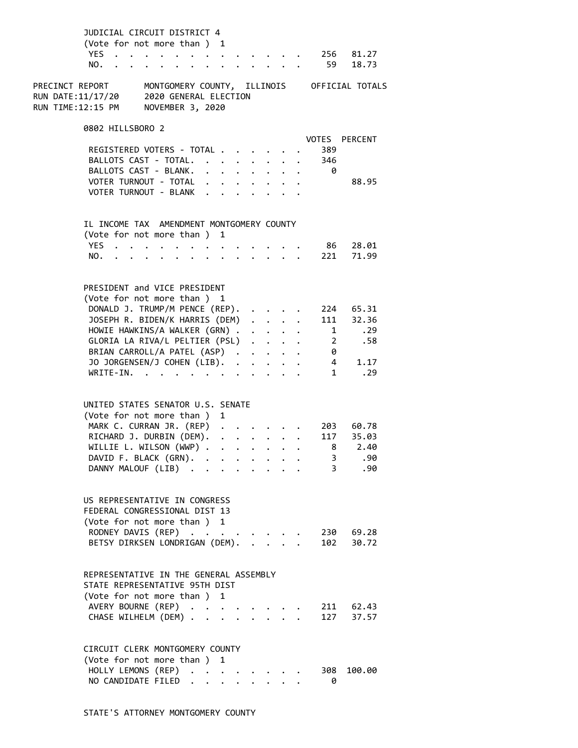JUDICIAL CIRCUIT DISTRICT 4
(Vote for not more than ) 1

| | VOTES | PERCENT |
|---|---|---|
| YES | 256 | 81.27 |
| NO. | 59 | 18.73 |

PRECINCT REPORT MONTGOMERY COUNTY, ILLINOIS OFFICIAL TOTALS
RUN DATE:11/17/20 2020 GENERAL ELECTION
RUN TIME:12:15 PM NOVEMBER 3, 2020

## 0802 HILLSBORO 2

| | VOTES | PERCENT |
|---|---|---|
| REGISTERED VOTERS - TOTAL | 389 | |
| BALLOTS CAST - TOTAL. | 346 | |
| BALLOTS CAST - BLANK. | 0 | |
| VOTER TURNOUT - TOTAL | | 88.95 |
| VOTER TURNOUT - BLANK | | |

IL INCOME TAX AMENDMENT MONTGOMERY COUNTY
(Vote for not more than ) 1

| | VOTES | PERCENT |
|---|---|---|
| YES | 86 | 28.01 |
| NO. | 221 | 71.99 |

PRESIDENT and VICE PRESIDENT
(Vote for not more than ) 1

| | VOTES | PERCENT |
|---|---|---|
| DONALD J. TRUMP/M PENCE (REP). | 224 | 65.31 |
| JOSEPH R. BIDEN/K HARRIS (DEM) | 111 | 32.36 |
| HOWIE HAWKINS/A WALKER (GRN) | 1 | .29 |
| GLORIA LA RIVA/L PELTIER (PSL) | 2 | .58 |
| BRIAN CARROLL/A PATEL (ASP) | 0 | |
| JO JORGENSEN/J COHEN (LIB). | 4 | 1.17 |
| WRITE-IN. | 1 | .29 |

UNITED STATES SENATOR U.S. SENATE
(Vote for not more than ) 1

| | VOTES | PERCENT |
|---|---|---|
| MARK C. CURRAN JR. (REP) | 203 | 60.78 |
| RICHARD J. DURBIN (DEM). | 117 | 35.03 |
| WILLIE L. WILSON (WWP) | 8 | 2.40 |
| DAVID F. BLACK (GRN). | 3 | .90 |
| DANNY MALOUF (LIB) | 3 | .90 |

US REPRESENTATIVE IN CONGRESS
FEDERAL CONGRESSIONAL DIST 13
(Vote for not more than ) 1

| | VOTES | PERCENT |
|---|---|---|
| RODNEY DAVIS (REP) | 230 | 69.28 |
| BETSY DIRKSEN LONDRIGAN (DEM). | 102 | 30.72 |

REPRESENTATIVE IN THE GENERAL ASSEMBLY
STATE REPRESENTATIVE 95TH DIST
(Vote for not more than ) 1

| | VOTES | PERCENT |
|---|---|---|
| AVERY BOURNE (REP) | 211 | 62.43 |
| CHASE WILHELM (DEM) | 127 | 37.57 |

CIRCUIT CLERK MONTGOMERY COUNTY
(Vote for not more than ) 1

| | VOTES | PERCENT |
|---|---|---|
| HOLLY LEMONS (REP) | 308 | 100.00 |
| NO CANDIDATE FILED | 0 | |

STATE'S ATTORNEY MONTGOMERY COUNTY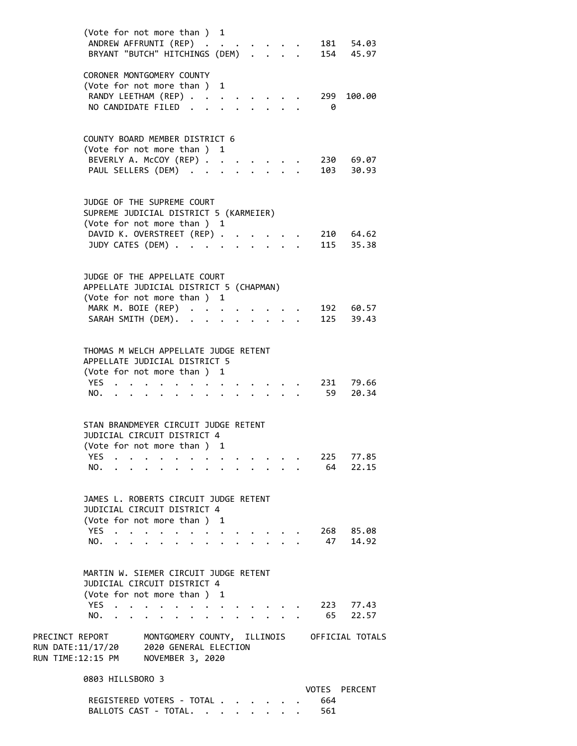(Vote for not more than ) 1

| | Votes | Percent |
|---|---|---|
| ANDREW AFFRUNTI (REP) | 181 | 54.03 |
| BRYANT "BUTCH" HITCHINGS (DEM) | 154 | 45.97 |

CORONER MONTGOMERY COUNTY
(Vote for not more than ) 1

| | Votes | Percent |
|---|---|---|
| RANDY LEETHAM (REP) | 299 | 100.00 |
| NO CANDIDATE FILED | 0 | |

COUNTY BOARD MEMBER DISTRICT 6
(Vote for not more than ) 1

| | Votes | Percent |
|---|---|---|
| BEVERLY A. McCOY (REP) | 230 | 69.07 |
| PAUL SELLERS (DEM) | 103 | 30.93 |

JUDGE OF THE SUPREME COURT
SUPREME JUDICIAL DISTRICT 5 (KARMEIER)
(Vote for not more than ) 1

| | Votes | Percent |
|---|---|---|
| DAVID K. OVERSTREET (REP) | 210 | 64.62 |
| JUDY CATES (DEM) | 115 | 35.38 |

JUDGE OF THE APPELLATE COURT
APPELLATE JUDICIAL DISTRICT 5 (CHAPMAN)
(Vote for not more than ) 1

| | Votes | Percent |
|---|---|---|
| MARK M. BOIE (REP) | 192 | 60.57 |
| SARAH SMITH (DEM) | 125 | 39.43 |

THOMAS M WELCH APPELLATE JUDGE RETENT
APPELLATE JUDICIAL DISTRICT 5
(Vote for not more than ) 1

| | Votes | Percent |
|---|---|---|
| YES | 231 | 79.66 |
| NO | 59 | 20.34 |

STAN BRANDMEYER CIRCUIT JUDGE RETENT
JUDICIAL CIRCUIT DISTRICT 4
(Vote for not more than ) 1

| | Votes | Percent |
|---|---|---|
| YES | 225 | 77.85 |
| NO | 64 | 22.15 |

JAMES L. ROBERTS CIRCUIT JUDGE RETENT
JUDICIAL CIRCUIT DISTRICT 4
(Vote for not more than ) 1

| | Votes | Percent |
|---|---|---|
| YES | 268 | 85.08 |
| NO | 47 | 14.92 |

MARTIN W. SIEMER CIRCUIT JUDGE RETENT
JUDICIAL CIRCUIT DISTRICT 4
(Vote for not more than ) 1

| | Votes | Percent |
|---|---|---|
| YES | 223 | 77.43 |
| NO | 65 | 22.57 |

PRECINCT REPORT — MONTGOMERY COUNTY, ILLINOIS — OFFICIAL TOTALS
RUN DATE:11/17/20 — 2020 GENERAL ELECTION
RUN TIME:12:15 PM — NOVEMBER 3, 2020

## 0803 HILLSBORO 3

| | VOTES | PERCENT |
|---|---|---|
| REGISTERED VOTERS - TOTAL | 664 | |
| BALLOTS CAST - TOTAL | 561 | |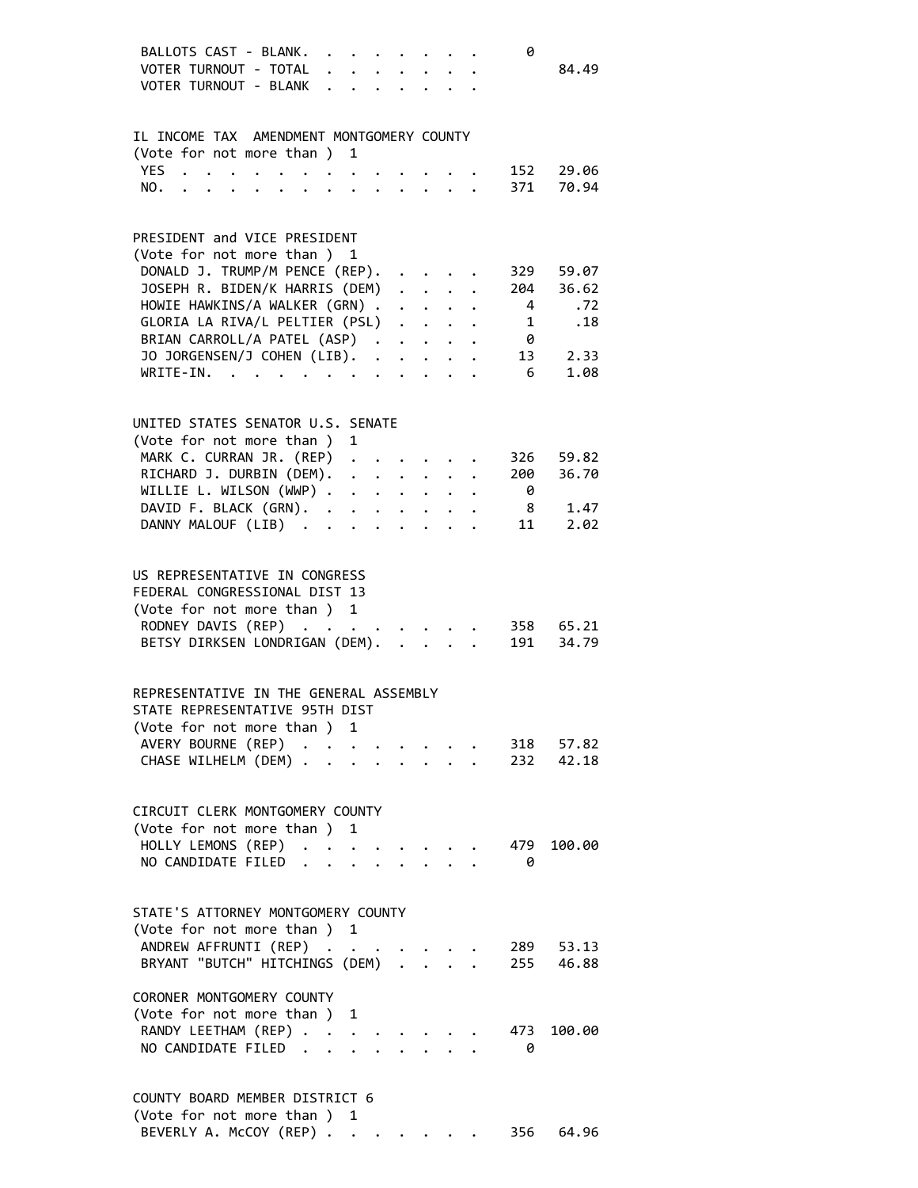| | | |
|---|---|---|
| BALLOTS CAST - BLANK. | 0 | |
| VOTER TURNOUT - TOTAL | | 84.49 |
| VOTER TURNOUT - BLANK | | |

IL INCOME TAX AMENDMENT MONTGOMERY COUNTY
(Vote for not more than ) 1

| | | |
|---|---|---|
| YES | 152 | 29.06 |
| NO. | 371 | 70.94 |

PRESIDENT and VICE PRESIDENT
(Vote for not more than ) 1

| | | |
|---|---|---|
| DONALD J. TRUMP/M PENCE (REP). | 329 | 59.07 |
| JOSEPH R. BIDEN/K HARRIS (DEM) | 204 | 36.62 |
| HOWIE HAWKINS/A WALKER (GRN) | 4 | .72 |
| GLORIA LA RIVA/L PELTIER (PSL) | 1 | .18 |
| BRIAN CARROLL/A PATEL (ASP) | 0 | |
| JO JORGENSEN/J COHEN (LIB). | 13 | 2.33 |
| WRITE-IN. | 6 | 1.08 |

UNITED STATES SENATOR U.S. SENATE
(Vote for not more than ) 1

| | | |
|---|---|---|
| MARK C. CURRAN JR. (REP) | 326 | 59.82 |
| RICHARD J. DURBIN (DEM). | 200 | 36.70 |
| WILLIE L. WILSON (WWP) | 0 | |
| DAVID F. BLACK (GRN). | 8 | 1.47 |
| DANNY MALOUF (LIB) | 11 | 2.02 |

US REPRESENTATIVE IN CONGRESS
FEDERAL CONGRESSIONAL DIST 13
(Vote for not more than ) 1

| | | |
|---|---|---|
| RODNEY DAVIS (REP) | 358 | 65.21 |
| BETSY DIRKSEN LONDRIGAN (DEM). | 191 | 34.79 |

REPRESENTATIVE IN THE GENERAL ASSEMBLY
STATE REPRESENTATIVE 95TH DIST
(Vote for not more than ) 1

| | | |
|---|---|---|
| AVERY BOURNE (REP) | 318 | 57.82 |
| CHASE WILHELM (DEM) | 232 | 42.18 |

CIRCUIT CLERK MONTGOMERY COUNTY
(Vote for not more than ) 1

| | | |
|---|---|---|
| HOLLY LEMONS (REP) | 479 | 100.00 |
| NO CANDIDATE FILED | 0 | |

STATE'S ATTORNEY MONTGOMERY COUNTY
(Vote for not more than ) 1

| | | |
|---|---|---|
| ANDREW AFFRUNTI (REP) | 289 | 53.13 |
| BRYANT "BUTCH" HITCHINGS (DEM) | 255 | 46.88 |

CORONER MONTGOMERY COUNTY
(Vote for not more than ) 1

| | | |
|---|---|---|
| RANDY LEETHAM (REP) | 473 | 100.00 |
| NO CANDIDATE FILED | 0 | |

COUNTY BOARD MEMBER DISTRICT 6
(Vote for not more than ) 1

| | | |
|---|---|---|
| BEVERLY A. McCOY (REP) | 356 | 64.96 |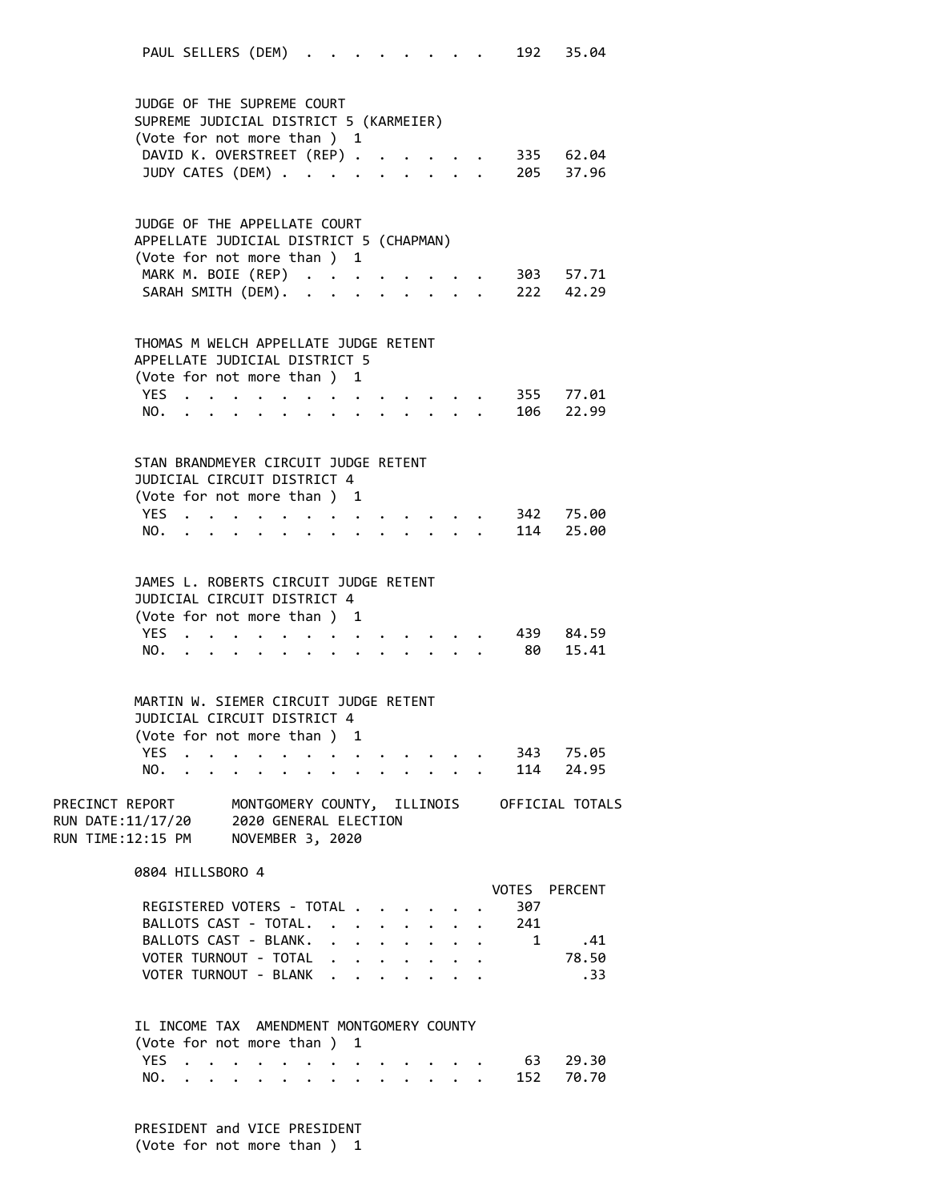| | | |
|---|---|---|
| PAUL SELLERS (DEM) | 192 | 35.04 |

**JUDGE OF THE SUPREME COURT**
**SUPREME JUDICIAL DISTRICT 5 (KARMEIER)**
(Vote for not more than ) 1

| | | |
|---|---|---|
| DAVID K. OVERSTREET (REP) | 335 | 62.04 |
| JUDY CATES (DEM) | 205 | 37.96 |

**JUDGE OF THE APPELLATE COURT**
**APPELLATE JUDICIAL DISTRICT 5 (CHAPMAN)**
(Vote for not more than ) 1

| | | |
|---|---|---|
| MARK M. BOIE (REP) | 303 | 57.71 |
| SARAH SMITH (DEM). | 222 | 42.29 |

**THOMAS M WELCH APPELLATE JUDGE RETENT**
**APPELLATE JUDICIAL DISTRICT 5**
(Vote for not more than ) 1

| | | |
|---|---|---|
| YES | 355 | 77.01 |
| NO. | 106 | 22.99 |

**STAN BRANDMEYER CIRCUIT JUDGE RETENT**
**JUDICIAL CIRCUIT DISTRICT 4**
(Vote for not more than ) 1

| | | |
|---|---|---|
| YES | 342 | 75.00 |
| NO. | 114 | 25.00 |

**JAMES L. ROBERTS CIRCUIT JUDGE RETENT**
**JUDICIAL CIRCUIT DISTRICT 4**
(Vote for not more than ) 1

| | | |
|---|---|---|
| YES | 439 | 84.59 |
| NO. | 80 | 15.41 |

**MARTIN W. SIEMER CIRCUIT JUDGE RETENT**
**JUDICIAL CIRCUIT DISTRICT 4**
(Vote for not more than ) 1

| | | |
|---|---|---|
| YES | 343 | 75.05 |
| NO. | 114 | 24.95 |

PRECINCT REPORT MONTGOMERY COUNTY, ILLINOIS OFFICIAL TOTALS
RUN DATE:11/17/20 2020 GENERAL ELECTION
RUN TIME:12:15 PM NOVEMBER 3, 2020

## 0804 HILLSBORO 4

| | VOTES | PERCENT |
|---|---|---|
| REGISTERED VOTERS - TOTAL | 307 | |
| BALLOTS CAST - TOTAL. | 241 | |
| BALLOTS CAST - BLANK. | 1 | .41 |
| VOTER TURNOUT - TOTAL | | 78.50 |
| VOTER TURNOUT - BLANK | | .33 |

**IL INCOME TAX AMENDMENT MONTGOMERY COUNTY**
(Vote for not more than ) 1

| | | |
|---|---|---|
| YES | 63 | 29.30 |
| NO. | 152 | 70.70 |

**PRESIDENT and VICE PRESIDENT**
(Vote for not more than ) 1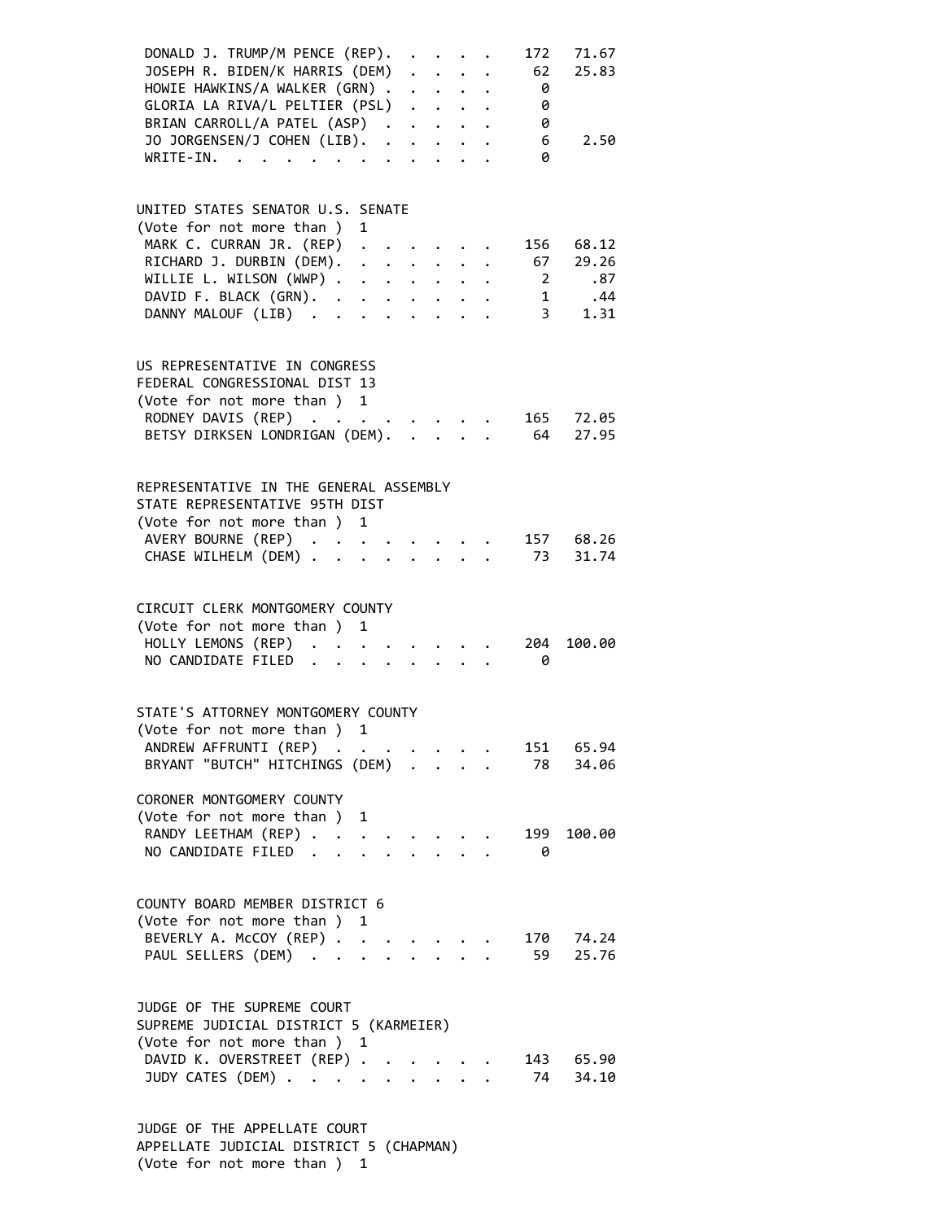| | | |
|---|---|---|
| DONALD J. TRUMP/M PENCE (REP) | 172 | 71.67 |
| JOSEPH R. BIDEN/K HARRIS (DEM) | 62 | 25.83 |
| HOWIE HAWKINS/A WALKER (GRN) | 0 | |
| GLORIA LA RIVA/L PELTIER (PSL) | 0 | |
| BRIAN CARROLL/A PATEL (ASP) | 0 | |
| JO JORGENSEN/J COHEN (LIB) | 6 | 2.50 |
| WRITE-IN | 0 | |

UNITED STATES SENATOR U.S. SENATE
(Vote for not more than ) 1

| | | |
|---|---|---|
| MARK C. CURRAN JR. (REP) | 156 | 68.12 |
| RICHARD J. DURBIN (DEM) | 67 | 29.26 |
| WILLIE L. WILSON (WWP) | 2 | .87 |
| DAVID F. BLACK (GRN) | 1 | .44 |
| DANNY MALOUF (LIB) | 3 | 1.31 |

US REPRESENTATIVE IN CONGRESS
FEDERAL CONGRESSIONAL DIST 13
(Vote for not more than ) 1

| | | |
|---|---|---|
| RODNEY DAVIS (REP) | 165 | 72.05 |
| BETSY DIRKSEN LONDRIGAN (DEM) | 64 | 27.95 |

REPRESENTATIVE IN THE GENERAL ASSEMBLY
STATE REPRESENTATIVE 95TH DIST
(Vote for not more than ) 1

| | | |
|---|---|---|
| AVERY BOURNE (REP) | 157 | 68.26 |
| CHASE WILHELM (DEM) | 73 | 31.74 |

CIRCUIT CLERK MONTGOMERY COUNTY
(Vote for not more than ) 1

| | | |
|---|---|---|
| HOLLY LEMONS (REP) | 204 | 100.00 |
| NO CANDIDATE FILED | 0 | |

STATE'S ATTORNEY MONTGOMERY COUNTY
(Vote for not more than ) 1

| | | |
|---|---|---|
| ANDREW AFFRUNTI (REP) | 151 | 65.94 |
| BRYANT "BUTCH" HITCHINGS (DEM) | 78 | 34.06 |

CORONER MONTGOMERY COUNTY
(Vote for not more than ) 1

| | | |
|---|---|---|
| RANDY LEETHAM (REP) | 199 | 100.00 |
| NO CANDIDATE FILED | 0 | |

COUNTY BOARD MEMBER DISTRICT 6
(Vote for not more than ) 1

| | | |
|---|---|---|
| BEVERLY A. McCOY (REP) | 170 | 74.24 |
| PAUL SELLERS (DEM) | 59 | 25.76 |

JUDGE OF THE SUPREME COURT
SUPREME JUDICIAL DISTRICT 5 (KARMEIER)
(Vote for not more than ) 1

| | | |
|---|---|---|
| DAVID K. OVERSTREET (REP) | 143 | 65.90 |
| JUDY CATES (DEM) | 74 | 34.10 |

JUDGE OF THE APPELLATE COURT
APPELLATE JUDICIAL DISTRICT 5 (CHAPMAN)
(Vote for not more than ) 1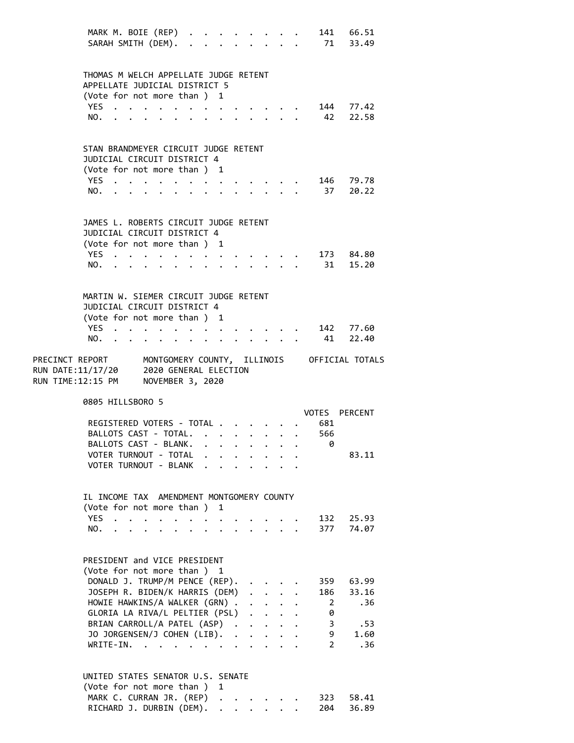| | | |
|---|---|---|
| MARK M. BOIE (REP) | 141 | 66.51 |
| SARAH SMITH (DEM). | 71 | 33.49 |

THOMAS M WELCH APPELLATE JUDGE RETENT
APPELLATE JUDICIAL DISTRICT 5
(Vote for not more than ) 1

| | | |
|---|---|---|
| YES | 144 | 77.42 |
| NO. | 42 | 22.58 |

STAN BRANDMEYER CIRCUIT JUDGE RETENT
JUDICIAL CIRCUIT DISTRICT 4
(Vote for not more than ) 1

| | | |
|---|---|---|
| YES | 146 | 79.78 |
| NO. | 37 | 20.22 |

JAMES L. ROBERTS CIRCUIT JUDGE RETENT
JUDICIAL CIRCUIT DISTRICT 4
(Vote for not more than ) 1

| | | |
|---|---|---|
| YES | 173 | 84.80 |
| NO. | 31 | 15.20 |

MARTIN W. SIEMER CIRCUIT JUDGE RETENT
JUDICIAL CIRCUIT DISTRICT 4
(Vote for not more than ) 1

| | | |
|---|---|---|
| YES | 142 | 77.60 |
| NO. | 41 | 22.40 |

PRECINCT REPORT MONTGOMERY COUNTY, ILLINOIS OFFICIAL TOTALS
RUN DATE:11/17/20 2020 GENERAL ELECTION
RUN TIME:12:15 PM NOVEMBER 3, 2020

## 0805 HILLSBORO 5

| | VOTES | PERCENT |
|---|---|---|
| REGISTERED VOTERS - TOTAL | 681 | |
| BALLOTS CAST - TOTAL. | 566 | |
| BALLOTS CAST - BLANK. | 0 | |
| VOTER TURNOUT - TOTAL | | 83.11 |
| VOTER TURNOUT - BLANK | | |

IL INCOME TAX AMENDMENT MONTGOMERY COUNTY
(Vote for not more than ) 1

| | | |
|---|---|---|
| YES | 132 | 25.93 |
| NO. | 377 | 74.07 |

PRESIDENT and VICE PRESIDENT
(Vote for not more than ) 1

| | | |
|---|---|---|
| DONALD J. TRUMP/M PENCE (REP). | 359 | 63.99 |
| JOSEPH R. BIDEN/K HARRIS (DEM) | 186 | 33.16 |
| HOWIE HAWKINS/A WALKER (GRN) | 2 | .36 |
| GLORIA LA RIVA/L PELTIER (PSL) | 0 | |
| BRIAN CARROLL/A PATEL (ASP) | 3 | .53 |
| JO JORGENSEN/J COHEN (LIB). | 9 | 1.60 |
| WRITE-IN. | 2 | .36 |

UNITED STATES SENATOR U.S. SENATE
(Vote for not more than ) 1

| | | |
|---|---|---|
| MARK C. CURRAN JR. (REP) | 323 | 58.41 |
| RICHARD J. DURBIN (DEM). | 204 | 36.89 |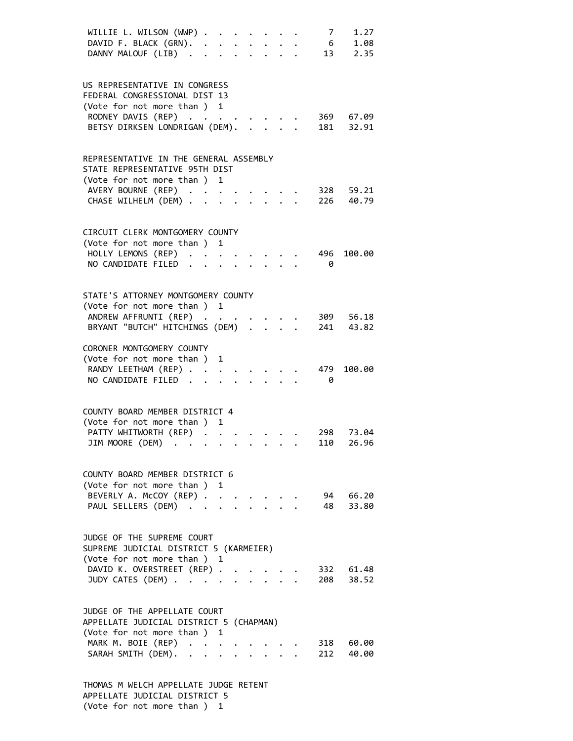| | | |
|---|---|---|
| WILLIE L. WILSON (WWP) | 7 | 1.27 |
| DAVID F. BLACK (GRN) | 6 | 1.08 |
| DANNY MALOUF (LIB) | 13 | 2.35 |

US REPRESENTATIVE IN CONGRESS
FEDERAL CONGRESSIONAL DIST 13
(Vote for not more than ) 1

| | | |
|---|---|---|
| RODNEY DAVIS (REP) | 369 | 67.09 |
| BETSY DIRKSEN LONDRIGAN (DEM) | 181 | 32.91 |

REPRESENTATIVE IN THE GENERAL ASSEMBLY
STATE REPRESENTATIVE 95TH DIST
(Vote for not more than ) 1

| | | |
|---|---|---|
| AVERY BOURNE (REP) | 328 | 59.21 |
| CHASE WILHELM (DEM) | 226 | 40.79 |

CIRCUIT CLERK MONTGOMERY COUNTY
(Vote for not more than ) 1

| | | |
|---|---|---|
| HOLLY LEMONS (REP) | 496 | 100.00 |
| NO CANDIDATE FILED | 0 | |

STATE'S ATTORNEY MONTGOMERY COUNTY
(Vote for not more than ) 1

| | | |
|---|---|---|
| ANDREW AFFRUNTI (REP) | 309 | 56.18 |
| BRYANT "BUTCH" HITCHINGS (DEM) | 241 | 43.82 |

CORONER MONTGOMERY COUNTY
(Vote for not more than ) 1

| | | |
|---|---|---|
| RANDY LEETHAM (REP) | 479 | 100.00 |
| NO CANDIDATE FILED | 0 | |

COUNTY BOARD MEMBER DISTRICT 4
(Vote for not more than ) 1

| | | |
|---|---|---|
| PATTY WHITWORTH (REP) | 298 | 73.04 |
| JIM MOORE (DEM) | 110 | 26.96 |

COUNTY BOARD MEMBER DISTRICT 6
(Vote for not more than ) 1

| | | |
|---|---|---|
| BEVERLY A. McCOY (REP) | 94 | 66.20 |
| PAUL SELLERS (DEM) | 48 | 33.80 |

JUDGE OF THE SUPREME COURT
SUPREME JUDICIAL DISTRICT 5 (KARMEIER)
(Vote for not more than ) 1

| | | |
|---|---|---|
| DAVID K. OVERSTREET (REP) | 332 | 61.48 |
| JUDY CATES (DEM) | 208 | 38.52 |

JUDGE OF THE APPELLATE COURT
APPELLATE JUDICIAL DISTRICT 5 (CHAPMAN)
(Vote for not more than ) 1

| | | |
|---|---|---|
| MARK M. BOIE (REP) | 318 | 60.00 |
| SARAH SMITH (DEM) | 212 | 40.00 |

THOMAS M WELCH APPELLATE JUDGE RETENT
APPELLATE JUDICIAL DISTRICT 5
(Vote for not more than ) 1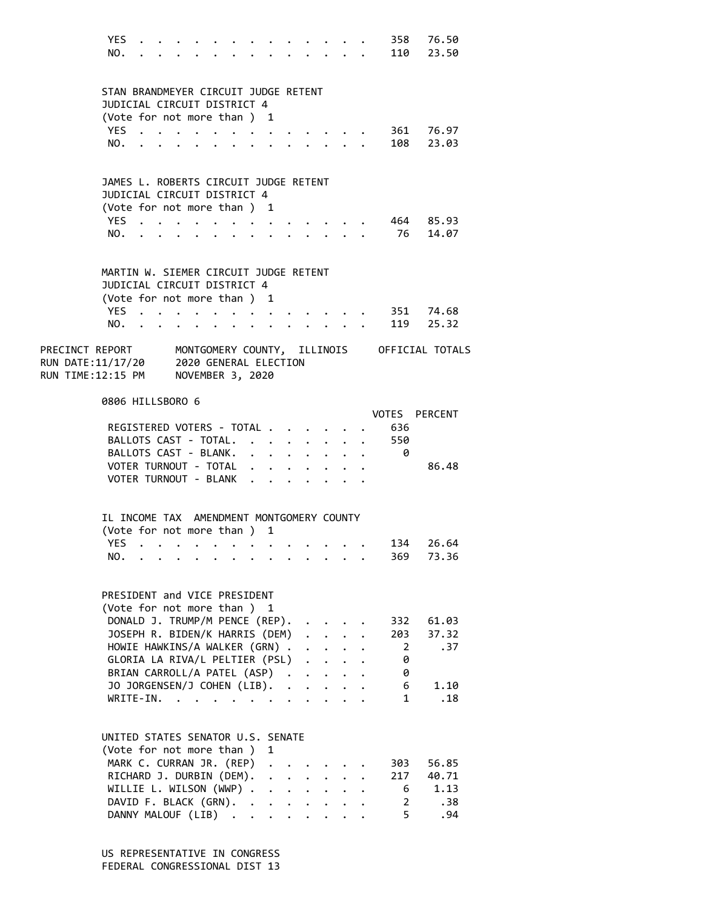| | VOTES | PERCENT |
|---|---|---|
| YES | 358 | 76.50 |
| NO. | 110 | 23.50 |

STAN BRANDMEYER CIRCUIT JUDGE RETENT
JUDICIAL CIRCUIT DISTRICT 4
(Vote for not more than ) 1

| | VOTES | PERCENT |
|---|---|---|
| YES | 361 | 76.97 |
| NO. | 108 | 23.03 |

JAMES L. ROBERTS CIRCUIT JUDGE RETENT
JUDICIAL CIRCUIT DISTRICT 4
(Vote for not more than ) 1

| | VOTES | PERCENT |
|---|---|---|
| YES | 464 | 85.93 |
| NO. | 76 | 14.07 |

MARTIN W. SIEMER CIRCUIT JUDGE RETENT
JUDICIAL CIRCUIT DISTRICT 4
(Vote for not more than ) 1

| | VOTES | PERCENT |
|---|---|---|
| YES | 351 | 74.68 |
| NO. | 119 | 25.32 |

PRECINCT REPORT MONTGOMERY COUNTY, ILLINOIS OFFICIAL TOTALS
RUN DATE:11/17/20 2020 GENERAL ELECTION
RUN TIME:12:15 PM NOVEMBER 3, 2020

## 0806 HILLSBORO 6

| | VOTES | PERCENT |
|---|---|---|
| REGISTERED VOTERS - TOTAL | 636 | |
| BALLOTS CAST - TOTAL. | 550 | |
| BALLOTS CAST - BLANK. | 0 | |
| VOTER TURNOUT - TOTAL | | 86.48 |
| VOTER TURNOUT - BLANK | | |

IL INCOME TAX AMENDMENT MONTGOMERY COUNTY
(Vote for not more than ) 1

| | VOTES | PERCENT |
|---|---|---|
| YES | 134 | 26.64 |
| NO. | 369 | 73.36 |

PRESIDENT and VICE PRESIDENT
(Vote for not more than ) 1

| | VOTES | PERCENT |
|---|---|---|
| DONALD J. TRUMP/M PENCE (REP). | 332 | 61.03 |
| JOSEPH R. BIDEN/K HARRIS (DEM) | 203 | 37.32 |
| HOWIE HAWKINS/A WALKER (GRN) | 2 | .37 |
| GLORIA LA RIVA/L PELTIER (PSL) | 0 | |
| BRIAN CARROLL/A PATEL (ASP) | 0 | |
| JO JORGENSEN/J COHEN (LIB). | 6 | 1.10 |
| WRITE-IN. | 1 | .18 |

UNITED STATES SENATOR U.S. SENATE
(Vote for not more than ) 1

| | VOTES | PERCENT |
|---|---|---|
| MARK C. CURRAN JR. (REP) | 303 | 56.85 |
| RICHARD J. DURBIN (DEM). | 217 | 40.71 |
| WILLIE L. WILSON (WWP) | 6 | 1.13 |
| DAVID F. BLACK (GRN). | 2 | .38 |
| DANNY MALOUF (LIB) | 5 | .94 |

US REPRESENTATIVE IN CONGRESS
FEDERAL CONGRESSIONAL DIST 13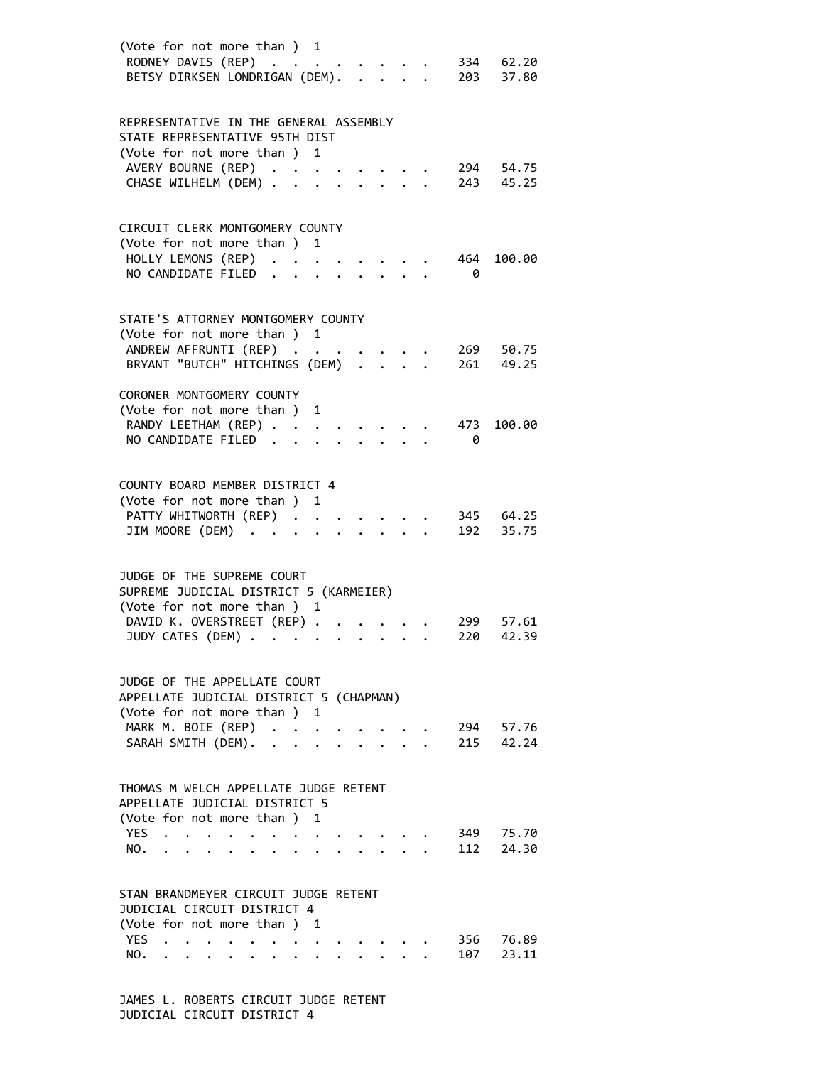(Vote for not more than ) 1

| | | |
|---|---|---|
| RODNEY DAVIS (REP) | 334 | 62.20 |
| BETSY DIRKSEN LONDRIGAN (DEM) | 203 | 37.80 |

REPRESENTATIVE IN THE GENERAL ASSEMBLY
STATE REPRESENTATIVE 95TH DIST
(Vote for not more than ) 1

| | | |
|---|---|---|
| AVERY BOURNE (REP) | 294 | 54.75 |
| CHASE WILHELM (DEM) | 243 | 45.25 |

CIRCUIT CLERK MONTGOMERY COUNTY
(Vote for not more than ) 1

| | | |
|---|---|---|
| HOLLY LEMONS (REP) | 464 | 100.00 |
| NO CANDIDATE FILED | 0 | |

STATE'S ATTORNEY MONTGOMERY COUNTY
(Vote for not more than ) 1

| | | |
|---|---|---|
| ANDREW AFFRUNTI (REP) | 269 | 50.75 |
| BRYANT "BUTCH" HITCHINGS (DEM) | 261 | 49.25 |

CORONER MONTGOMERY COUNTY
(Vote for not more than ) 1

| | | |
|---|---|---|
| RANDY LEETHAM (REP) | 473 | 100.00 |
| NO CANDIDATE FILED | 0 | |

COUNTY BOARD MEMBER DISTRICT 4
(Vote for not more than ) 1

| | | |
|---|---|---|
| PATTY WHITWORTH (REP) | 345 | 64.25 |
| JIM MOORE (DEM) | 192 | 35.75 |

JUDGE OF THE SUPREME COURT
SUPREME JUDICIAL DISTRICT 5 (KARMEIER)
(Vote for not more than ) 1

| | | |
|---|---|---|
| DAVID K. OVERSTREET (REP) | 299 | 57.61 |
| JUDY CATES (DEM) | 220 | 42.39 |

JUDGE OF THE APPELLATE COURT
APPELLATE JUDICIAL DISTRICT 5 (CHAPMAN)
(Vote for not more than ) 1

| | | |
|---|---|---|
| MARK M. BOIE (REP) | 294 | 57.76 |
| SARAH SMITH (DEM) | 215 | 42.24 |

THOMAS M WELCH APPELLATE JUDGE RETENT
APPELLATE JUDICIAL DISTRICT 5
(Vote for not more than ) 1

| | | |
|---|---|---|
| YES | 349 | 75.70 |
| NO | 112 | 24.30 |

STAN BRANDMEYER CIRCUIT JUDGE RETENT
JUDICIAL CIRCUIT DISTRICT 4
(Vote for not more than ) 1

| | | |
|---|---|---|
| YES | 356 | 76.89 |
| NO | 107 | 23.11 |

JAMES L. ROBERTS CIRCUIT JUDGE RETENT
JUDICIAL CIRCUIT DISTRICT 4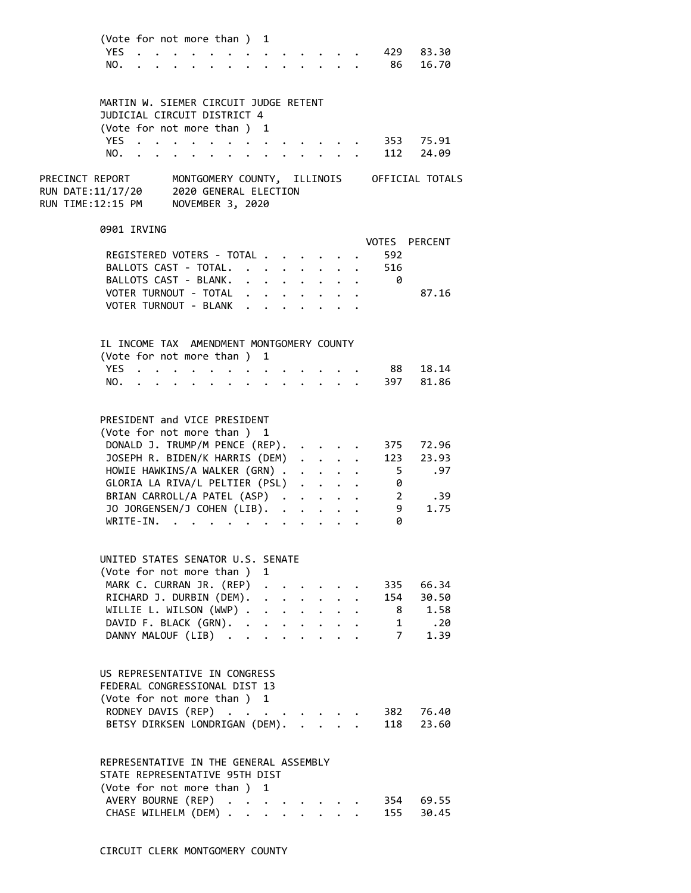(Vote for not more than ) 1

| | VOTES | PERCENT |
|---|---|---|
| YES | 429 | 83.30 |
| NO. | 86 | 16.70 |

MARTIN W. SIEMER CIRCUIT JUDGE RETENT
JUDICIAL CIRCUIT DISTRICT 4
(Vote for not more than ) 1

| | VOTES | PERCENT |
|---|---|---|
| YES | 353 | 75.91 |
| NO. | 112 | 24.09 |

PRECINCT REPORT    MONTGOMERY COUNTY, ILLINOIS    OFFICIAL TOTALS
RUN DATE:11/17/20    2020 GENERAL ELECTION
RUN TIME:12:15 PM    NOVEMBER 3, 2020

## 0901 IRVING

| | VOTES | PERCENT |
|---|---|---|
| REGISTERED VOTERS - TOTAL | 592 | |
| BALLOTS CAST - TOTAL. | 516 | |
| BALLOTS CAST - BLANK. | 0 | |
| VOTER TURNOUT - TOTAL | | 87.16 |
| VOTER TURNOUT - BLANK | | |

IL INCOME TAX AMENDMENT MONTGOMERY COUNTY
(Vote for not more than ) 1

| | VOTES | PERCENT |
|---|---|---|
| YES | 88 | 18.14 |
| NO. | 397 | 81.86 |

PRESIDENT and VICE PRESIDENT
(Vote for not more than ) 1

| | VOTES | PERCENT |
|---|---|---|
| DONALD J. TRUMP/M PENCE (REP). | 375 | 72.96 |
| JOSEPH R. BIDEN/K HARRIS (DEM) | 123 | 23.93 |
| HOWIE HAWKINS/A WALKER (GRN) | 5 | .97 |
| GLORIA LA RIVA/L PELTIER (PSL) | 0 | |
| BRIAN CARROLL/A PATEL (ASP) | 2 | .39 |
| JO JORGENSEN/J COHEN (LIB). | 9 | 1.75 |
| WRITE-IN. | 0 | |

UNITED STATES SENATOR U.S. SENATE
(Vote for not more than ) 1

| | VOTES | PERCENT |
|---|---|---|
| MARK C. CURRAN JR. (REP) | 335 | 66.34 |
| RICHARD J. DURBIN (DEM). | 154 | 30.50 |
| WILLIE L. WILSON (WWP) | 8 | 1.58 |
| DAVID F. BLACK (GRN). | 1 | .20 |
| DANNY MALOUF (LIB) | 7 | 1.39 |

US REPRESENTATIVE IN CONGRESS
FEDERAL CONGRESSIONAL DIST 13
(Vote for not more than ) 1

| | VOTES | PERCENT |
|---|---|---|
| RODNEY DAVIS (REP) | 382 | 76.40 |
| BETSY DIRKSEN LONDRIGAN (DEM). | 118 | 23.60 |

REPRESENTATIVE IN THE GENERAL ASSEMBLY
STATE REPRESENTATIVE 95TH DIST
(Vote for not more than ) 1

| | VOTES | PERCENT |
|---|---|---|
| AVERY BOURNE (REP) | 354 | 69.55 |
| CHASE WILHELM (DEM) | 155 | 30.45 |

CIRCUIT CLERK MONTGOMERY COUNTY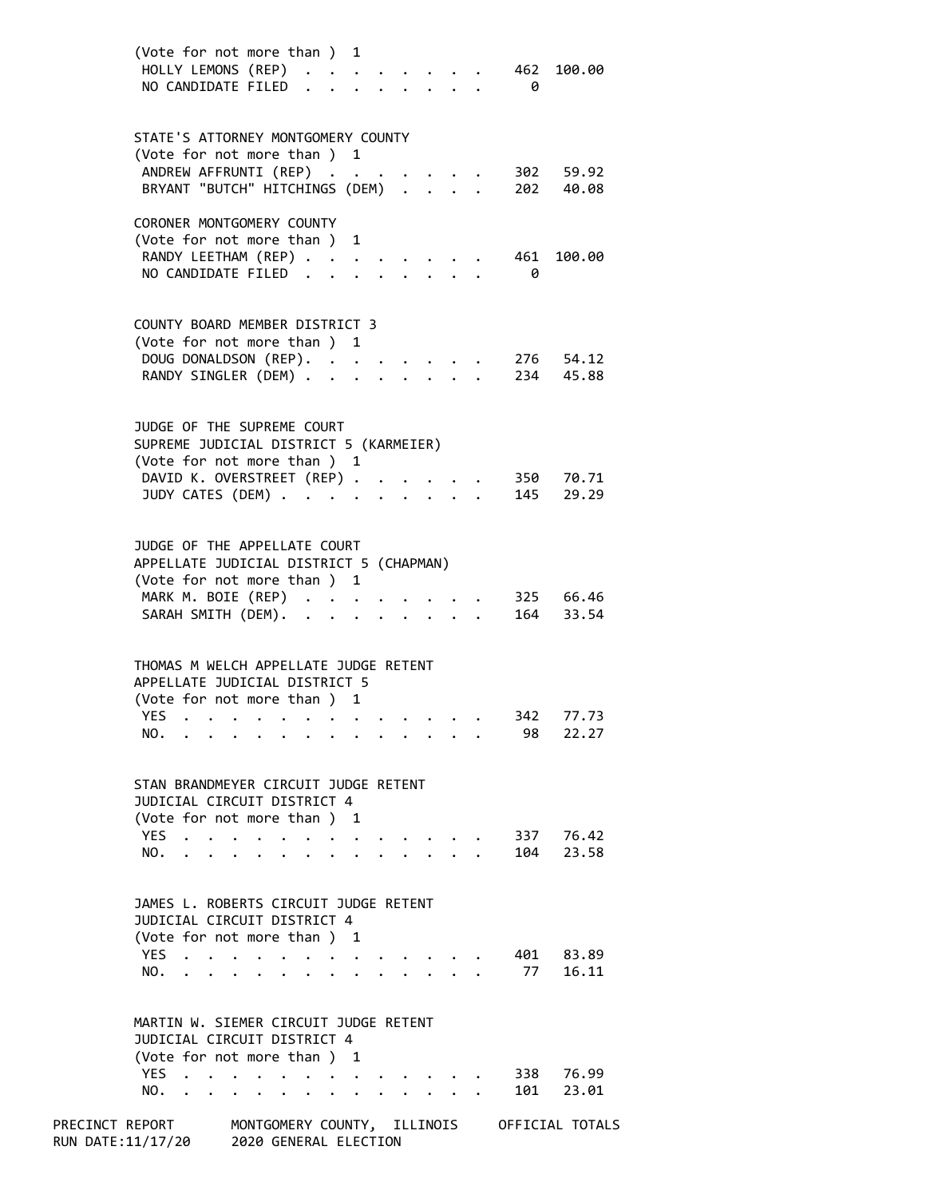(Vote for not more than ) 1

| | | |
|---|---|---|
| HOLLY LEMONS (REP) | 462 | 100.00 |
| NO CANDIDATE FILED | 0 | |

STATE'S ATTORNEY MONTGOMERY COUNTY
(Vote for not more than ) 1

| | | |
|---|---|---|
| ANDREW AFFRUNTI (REP) | 302 | 59.92 |
| BRYANT "BUTCH" HITCHINGS (DEM) | 202 | 40.08 |

CORONER MONTGOMERY COUNTY
(Vote for not more than ) 1

| | | |
|---|---|---|
| RANDY LEETHAM (REP) | 461 | 100.00 |
| NO CANDIDATE FILED | 0 | |

COUNTY BOARD MEMBER DISTRICT 3
(Vote for not more than ) 1

| | | |
|---|---|---|
| DOUG DONALDSON (REP). | 276 | 54.12 |
| RANDY SINGLER (DEM) | 234 | 45.88 |

JUDGE OF THE SUPREME COURT
SUPREME JUDICIAL DISTRICT 5 (KARMEIER)
(Vote for not more than ) 1

| | | |
|---|---|---|
| DAVID K. OVERSTREET (REP) | 350 | 70.71 |
| JUDY CATES (DEM) | 145 | 29.29 |

JUDGE OF THE APPELLATE COURT
APPELLATE JUDICIAL DISTRICT 5 (CHAPMAN)
(Vote for not more than ) 1

| | | |
|---|---|---|
| MARK M. BOIE (REP) | 325 | 66.46 |
| SARAH SMITH (DEM). | 164 | 33.54 |

THOMAS M WELCH APPELLATE JUDGE RETENT
APPELLATE JUDICIAL DISTRICT 5
(Vote for not more than ) 1

| | | |
|---|---|---|
| YES | 342 | 77.73 |
| NO. | 98 | 22.27 |

STAN BRANDMEYER CIRCUIT JUDGE RETENT
JUDICIAL CIRCUIT DISTRICT 4
(Vote for not more than ) 1

| | | |
|---|---|---|
| YES | 337 | 76.42 |
| NO. | 104 | 23.58 |

JAMES L. ROBERTS CIRCUIT JUDGE RETENT
JUDICIAL CIRCUIT DISTRICT 4
(Vote for not more than ) 1

| | | |
|---|---|---|
| YES | 401 | 83.89 |
| NO. | 77 | 16.11 |

MARTIN W. SIEMER CIRCUIT JUDGE RETENT
JUDICIAL CIRCUIT DISTRICT 4
(Vote for not more than ) 1

| | | |
|---|---|---|
| YES | 338 | 76.99 |
| NO. | 101 | 23.01 |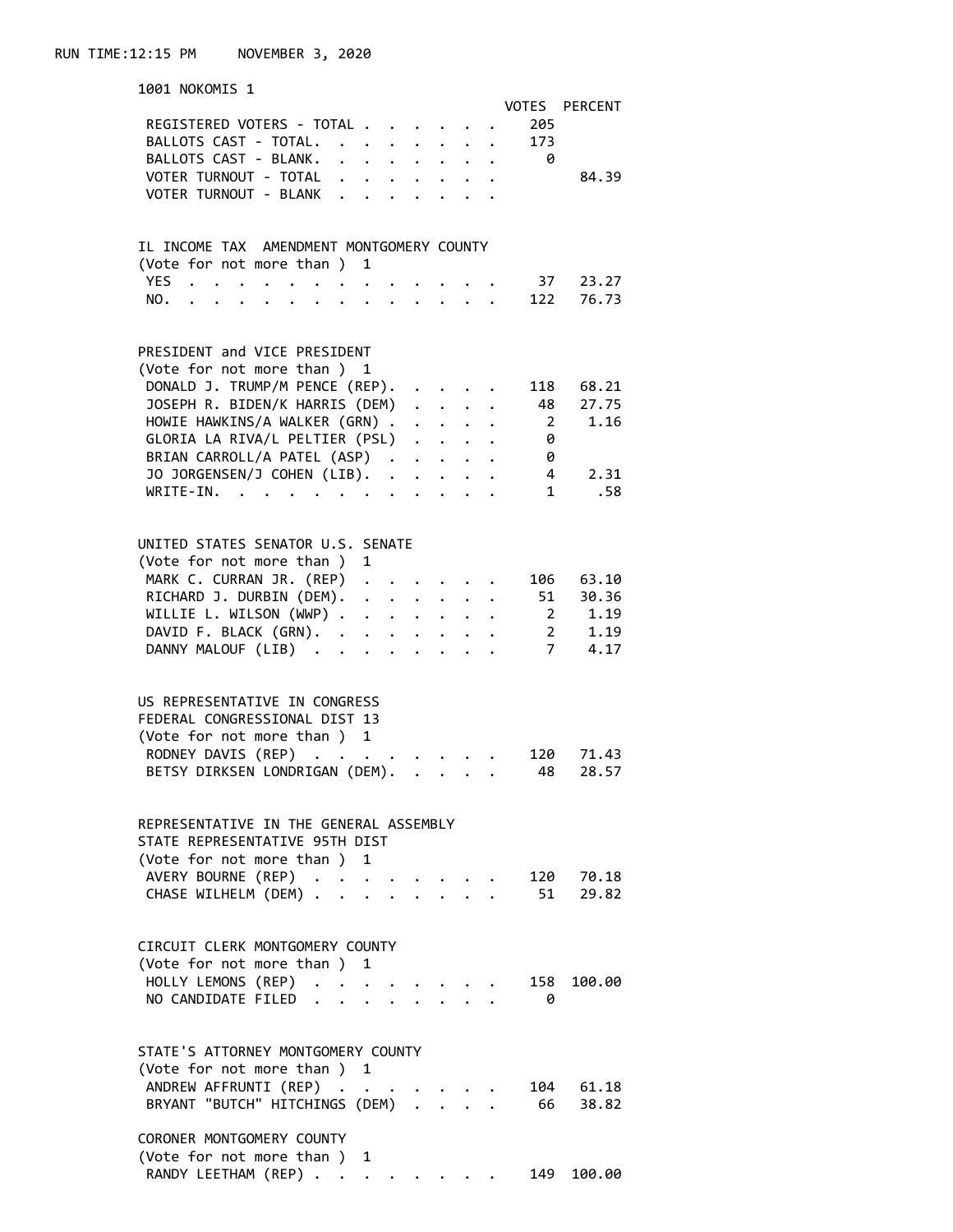RUN TIME:12:15 PM NOVEMBER 3, 2020

## 1001 NOKOMIS 1

| | VOTES | PERCENT |
|---|---|---|
| REGISTERED VOTERS - TOTAL | 205 | |
| BALLOTS CAST - TOTAL. | 173 | |
| BALLOTS CAST - BLANK. | 0 | |
| VOTER TURNOUT - TOTAL | | 84.39 |
| VOTER TURNOUT - BLANK | | |

### IL INCOME TAX AMENDMENT MONTGOMERY COUNTY
(Vote for not more than ) 1

| | VOTES | PERCENT |
|---|---|---|
| YES | 37 | 23.27 |
| NO. | 122 | 76.73 |

### PRESIDENT and VICE PRESIDENT
(Vote for not more than ) 1

| | VOTES | PERCENT |
|---|---|---|
| DONALD J. TRUMP/M PENCE (REP). | 118 | 68.21 |
| JOSEPH R. BIDEN/K HARRIS (DEM) | 48 | 27.75 |
| HOWIE HAWKINS/A WALKER (GRN) | 2 | 1.16 |
| GLORIA LA RIVA/L PELTIER (PSL) | 0 | |
| BRIAN CARROLL/A PATEL (ASP) | 0 | |
| JO JORGENSEN/J COHEN (LIB). | 4 | 2.31 |
| WRITE-IN. | 1 | .58 |

### UNITED STATES SENATOR U.S. SENATE
(Vote for not more than ) 1

| | VOTES | PERCENT |
|---|---|---|
| MARK C. CURRAN JR. (REP) | 106 | 63.10 |
| RICHARD J. DURBIN (DEM). | 51 | 30.36 |
| WILLIE L. WILSON (WWP) | 2 | 1.19 |
| DAVID F. BLACK (GRN). | 2 | 1.19 |
| DANNY MALOUF (LIB) | 7 | 4.17 |

### US REPRESENTATIVE IN CONGRESS
FEDERAL CONGRESSIONAL DIST 13
(Vote for not more than ) 1

| | VOTES | PERCENT |
|---|---|---|
| RODNEY DAVIS (REP) | 120 | 71.43 |
| BETSY DIRKSEN LONDRIGAN (DEM). | 48 | 28.57 |

### REPRESENTATIVE IN THE GENERAL ASSEMBLY
STATE REPRESENTATIVE 95TH DIST
(Vote for not more than ) 1

| | VOTES | PERCENT |
|---|---|---|
| AVERY BOURNE (REP) | 120 | 70.18 |
| CHASE WILHELM (DEM) | 51 | 29.82 |

### CIRCUIT CLERK MONTGOMERY COUNTY
(Vote for not more than ) 1

| | VOTES | PERCENT |
|---|---|---|
| HOLLY LEMONS (REP) | 158 | 100.00 |
| NO CANDIDATE FILED | 0 | |

### STATE'S ATTORNEY MONTGOMERY COUNTY
(Vote for not more than ) 1

| | VOTES | PERCENT |
|---|---|---|
| ANDREW AFFRUNTI (REP) | 104 | 61.18 |
| BRYANT "BUTCH" HITCHINGS (DEM) | 66 | 38.82 |

### CORONER MONTGOMERY COUNTY
(Vote for not more than ) 1

| | VOTES | PERCENT |
|---|---|---|
| RANDY LEETHAM (REP) | 149 | 100.00 |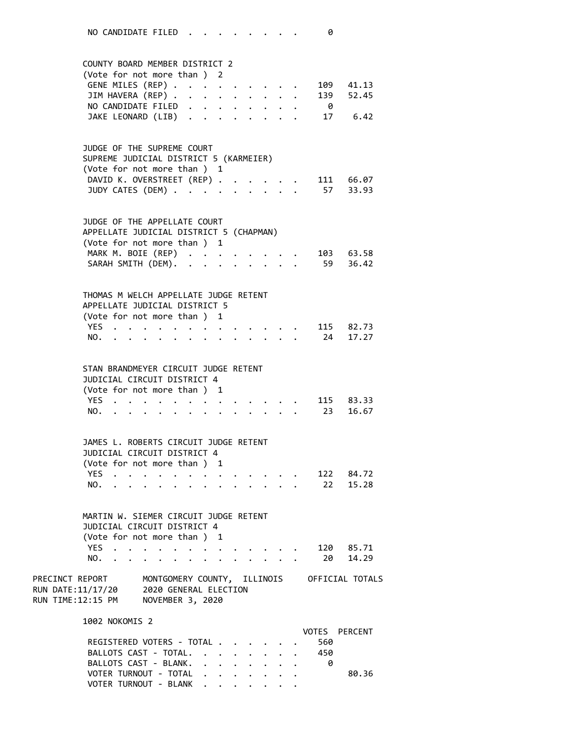| | | |
|---|---|---|
| NO CANDIDATE FILED | 0 | |

**COUNTY BOARD MEMBER DISTRICT 2**
(Vote for not more than ) 2

| | | |
|---|---|---|
| GENE MILES (REP) | 109 | 41.13 |
| JIM HAVERA (REP) | 139 | 52.45 |
| NO CANDIDATE FILED | 0 | |
| JAKE LEONARD (LIB) | 17 | 6.42 |

**JUDGE OF THE SUPREME COURT**
SUPREME JUDICIAL DISTRICT 5 (KARMEIER)
(Vote for not more than ) 1

| | | |
|---|---|---|
| DAVID K. OVERSTREET (REP) | 111 | 66.07 |
| JUDY CATES (DEM) | 57 | 33.93 |

**JUDGE OF THE APPELLATE COURT**
APPELLATE JUDICIAL DISTRICT 5 (CHAPMAN)
(Vote for not more than ) 1

| | | |
|---|---|---|
| MARK M. BOIE (REP) | 103 | 63.58 |
| SARAH SMITH (DEM). | 59 | 36.42 |

**THOMAS M WELCH APPELLATE JUDGE RETENT**
APPELLATE JUDICIAL DISTRICT 5
(Vote for not more than ) 1

| | | |
|---|---|---|
| YES | 115 | 82.73 |
| NO. | 24 | 17.27 |

**STAN BRANDMEYER CIRCUIT JUDGE RETENT**
JUDICIAL CIRCUIT DISTRICT 4
(Vote for not more than ) 1

| | | |
|---|---|---|
| YES | 115 | 83.33 |
| NO. | 23 | 16.67 |

**JAMES L. ROBERTS CIRCUIT JUDGE RETENT**
JUDICIAL CIRCUIT DISTRICT 4
(Vote for not more than ) 1

| | | |
|---|---|---|
| YES | 122 | 84.72 |
| NO. | 22 | 15.28 |

**MARTIN W. SIEMER CIRCUIT JUDGE RETENT**
JUDICIAL CIRCUIT DISTRICT 4
(Vote for not more than ) 1

| | | |
|---|---|---|
| YES | 120 | 85.71 |
| NO. | 20 | 14.29 |

PRECINCT REPORT — MONTGOMERY COUNTY, ILLINOIS — OFFICIAL TOTALS
RUN DATE:11/17/20 — 2020 GENERAL ELECTION
RUN TIME:12:15 PM — NOVEMBER 3, 2020

## 1002 NOKOMIS 2

| | VOTES | PERCENT |
|---|---|---|
| REGISTERED VOTERS - TOTAL | 560 | |
| BALLOTS CAST - TOTAL. | 450 | |
| BALLOTS CAST - BLANK. | 0 | |
| VOTER TURNOUT - TOTAL | | 80.36 |
| VOTER TURNOUT - BLANK | | |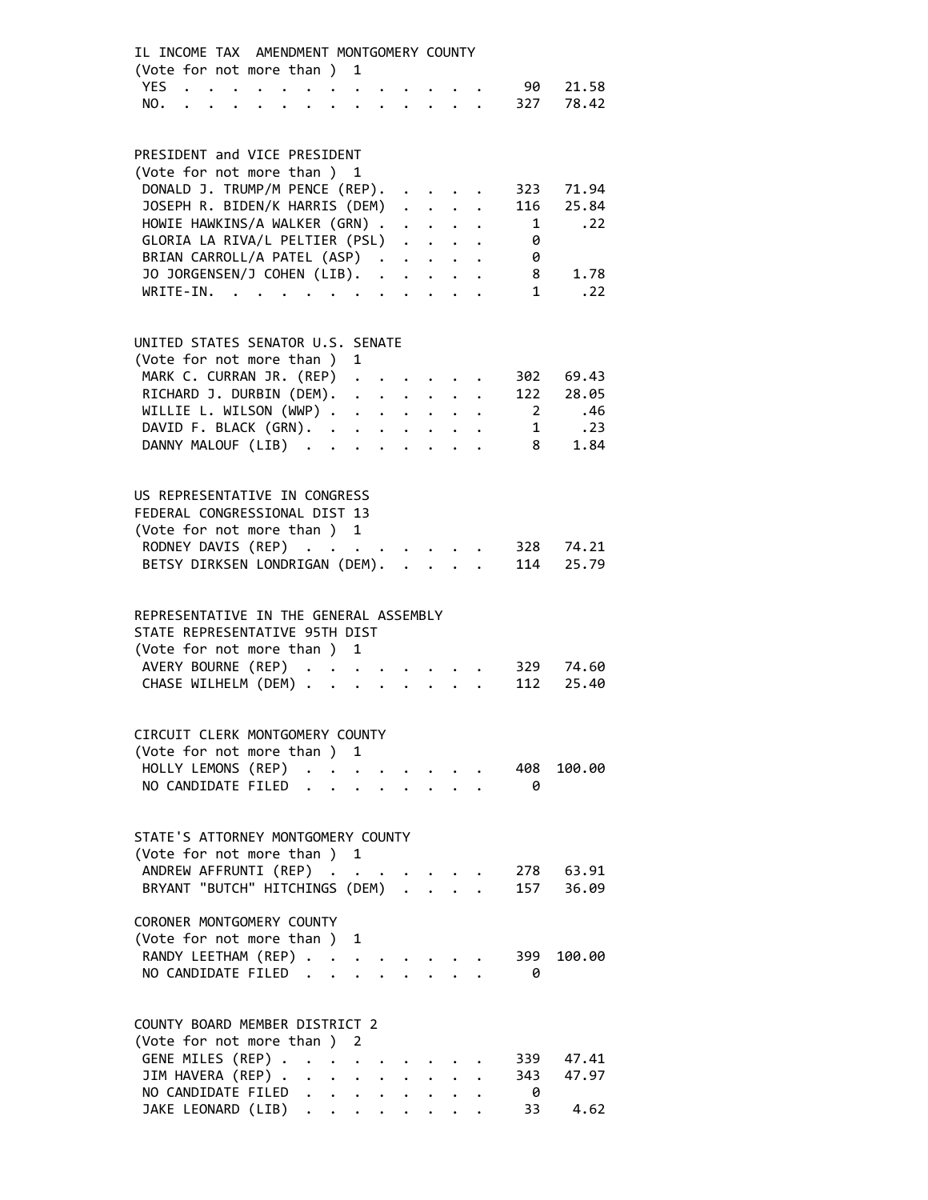IL INCOME TAX AMENDMENT MONTGOMERY COUNTY
(Vote for not more than ) 1

| | Votes | Percent |
|---|---|---|
| YES | 90 | 21.58 |
| NO. | 327 | 78.42 |

PRESIDENT and VICE PRESIDENT
(Vote for not more than ) 1

| | Votes | Percent |
|---|---|---|
| DONALD J. TRUMP/M PENCE (REP). | 323 | 71.94 |
| JOSEPH R. BIDEN/K HARRIS (DEM) | 116 | 25.84 |
| HOWIE HAWKINS/A WALKER (GRN) | 1 | .22 |
| GLORIA LA RIVA/L PELTIER (PSL) | 0 | |
| BRIAN CARROLL/A PATEL (ASP) | 0 | |
| JO JORGENSEN/J COHEN (LIB). | 8 | 1.78 |
| WRITE-IN. | 1 | .22 |

UNITED STATES SENATOR U.S. SENATE
(Vote for not more than ) 1

| | Votes | Percent |
|---|---|---|
| MARK C. CURRAN JR. (REP) | 302 | 69.43 |
| RICHARD J. DURBIN (DEM). | 122 | 28.05 |
| WILLIE L. WILSON (WWP) | 2 | .46 |
| DAVID F. BLACK (GRN). | 1 | .23 |
| DANNY MALOUF (LIB) | 8 | 1.84 |

US REPRESENTATIVE IN CONGRESS
FEDERAL CONGRESSIONAL DIST 13
(Vote for not more than ) 1

| | Votes | Percent |
|---|---|---|
| RODNEY DAVIS (REP) | 328 | 74.21 |
| BETSY DIRKSEN LONDRIGAN (DEM). | 114 | 25.79 |

REPRESENTATIVE IN THE GENERAL ASSEMBLY
STATE REPRESENTATIVE 95TH DIST
(Vote for not more than ) 1

| | Votes | Percent |
|---|---|---|
| AVERY BOURNE (REP) | 329 | 74.60 |
| CHASE WILHELM (DEM) | 112 | 25.40 |

CIRCUIT CLERK MONTGOMERY COUNTY
(Vote for not more than ) 1

| | Votes | Percent |
|---|---|---|
| HOLLY LEMONS (REP) | 408 | 100.00 |
| NO CANDIDATE FILED | 0 | |

STATE'S ATTORNEY MONTGOMERY COUNTY
(Vote for not more than ) 1

| | Votes | Percent |
|---|---|---|
| ANDREW AFFRUNTI (REP) | 278 | 63.91 |
| BRYANT "BUTCH" HITCHINGS (DEM) | 157 | 36.09 |

CORONER MONTGOMERY COUNTY
(Vote for not more than ) 1

| | Votes | Percent |
|---|---|---|
| RANDY LEETHAM (REP) | 399 | 100.00 |
| NO CANDIDATE FILED | 0 | |

COUNTY BOARD MEMBER DISTRICT 2
(Vote for not more than ) 2

| | Votes | Percent |
|---|---|---|
| GENE MILES (REP) | 339 | 47.41 |
| JIM HAVERA (REP) | 343 | 47.97 |
| NO CANDIDATE FILED | 0 | |
| JAKE LEONARD (LIB) | 33 | 4.62 |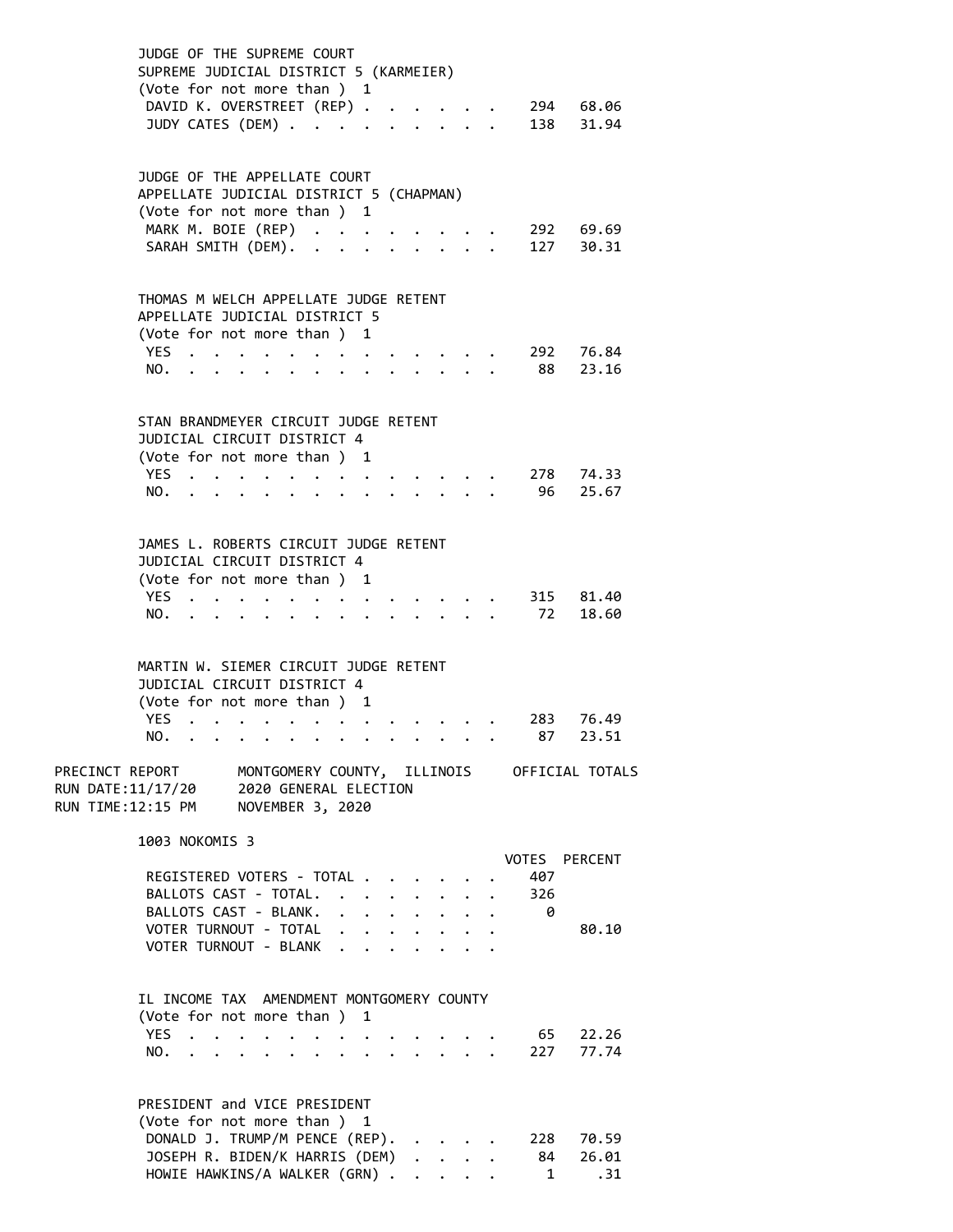### JUDGE OF THE SUPREME COURT
SUPREME JUDICIAL DISTRICT 5 (KARMEIER)
(Vote for not more than ) 1

| Candidate | Votes | Percent |
|---|---|---|
| DAVID K. OVERSTREET (REP) | 294 | 68.06 |
| JUDY CATES (DEM) | 138 | 31.94 |

### JUDGE OF THE APPELLATE COURT
APPELLATE JUDICIAL DISTRICT 5 (CHAPMAN)
(Vote for not more than ) 1

| Candidate | Votes | Percent |
|---|---|---|
| MARK M. BOIE (REP) | 292 | 69.69 |
| SARAH SMITH (DEM). | 127 | 30.31 |

### THOMAS M WELCH APPELLATE JUDGE RETENT
APPELLATE JUDICIAL DISTRICT 5
(Vote for not more than ) 1

| Choice | Votes | Percent |
|---|---|---|
| YES | 292 | 76.84 |
| NO. | 88 | 23.16 |

### STAN BRANDMEYER CIRCUIT JUDGE RETENT
JUDICIAL CIRCUIT DISTRICT 4
(Vote for not more than ) 1

| Choice | Votes | Percent |
|---|---|---|
| YES | 278 | 74.33 |
| NO. | 96 | 25.67 |

### JAMES L. ROBERTS CIRCUIT JUDGE RETENT
JUDICIAL CIRCUIT DISTRICT 4
(Vote for not more than ) 1

| Choice | Votes | Percent |
|---|---|---|
| YES | 315 | 81.40 |
| NO. | 72 | 18.60 |

### MARTIN W. SIEMER CIRCUIT JUDGE RETENT
JUDICIAL CIRCUIT DISTRICT 4
(Vote for not more than ) 1

| Choice | Votes | Percent |
|---|---|---|
| YES | 283 | 76.49 |
| NO. | 87 | 23.51 |

PRECINCT REPORT — MONTGOMERY COUNTY, ILLINOIS — OFFICIAL TOTALS
RUN DATE:11/17/20 — 2020 GENERAL ELECTION
RUN TIME:12:15 PM — NOVEMBER 3, 2020

## 1003 NOKOMIS 3

| | VOTES | PERCENT |
|---|---|---|
| REGISTERED VOTERS - TOTAL | 407 | |
| BALLOTS CAST - TOTAL. | 326 | |
| BALLOTS CAST - BLANK. | 0 | |
| VOTER TURNOUT - TOTAL | | 80.10 |
| VOTER TURNOUT - BLANK | | |

### IL INCOME TAX AMENDMENT MONTGOMERY COUNTY
(Vote for not more than ) 1

| Choice | Votes | Percent |
|---|---|---|
| YES | 65 | 22.26 |
| NO. | 227 | 77.74 |

### PRESIDENT and VICE PRESIDENT
(Vote for not more than ) 1

| Candidate | Votes | Percent |
|---|---|---|
| DONALD J. TRUMP/M PENCE (REP). | 228 | 70.59 |
| JOSEPH R. BIDEN/K HARRIS (DEM) | 84 | 26.01 |
| HOWIE HAWKINS/A WALKER (GRN) | 1 | .31 |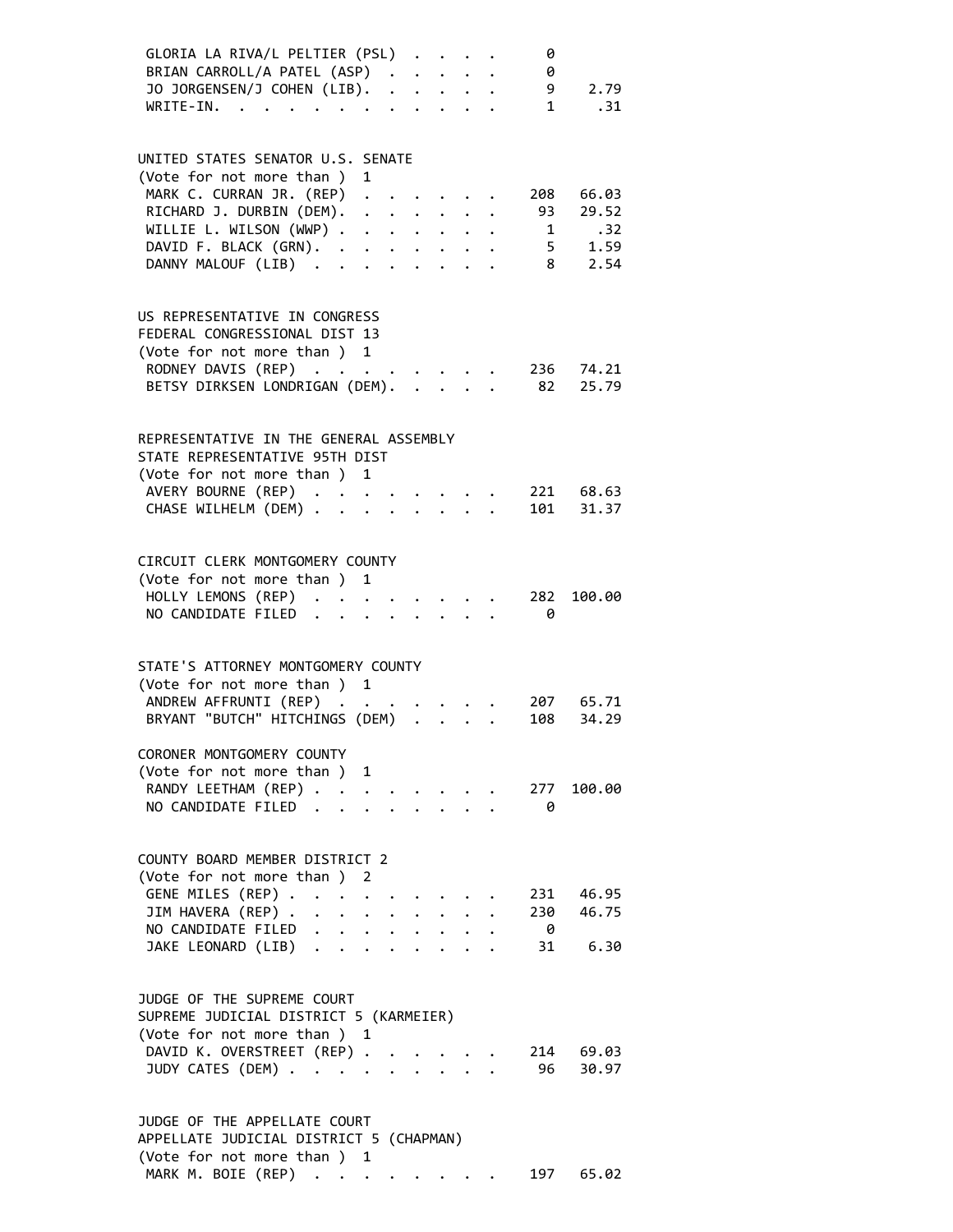| Candidate | Votes | Percent |
|---|---|---|
| GLORIA LA RIVA/L PELTIER (PSL) | 0 | |
| BRIAN CARROLL/A PATEL (ASP) | 0 | |
| JO JORGENSEN/J COHEN (LIB). | 9 | 2.79 |
| WRITE-IN. | 1 | .31 |

UNITED STATES SENATOR U.S. SENATE
(Vote for not more than ) 1

| Candidate | Votes | Percent |
|---|---|---|
| MARK C. CURRAN JR. (REP) | 208 | 66.03 |
| RICHARD J. DURBIN (DEM). | 93 | 29.52 |
| WILLIE L. WILSON (WWP) | 1 | .32 |
| DAVID F. BLACK (GRN). | 5 | 1.59 |
| DANNY MALOUF (LIB) | 8 | 2.54 |

US REPRESENTATIVE IN CONGRESS
FEDERAL CONGRESSIONAL DIST 13
(Vote for not more than ) 1

| Candidate | Votes | Percent |
|---|---|---|
| RODNEY DAVIS (REP) | 236 | 74.21 |
| BETSY DIRKSEN LONDRIGAN (DEM). | 82 | 25.79 |

REPRESENTATIVE IN THE GENERAL ASSEMBLY
STATE REPRESENTATIVE 95TH DIST
(Vote for not more than ) 1

| Candidate | Votes | Percent |
|---|---|---|
| AVERY BOURNE (REP) | 221 | 68.63 |
| CHASE WILHELM (DEM) | 101 | 31.37 |

CIRCUIT CLERK MONTGOMERY COUNTY
(Vote for not more than ) 1

| Candidate | Votes | Percent |
|---|---|---|
| HOLLY LEMONS (REP) | 282 | 100.00 |
| NO CANDIDATE FILED | 0 | |

STATE'S ATTORNEY MONTGOMERY COUNTY
(Vote for not more than ) 1

| Candidate | Votes | Percent |
|---|---|---|
| ANDREW AFFRUNTI (REP) | 207 | 65.71 |
| BRYANT "BUTCH" HITCHINGS (DEM) | 108 | 34.29 |

CORONER MONTGOMERY COUNTY
(Vote for not more than ) 1

| Candidate | Votes | Percent |
|---|---|---|
| RANDY LEETHAM (REP) | 277 | 100.00 |
| NO CANDIDATE FILED | 0 | |

COUNTY BOARD MEMBER DISTRICT 2
(Vote for not more than ) 2

| Candidate | Votes | Percent |
|---|---|---|
| GENE MILES (REP) | 231 | 46.95 |
| JIM HAVERA (REP) | 230 | 46.75 |
| NO CANDIDATE FILED | 0 | |
| JAKE LEONARD (LIB) | 31 | 6.30 |

JUDGE OF THE SUPREME COURT
SUPREME JUDICIAL DISTRICT 5 (KARMEIER)
(Vote for not more than ) 1

| Candidate | Votes | Percent |
|---|---|---|
| DAVID K. OVERSTREET (REP) | 214 | 69.03 |
| JUDY CATES (DEM) | 96 | 30.97 |

JUDGE OF THE APPELLATE COURT
APPELLATE JUDICIAL DISTRICT 5 (CHAPMAN)
(Vote for not more than ) 1

| Candidate | Votes | Percent |
|---|---|---|
| MARK M. BOIE (REP) | 197 | 65.02 |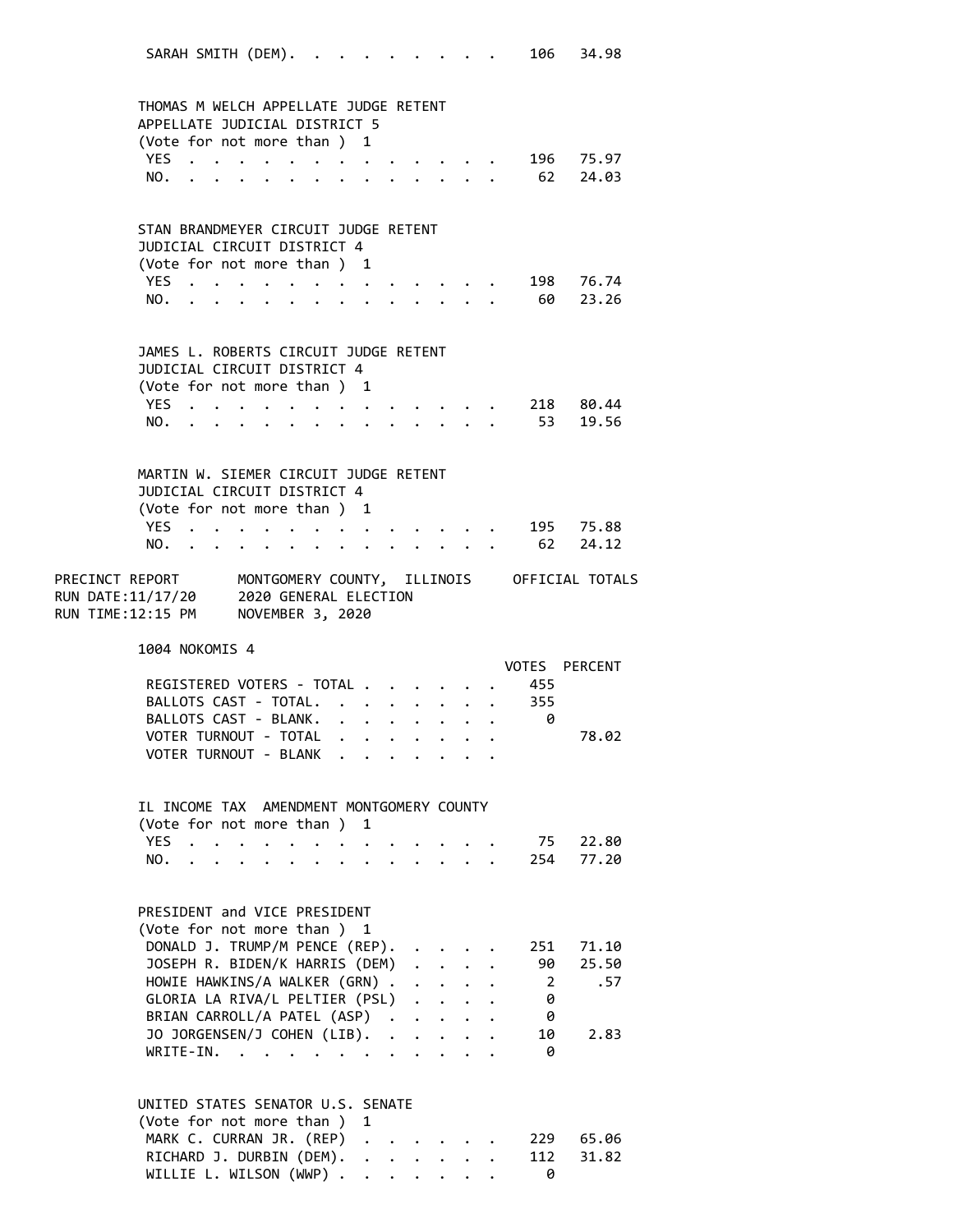| | | |
|---|---|---|
| SARAH SMITH (DEM) | 106 | 34.98 |

THOMAS M WELCH APPELLATE JUDGE RETENT
APPELLATE JUDICIAL DISTRICT 5
(Vote for not more than ) 1

| | | |
|---|---|---|
| YES | 196 | 75.97 |
| NO. | 62 | 24.03 |

STAN BRANDMEYER CIRCUIT JUDGE RETENT
JUDICIAL CIRCUIT DISTRICT 4
(Vote for not more than ) 1

| | | |
|---|---|---|
| YES | 198 | 76.74 |
| NO. | 60 | 23.26 |

JAMES L. ROBERTS CIRCUIT JUDGE RETENT
JUDICIAL CIRCUIT DISTRICT 4
(Vote for not more than ) 1

| | | |
|---|---|---|
| YES | 218 | 80.44 |
| NO. | 53 | 19.56 |

MARTIN W. SIEMER CIRCUIT JUDGE RETENT
JUDICIAL CIRCUIT DISTRICT 4
(Vote for not more than ) 1

| | | |
|---|---|---|
| YES | 195 | 75.88 |
| NO. | 62 | 24.12 |

PRECINCT REPORT — MONTGOMERY COUNTY, ILLINOIS — OFFICIAL TOTALS
RUN DATE:11/17/20 — 2020 GENERAL ELECTION
RUN TIME:12:15 PM — NOVEMBER 3, 2020

## 1004 NOKOMIS 4

| | VOTES | PERCENT |
|---|---|---|
| REGISTERED VOTERS - TOTAL | 455 | |
| BALLOTS CAST - TOTAL. | 355 | |
| BALLOTS CAST - BLANK. | 0 | |
| VOTER TURNOUT - TOTAL | | 78.02 |
| VOTER TURNOUT - BLANK | | |

IL INCOME TAX AMENDMENT MONTGOMERY COUNTY
(Vote for not more than ) 1

| | | |
|---|---|---|
| YES | 75 | 22.80 |
| NO. | 254 | 77.20 |

PRESIDENT and VICE PRESIDENT
(Vote for not more than ) 1

| | | |
|---|---|---|
| DONALD J. TRUMP/M PENCE (REP). | 251 | 71.10 |
| JOSEPH R. BIDEN/K HARRIS (DEM) | 90 | 25.50 |
| HOWIE HAWKINS/A WALKER (GRN) | 2 | .57 |
| GLORIA LA RIVA/L PELTIER (PSL) | 0 | |
| BRIAN CARROLL/A PATEL (ASP) | 0 | |
| JO JORGENSEN/J COHEN (LIB). | 10 | 2.83 |
| WRITE-IN. | 0 | |

UNITED STATES SENATOR U.S. SENATE
(Vote for not more than ) 1

| | | |
|---|---|---|
| MARK C. CURRAN JR. (REP) | 229 | 65.06 |
| RICHARD J. DURBIN (DEM). | 112 | 31.82 |
| WILLIE L. WILSON (WWP) | 0 | |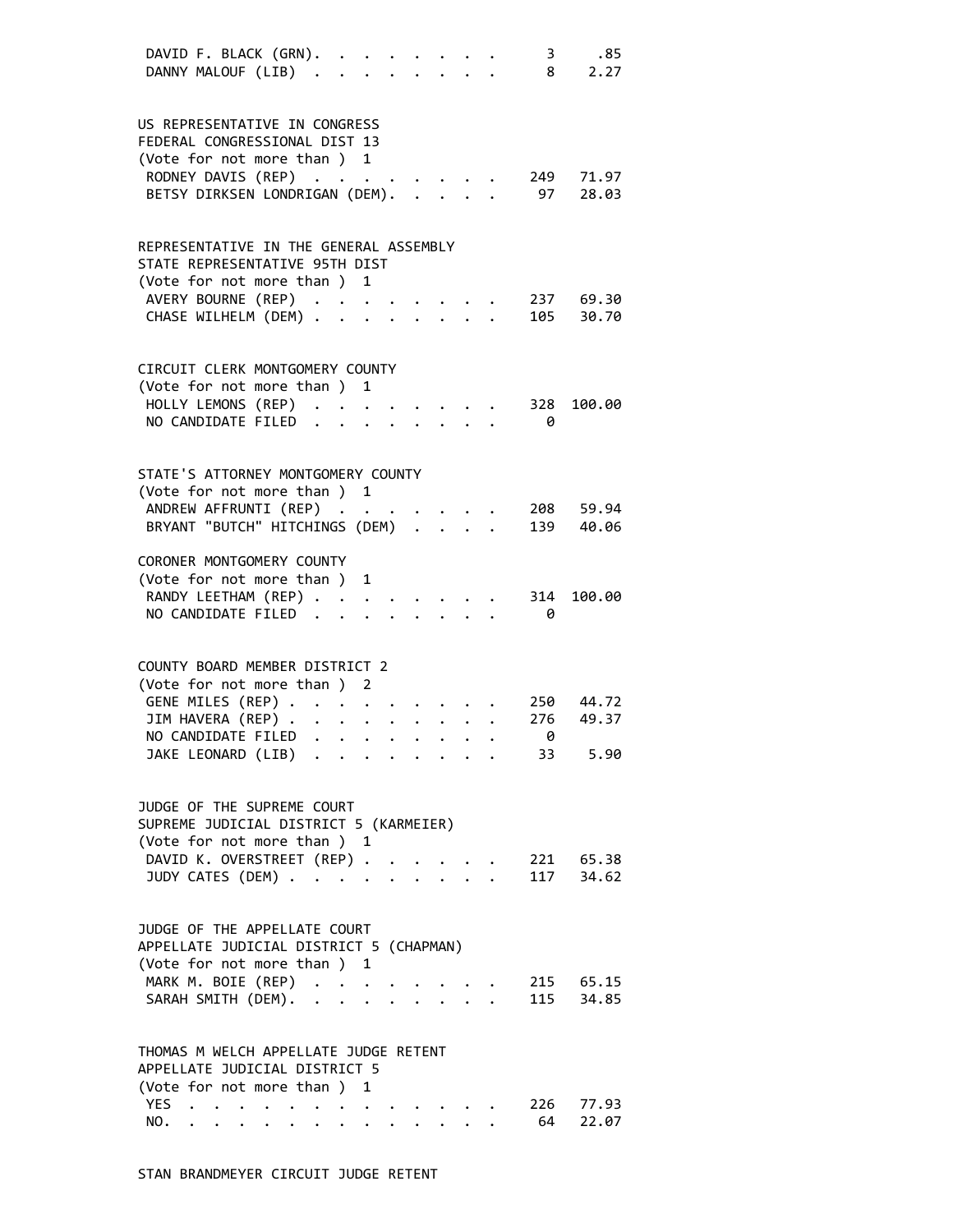| Candidate | Votes | Percent |
|---|---|---|
| DAVID F. BLACK (GRN) | 3 | .85 |
| DANNY MALOUF (LIB) | 8 | 2.27 |

US REPRESENTATIVE IN CONGRESS
FEDERAL CONGRESSIONAL DIST 13
(Vote for not more than ) 1

| Candidate | Votes | Percent |
|---|---|---|
| RODNEY DAVIS (REP) | 249 | 71.97 |
| BETSY DIRKSEN LONDRIGAN (DEM) | 97 | 28.03 |

REPRESENTATIVE IN THE GENERAL ASSEMBLY
STATE REPRESENTATIVE 95TH DIST
(Vote for not more than ) 1

| Candidate | Votes | Percent |
|---|---|---|
| AVERY BOURNE (REP) | 237 | 69.30 |
| CHASE WILHELM (DEM) | 105 | 30.70 |

CIRCUIT CLERK MONTGOMERY COUNTY
(Vote for not more than ) 1

| Candidate | Votes | Percent |
|---|---|---|
| HOLLY LEMONS (REP) | 328 | 100.00 |
| NO CANDIDATE FILED | 0 | |

STATE'S ATTORNEY MONTGOMERY COUNTY
(Vote for not more than ) 1

| Candidate | Votes | Percent |
|---|---|---|
| ANDREW AFFRUNTI (REP) | 208 | 59.94 |
| BRYANT "BUTCH" HITCHINGS (DEM) | 139 | 40.06 |

CORONER MONTGOMERY COUNTY
(Vote for not more than ) 1

| Candidate | Votes | Percent |
|---|---|---|
| RANDY LEETHAM (REP) | 314 | 100.00 |
| NO CANDIDATE FILED | 0 | |

COUNTY BOARD MEMBER DISTRICT 2
(Vote for not more than ) 2

| Candidate | Votes | Percent |
|---|---|---|
| GENE MILES (REP) | 250 | 44.72 |
| JIM HAVERA (REP) | 276 | 49.37 |
| NO CANDIDATE FILED | 0 | |
| JAKE LEONARD (LIB) | 33 | 5.90 |

JUDGE OF THE SUPREME COURT
SUPREME JUDICIAL DISTRICT 5 (KARMEIER)
(Vote for not more than ) 1

| Candidate | Votes | Percent |
|---|---|---|
| DAVID K. OVERSTREET (REP) | 221 | 65.38 |
| JUDY CATES (DEM) | 117 | 34.62 |

JUDGE OF THE APPELLATE COURT
APPELLATE JUDICIAL DISTRICT 5 (CHAPMAN)
(Vote for not more than ) 1

| Candidate | Votes | Percent |
|---|---|---|
| MARK M. BOIE (REP) | 215 | 65.15 |
| SARAH SMITH (DEM) | 115 | 34.85 |

THOMAS M WELCH APPELLATE JUDGE RETENT
APPELLATE JUDICIAL DISTRICT 5
(Vote for not more than ) 1

| Choice | Votes | Percent |
|---|---|---|
| YES | 226 | 77.93 |
| NO | 64 | 22.07 |

STAN BRANDMEYER CIRCUIT JUDGE RETENT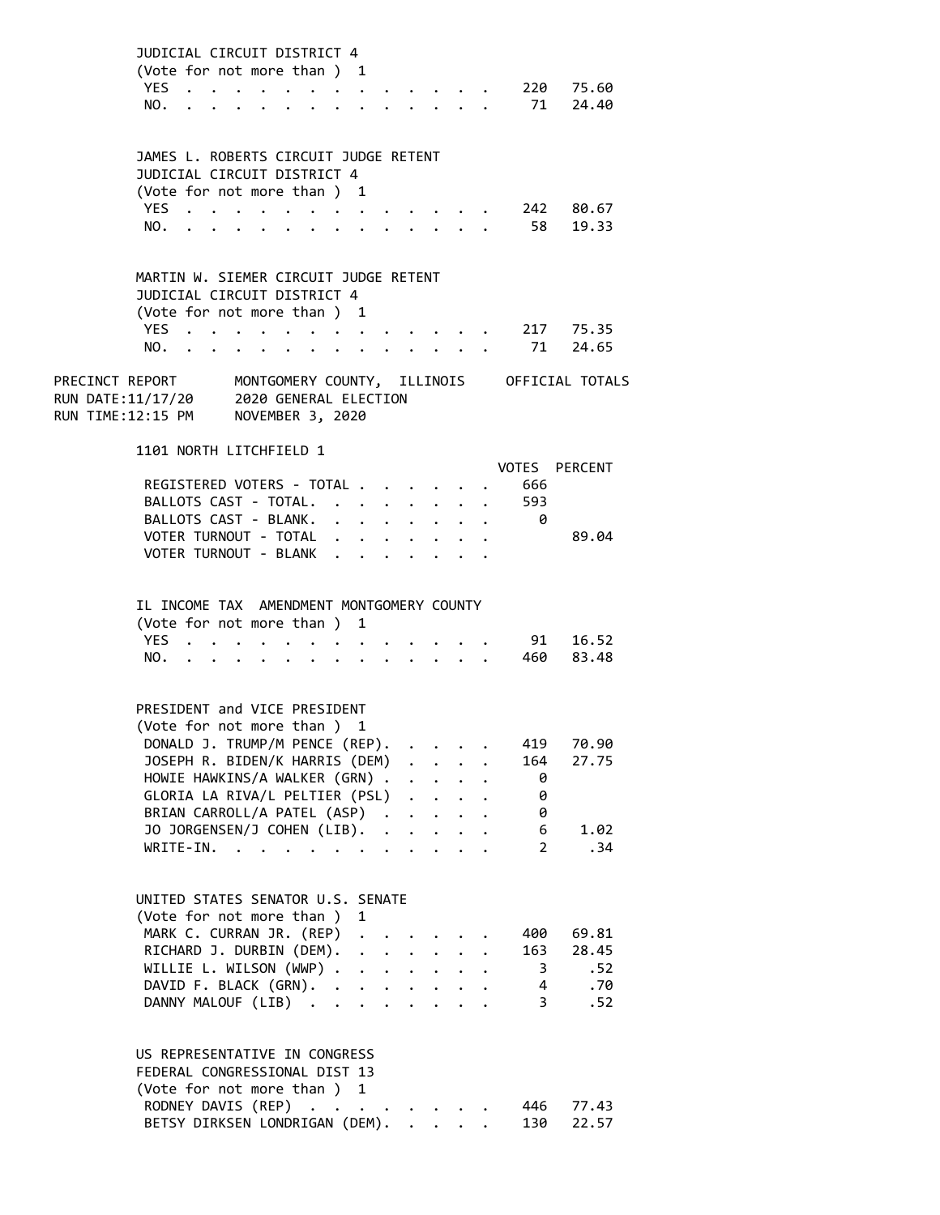JUDICIAL CIRCUIT DISTRICT 4
(Vote for not more than ) 1

| | VOTES | PERCENT |
|---|---|---|
| YES | 220 | 75.60 |
| NO. | 71 | 24.40 |

JAMES L. ROBERTS CIRCUIT JUDGE RETENT
JUDICIAL CIRCUIT DISTRICT 4
(Vote for not more than ) 1

| | VOTES | PERCENT |
|---|---|---|
| YES | 242 | 80.67 |
| NO. | 58 | 19.33 |

MARTIN W. SIEMER CIRCUIT JUDGE RETENT
JUDICIAL CIRCUIT DISTRICT 4
(Vote for not more than ) 1

| | VOTES | PERCENT |
|---|---|---|
| YES | 217 | 75.35 |
| NO. | 71 | 24.65 |

PRECINCT REPORT MONTGOMERY COUNTY, ILLINOIS OFFICIAL TOTALS
RUN DATE:11/17/20 2020 GENERAL ELECTION
RUN TIME:12:15 PM NOVEMBER 3, 2020

## 1101 NORTH LITCHFIELD 1

| | VOTES | PERCENT |
|---|---|---|
| REGISTERED VOTERS - TOTAL | 666 | |
| BALLOTS CAST - TOTAL. | 593 | |
| BALLOTS CAST - BLANK. | 0 | |
| VOTER TURNOUT - TOTAL | | 89.04 |
| VOTER TURNOUT - BLANK | | |

IL INCOME TAX AMENDMENT MONTGOMERY COUNTY
(Vote for not more than ) 1

| | VOTES | PERCENT |
|---|---|---|
| YES | 91 | 16.52 |
| NO. | 460 | 83.48 |

PRESIDENT and VICE PRESIDENT
(Vote for not more than ) 1

| | VOTES | PERCENT |
|---|---|---|
| DONALD J. TRUMP/M PENCE (REP). | 419 | 70.90 |
| JOSEPH R. BIDEN/K HARRIS (DEM) | 164 | 27.75 |
| HOWIE HAWKINS/A WALKER (GRN) | 0 | |
| GLORIA LA RIVA/L PELTIER (PSL) | 0 | |
| BRIAN CARROLL/A PATEL (ASP) | 0 | |
| JO JORGENSEN/J COHEN (LIB). | 6 | 1.02 |
| WRITE-IN. | 2 | .34 |

UNITED STATES SENATOR U.S. SENATE
(Vote for not more than ) 1

| | VOTES | PERCENT |
|---|---|---|
| MARK C. CURRAN JR. (REP) | 400 | 69.81 |
| RICHARD J. DURBIN (DEM). | 163 | 28.45 |
| WILLIE L. WILSON (WWP) | 3 | .52 |
| DAVID F. BLACK (GRN). | 4 | .70 |
| DANNY MALOUF (LIB) | 3 | .52 |

US REPRESENTATIVE IN CONGRESS
FEDERAL CONGRESSIONAL DIST 13
(Vote for not more than ) 1

| | VOTES | PERCENT |
|---|---|---|
| RODNEY DAVIS (REP) | 446 | 77.43 |
| BETSY DIRKSEN LONDRIGAN (DEM). | 130 | 22.57 |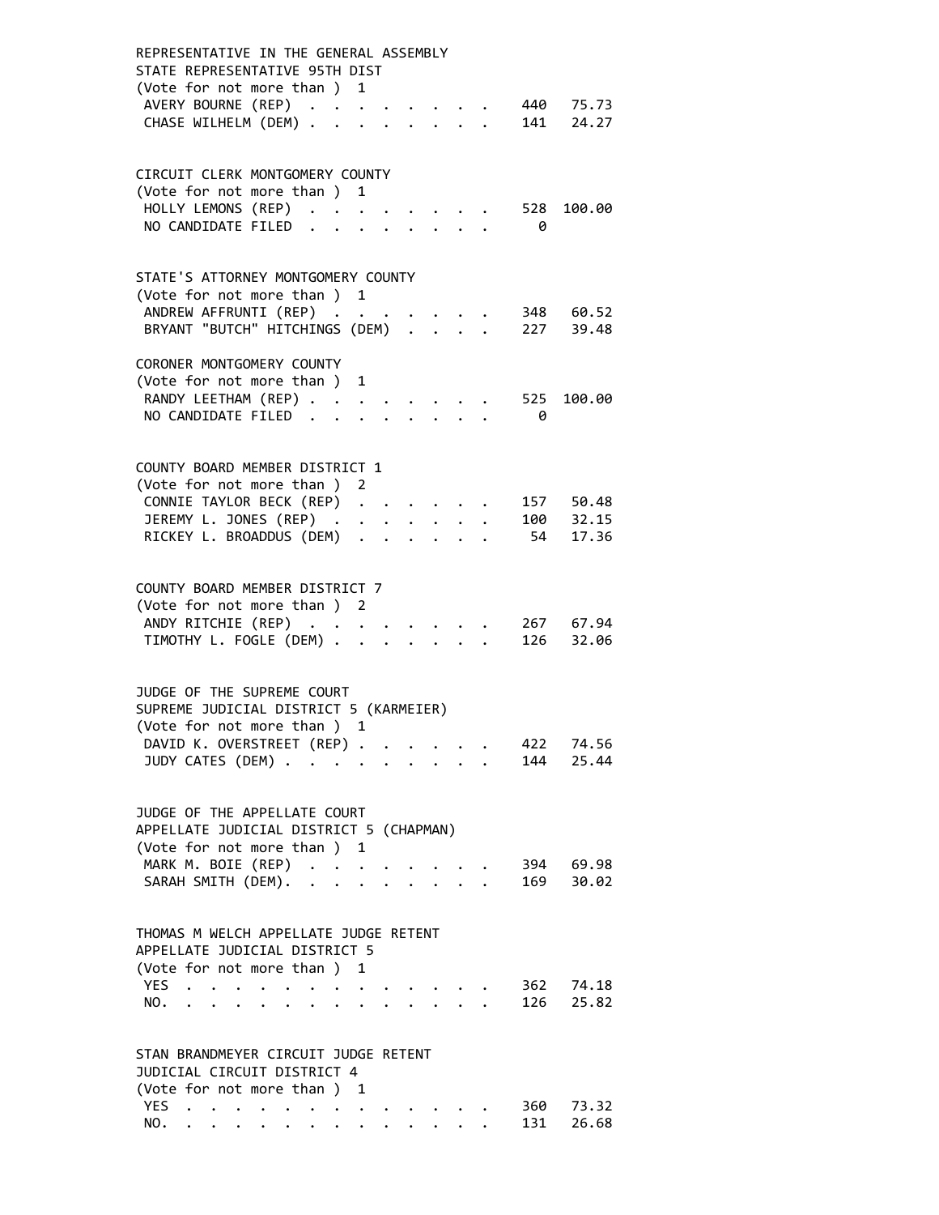REPRESENTATIVE IN THE GENERAL ASSEMBLY
STATE REPRESENTATIVE 95TH DIST
(Vote for not more than ) 1

| Candidate | Votes | Percent |
|---|---|---|
| AVERY BOURNE (REP) | 440 | 75.73 |
| CHASE WILHELM (DEM) | 141 | 24.27 |

CIRCUIT CLERK MONTGOMERY COUNTY
(Vote for not more than ) 1

| Candidate | Votes | Percent |
|---|---|---|
| HOLLY LEMONS (REP) | 528 | 100.00 |
| NO CANDIDATE FILED | 0 | |

STATE'S ATTORNEY MONTGOMERY COUNTY
(Vote for not more than ) 1

| Candidate | Votes | Percent |
|---|---|---|
| ANDREW AFFRUNTI (REP) | 348 | 60.52 |
| BRYANT "BUTCH" HITCHINGS (DEM) | 227 | 39.48 |

CORONER MONTGOMERY COUNTY
(Vote for not more than ) 1

| Candidate | Votes | Percent |
|---|---|---|
| RANDY LEETHAM (REP) | 525 | 100.00 |
| NO CANDIDATE FILED | 0 | |

COUNTY BOARD MEMBER DISTRICT 1
(Vote for not more than ) 2

| Candidate | Votes | Percent |
|---|---|---|
| CONNIE TAYLOR BECK (REP) | 157 | 50.48 |
| JEREMY L. JONES (REP) | 100 | 32.15 |
| RICKEY L. BROADDUS (DEM) | 54 | 17.36 |

COUNTY BOARD MEMBER DISTRICT 7
(Vote for not more than ) 2

| Candidate | Votes | Percent |
|---|---|---|
| ANDY RITCHIE (REP) | 267 | 67.94 |
| TIMOTHY L. FOGLE (DEM) | 126 | 32.06 |

JUDGE OF THE SUPREME COURT
SUPREME JUDICIAL DISTRICT 5 (KARMEIER)
(Vote for not more than ) 1

| Candidate | Votes | Percent |
|---|---|---|
| DAVID K. OVERSTREET (REP) | 422 | 74.56 |
| JUDY CATES (DEM) | 144 | 25.44 |

JUDGE OF THE APPELLATE COURT
APPELLATE JUDICIAL DISTRICT 5 (CHAPMAN)
(Vote for not more than ) 1

| Candidate | Votes | Percent |
|---|---|---|
| MARK M. BOIE (REP) | 394 | 69.98 |
| SARAH SMITH (DEM). | 169 | 30.02 |

THOMAS M WELCH APPELLATE JUDGE RETENT
APPELLATE JUDICIAL DISTRICT 5
(Vote for not more than ) 1

| Choice | Votes | Percent |
|---|---|---|
| YES | 362 | 74.18 |
| NO. | 126 | 25.82 |

STAN BRANDMEYER CIRCUIT JUDGE RETENT
JUDICIAL CIRCUIT DISTRICT 4
(Vote for not more than ) 1

| Choice | Votes | Percent |
|---|---|---|
| YES | 360 | 73.32 |
| NO. | 131 | 26.68 |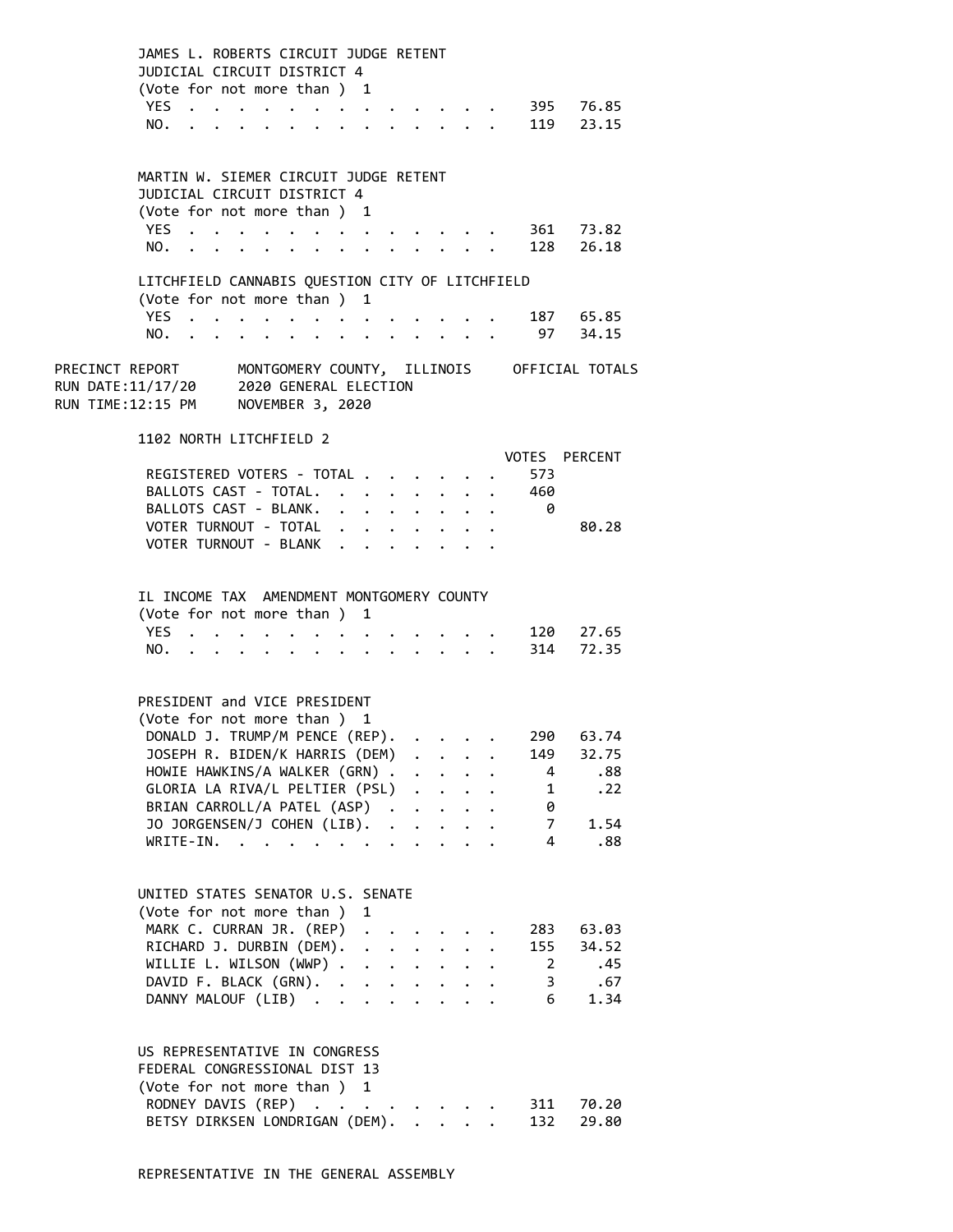JAMES L. ROBERTS CIRCUIT JUDGE RETENT
JUDICIAL CIRCUIT DISTRICT 4
(Vote for not more than ) 1

| | | |
|---|---|---|
| YES | 395 | 76.85 |
| NO. | 119 | 23.15 |

MARTIN W. SIEMER CIRCUIT JUDGE RETENT
JUDICIAL CIRCUIT DISTRICT 4
(Vote for not more than ) 1

| | | |
|---|---|---|
| YES | 361 | 73.82 |
| NO. | 128 | 26.18 |

LITCHFIELD CANNABIS QUESTION CITY OF LITCHFIELD
(Vote for not more than ) 1

| | | |
|---|---|---|
| YES | 187 | 65.85 |
| NO. | 97 | 34.15 |

PRECINCT REPORT — MONTGOMERY COUNTY, ILLINOIS — OFFICIAL TOTALS
RUN DATE:11/17/20 — 2020 GENERAL ELECTION
RUN TIME:12:15 PM — NOVEMBER 3, 2020

## 1102 NORTH LITCHFIELD 2

| | VOTES | PERCENT |
|---|---|---|
| REGISTERED VOTERS - TOTAL | 573 | |
| BALLOTS CAST - TOTAL. | 460 | |
| BALLOTS CAST - BLANK. | 0 | |
| VOTER TURNOUT - TOTAL | | 80.28 |
| VOTER TURNOUT - BLANK | | |

IL INCOME TAX AMENDMENT MONTGOMERY COUNTY
(Vote for not more than ) 1

| | | |
|---|---|---|
| YES | 120 | 27.65 |
| NO. | 314 | 72.35 |

PRESIDENT and VICE PRESIDENT
(Vote for not more than ) 1

| | | |
|---|---|---|
| DONALD J. TRUMP/M PENCE (REP). | 290 | 63.74 |
| JOSEPH R. BIDEN/K HARRIS (DEM) | 149 | 32.75 |
| HOWIE HAWKINS/A WALKER (GRN) | 4 | .88 |
| GLORIA LA RIVA/L PELTIER (PSL) | 1 | .22 |
| BRIAN CARROLL/A PATEL (ASP) | 0 | |
| JO JORGENSEN/J COHEN (LIB). | 7 | 1.54 |
| WRITE-IN. | 4 | .88 |

UNITED STATES SENATOR U.S. SENATE
(Vote for not more than ) 1

| | | |
|---|---|---|
| MARK C. CURRAN JR. (REP) | 283 | 63.03 |
| RICHARD J. DURBIN (DEM). | 155 | 34.52 |
| WILLIE L. WILSON (WWP) | 2 | .45 |
| DAVID F. BLACK (GRN). | 3 | .67 |
| DANNY MALOUF (LIB) | 6 | 1.34 |

US REPRESENTATIVE IN CONGRESS
FEDERAL CONGRESSIONAL DIST 13
(Vote for not more than ) 1

| | | |
|---|---|---|
| RODNEY DAVIS (REP) | 311 | 70.20 |
| BETSY DIRKSEN LONDRIGAN (DEM). | 132 | 29.80 |

REPRESENTATIVE IN THE GENERAL ASSEMBLY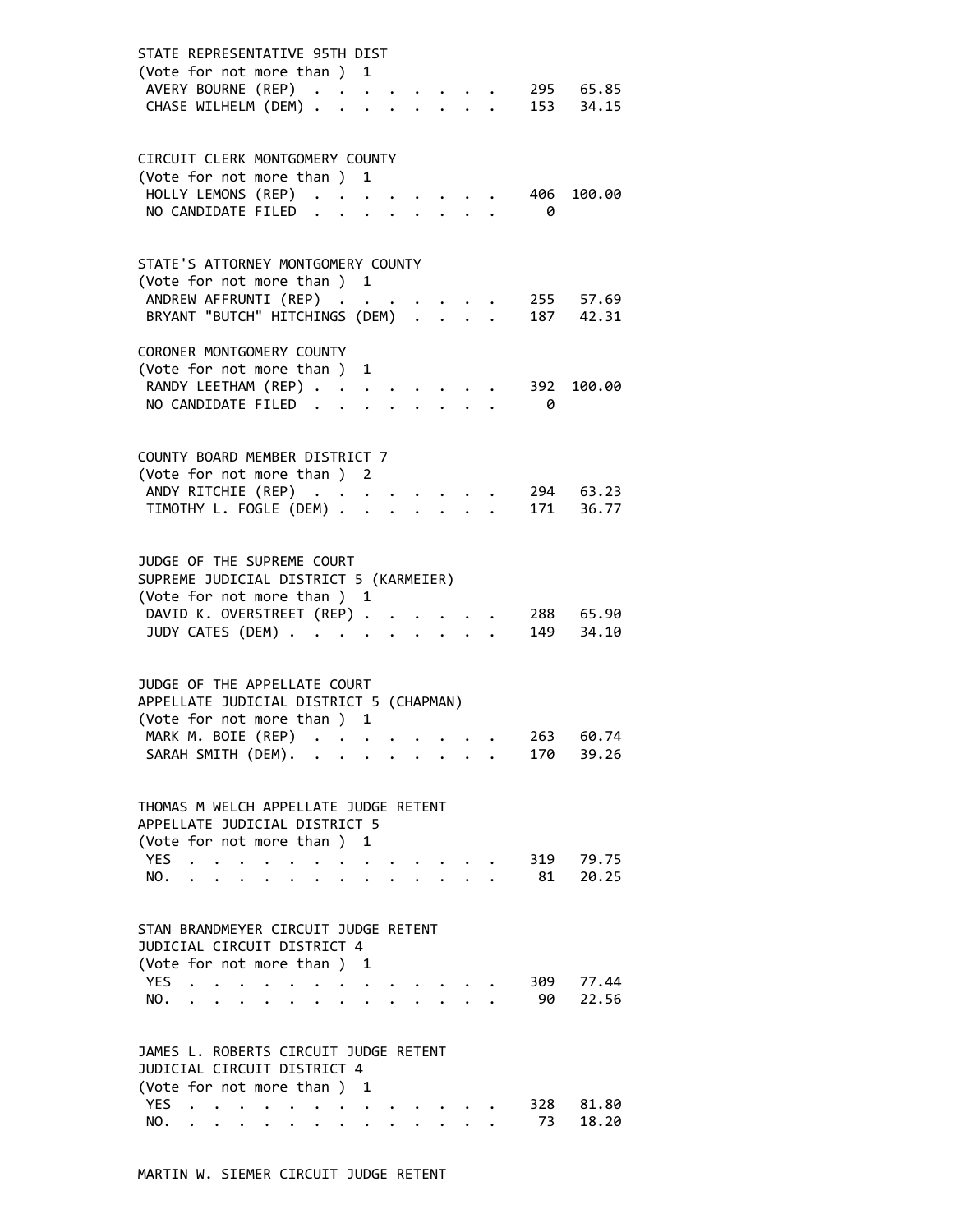STATE REPRESENTATIVE 95TH DIST
(Vote for not more than ) 1

| Candidate | Votes | Percent |
|---|---|---|
| AVERY BOURNE (REP) | 295 | 65.85 |
| CHASE WILHELM (DEM) | 153 | 34.15 |

CIRCUIT CLERK MONTGOMERY COUNTY
(Vote for not more than ) 1

| Candidate | Votes | Percent |
|---|---|---|
| HOLLY LEMONS (REP) | 406 | 100.00 |
| NO CANDIDATE FILED | 0 | |

STATE'S ATTORNEY MONTGOMERY COUNTY
(Vote for not more than ) 1

| Candidate | Votes | Percent |
|---|---|---|
| ANDREW AFFRUNTI (REP) | 255 | 57.69 |
| BRYANT "BUTCH" HITCHINGS (DEM) | 187 | 42.31 |

CORONER MONTGOMERY COUNTY
(Vote for not more than ) 1

| Candidate | Votes | Percent |
|---|---|---|
| RANDY LEETHAM (REP) | 392 | 100.00 |
| NO CANDIDATE FILED | 0 | |

COUNTY BOARD MEMBER DISTRICT 7
(Vote for not more than ) 2

| Candidate | Votes | Percent |
|---|---|---|
| ANDY RITCHIE (REP) | 294 | 63.23 |
| TIMOTHY L. FOGLE (DEM) | 171 | 36.77 |

JUDGE OF THE SUPREME COURT
SUPREME JUDICIAL DISTRICT 5 (KARMEIER)
(Vote for not more than ) 1

| Candidate | Votes | Percent |
|---|---|---|
| DAVID K. OVERSTREET (REP) | 288 | 65.90 |
| JUDY CATES (DEM) | 149 | 34.10 |

JUDGE OF THE APPELLATE COURT
APPELLATE JUDICIAL DISTRICT 5 (CHAPMAN)
(Vote for not more than ) 1

| Candidate | Votes | Percent |
|---|---|---|
| MARK M. BOIE (REP) | 263 | 60.74 |
| SARAH SMITH (DEM). | 170 | 39.26 |

THOMAS M WELCH APPELLATE JUDGE RETENT
APPELLATE JUDICIAL DISTRICT 5
(Vote for not more than ) 1

| Choice | Votes | Percent |
|---|---|---|
| YES | 319 | 79.75 |
| NO. | 81 | 20.25 |

STAN BRANDMEYER CIRCUIT JUDGE RETENT
JUDICIAL CIRCUIT DISTRICT 4
(Vote for not more than ) 1

| Choice | Votes | Percent |
|---|---|---|
| YES | 309 | 77.44 |
| NO. | 90 | 22.56 |

JAMES L. ROBERTS CIRCUIT JUDGE RETENT
JUDICIAL CIRCUIT DISTRICT 4
(Vote for not more than ) 1

| Choice | Votes | Percent |
|---|---|---|
| YES | 328 | 81.80 |
| NO. | 73 | 18.20 |

MARTIN W. SIEMER CIRCUIT JUDGE RETENT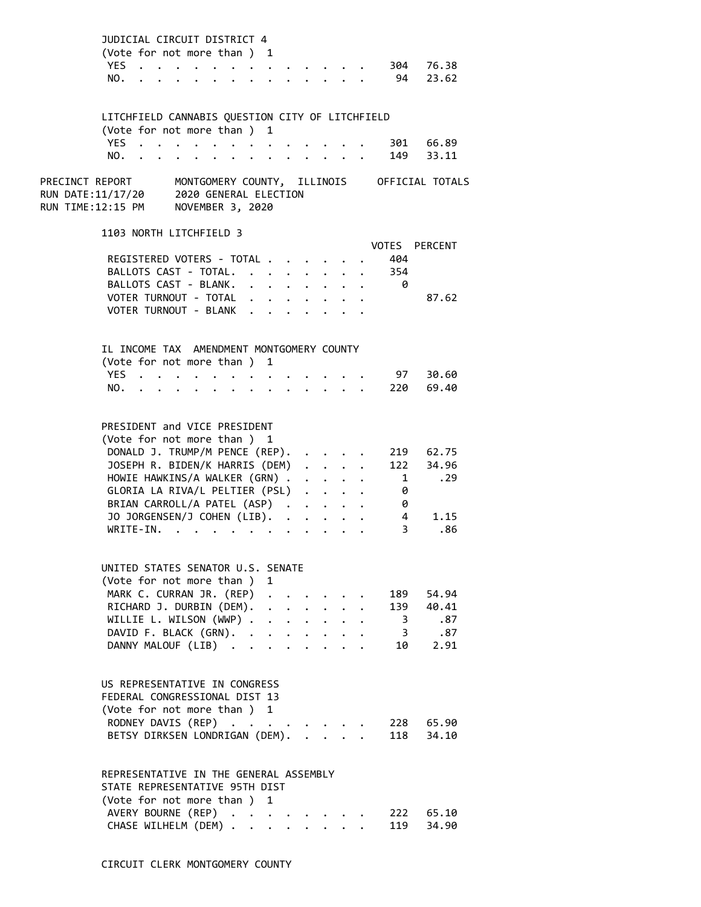JUDICIAL CIRCUIT DISTRICT 4
(Vote for not more than ) 1

| | | |
|---|---|---|
| YES | 304 | 76.38 |
| NO. | 94 | 23.62 |

LITCHFIELD CANNABIS QUESTION CITY OF LITCHFIELD
(Vote for not more than ) 1

| | | |
|---|---|---|
| YES | 301 | 66.89 |
| NO. | 149 | 33.11 |

PRECINCT REPORT MONTGOMERY COUNTY, ILLINOIS OFFICIAL TOTALS
RUN DATE:11/17/20 2020 GENERAL ELECTION
RUN TIME:12:15 PM NOVEMBER 3, 2020

## 1103 NORTH LITCHFIELD 3

| | VOTES | PERCENT |
|---|---|---|
| REGISTERED VOTERS - TOTAL | 404 | |
| BALLOTS CAST - TOTAL. | 354 | |
| BALLOTS CAST - BLANK. | 0 | |
| VOTER TURNOUT - TOTAL | | 87.62 |
| VOTER TURNOUT - BLANK | | |

IL INCOME TAX AMENDMENT MONTGOMERY COUNTY
(Vote for not more than ) 1

| | | |
|---|---|---|
| YES | 97 | 30.60 |
| NO. | 220 | 69.40 |

PRESIDENT and VICE PRESIDENT
(Vote for not more than ) 1

| | | |
|---|---|---|
| DONALD J. TRUMP/M PENCE (REP). | 219 | 62.75 |
| JOSEPH R. BIDEN/K HARRIS (DEM) | 122 | 34.96 |
| HOWIE HAWKINS/A WALKER (GRN) | 1 | .29 |
| GLORIA LA RIVA/L PELTIER (PSL) | 0 | |
| BRIAN CARROLL/A PATEL (ASP) | 0 | |
| JO JORGENSEN/J COHEN (LIB). | 4 | 1.15 |
| WRITE-IN. | 3 | .86 |

UNITED STATES SENATOR U.S. SENATE
(Vote for not more than ) 1

| | | |
|---|---|---|
| MARK C. CURRAN JR. (REP) | 189 | 54.94 |
| RICHARD J. DURBIN (DEM). | 139 | 40.41 |
| WILLIE L. WILSON (WWP) | 3 | .87 |
| DAVID F. BLACK (GRN). | 3 | .87 |
| DANNY MALOUF (LIB) | 10 | 2.91 |

US REPRESENTATIVE IN CONGRESS
FEDERAL CONGRESSIONAL DIST 13
(Vote for not more than ) 1

| | | |
|---|---|---|
| RODNEY DAVIS (REP) | 228 | 65.90 |
| BETSY DIRKSEN LONDRIGAN (DEM). | 118 | 34.10 |

REPRESENTATIVE IN THE GENERAL ASSEMBLY
STATE REPRESENTATIVE 95TH DIST
(Vote for not more than ) 1

| | | |
|---|---|---|
| AVERY BOURNE (REP) | 222 | 65.10 |
| CHASE WILHELM (DEM) | 119 | 34.90 |

CIRCUIT CLERK MONTGOMERY COUNTY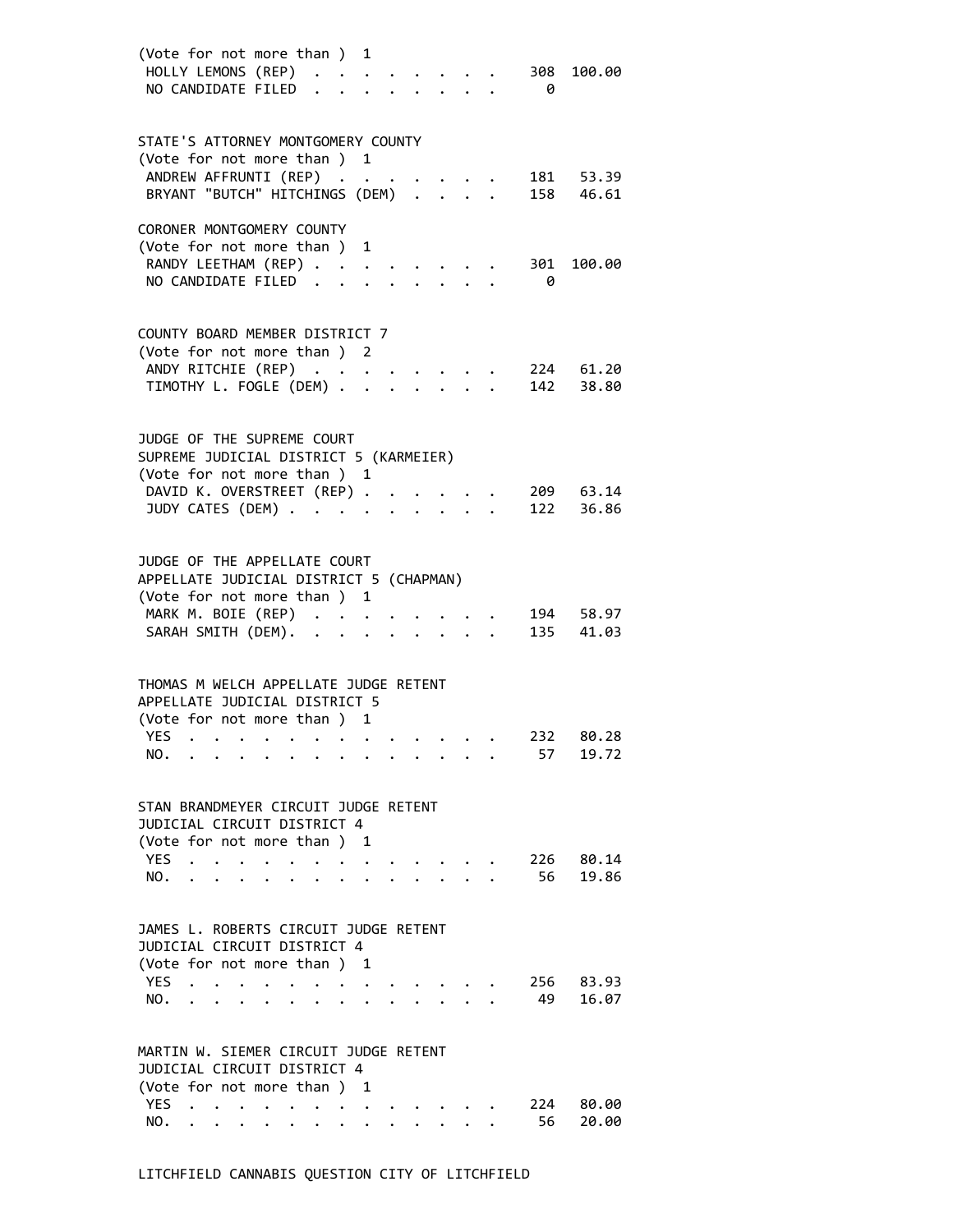(Vote for not more than ) 1

| | | |
|---|---|---|
| HOLLY LEMONS (REP) | 308 | 100.00 |
| NO CANDIDATE FILED | 0 | |

STATE'S ATTORNEY MONTGOMERY COUNTY
(Vote for not more than ) 1

| | | |
|---|---|---|
| ANDREW AFFRUNTI (REP) | 181 | 53.39 |
| BRYANT "BUTCH" HITCHINGS (DEM) | 158 | 46.61 |

CORONER MONTGOMERY COUNTY
(Vote for not more than ) 1

| | | |
|---|---|---|
| RANDY LEETHAM (REP) | 301 | 100.00 |
| NO CANDIDATE FILED | 0 | |

COUNTY BOARD MEMBER DISTRICT 7
(Vote for not more than ) 2

| | | |
|---|---|---|
| ANDY RITCHIE (REP) | 224 | 61.20 |
| TIMOTHY L. FOGLE (DEM) | 142 | 38.80 |

JUDGE OF THE SUPREME COURT
SUPREME JUDICIAL DISTRICT 5 (KARMEIER)
(Vote for not more than ) 1

| | | |
|---|---|---|
| DAVID K. OVERSTREET (REP) | 209 | 63.14 |
| JUDY CATES (DEM) | 122 | 36.86 |

JUDGE OF THE APPELLATE COURT
APPELLATE JUDICIAL DISTRICT 5 (CHAPMAN)
(Vote for not more than ) 1

| | | |
|---|---|---|
| MARK M. BOIE (REP) | 194 | 58.97 |
| SARAH SMITH (DEM). | 135 | 41.03 |

THOMAS M WELCH APPELLATE JUDGE RETENT
APPELLATE JUDICIAL DISTRICT 5
(Vote for not more than ) 1

| | | |
|---|---|---|
| YES | 232 | 80.28 |
| NO. | 57 | 19.72 |

STAN BRANDMEYER CIRCUIT JUDGE RETENT
JUDICIAL CIRCUIT DISTRICT 4
(Vote for not more than ) 1

| | | |
|---|---|---|
| YES | 226 | 80.14 |
| NO. | 56 | 19.86 |

JAMES L. ROBERTS CIRCUIT JUDGE RETENT
JUDICIAL CIRCUIT DISTRICT 4
(Vote for not more than ) 1

| | | |
|---|---|---|
| YES | 256 | 83.93 |
| NO. | 49 | 16.07 |

MARTIN W. SIEMER CIRCUIT JUDGE RETENT
JUDICIAL CIRCUIT DISTRICT 4
(Vote for not more than ) 1

| | | |
|---|---|---|
| YES | 224 | 80.00 |
| NO. | 56 | 20.00 |

LITCHFIELD CANNABIS QUESTION CITY OF LITCHFIELD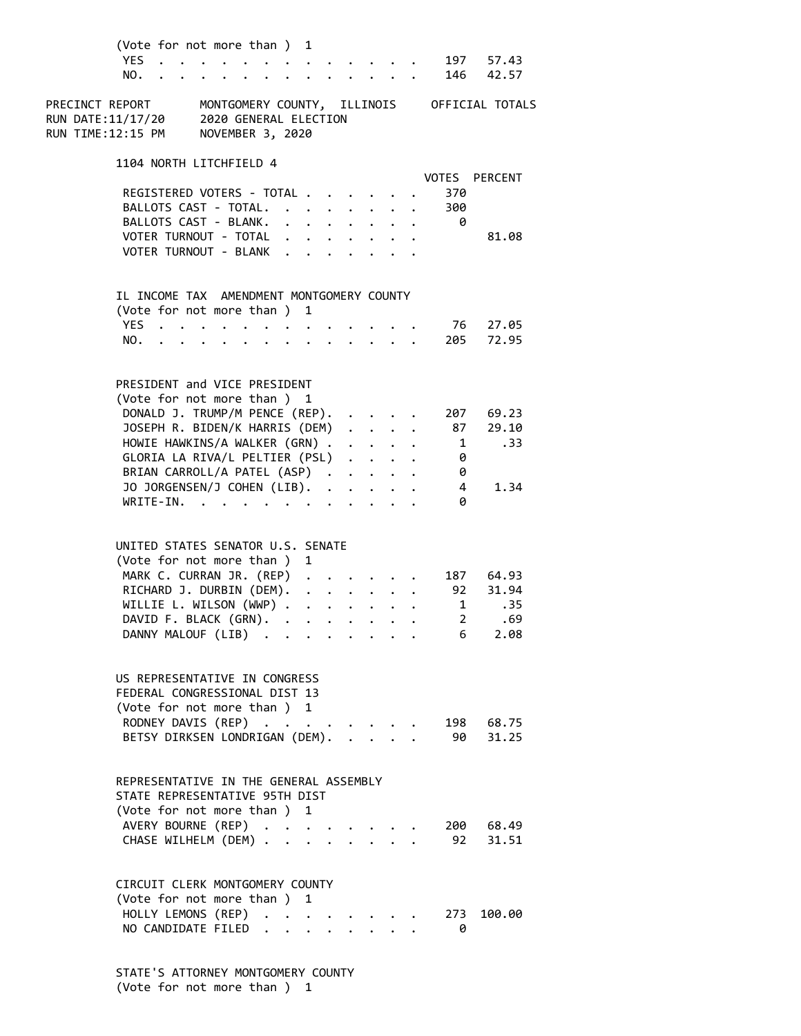(Vote for not more than ) 1

| | VOTES | PERCENT |
|---|---|---|
| YES | 197 | 57.43 |
| NO. | 146 | 42.57 |

PRECINCT REPORT MONTGOMERY COUNTY, ILLINOIS OFFICIAL TOTALS
RUN DATE:11/17/20 2020 GENERAL ELECTION
RUN TIME:12:15 PM NOVEMBER 3, 2020

## 1104 NORTH LITCHFIELD 4

| | VOTES | PERCENT |
|---|---|---|
| REGISTERED VOTERS - TOTAL | 370 | |
| BALLOTS CAST - TOTAL. | 300 | |
| BALLOTS CAST - BLANK. | 0 | |
| VOTER TURNOUT - TOTAL | | 81.08 |
| VOTER TURNOUT - BLANK | | |

### IL INCOME TAX AMENDMENT MONTGOMERY COUNTY
(Vote for not more than ) 1

| | VOTES | PERCENT |
|---|---|---|
| YES | 76 | 27.05 |
| NO. | 205 | 72.95 |

### PRESIDENT and VICE PRESIDENT
(Vote for not more than ) 1

| | VOTES | PERCENT |
|---|---|---|
| DONALD J. TRUMP/M PENCE (REP). | 207 | 69.23 |
| JOSEPH R. BIDEN/K HARRIS (DEM) | 87 | 29.10 |
| HOWIE HAWKINS/A WALKER (GRN) | 1 | .33 |
| GLORIA LA RIVA/L PELTIER (PSL) | 0 | |
| BRIAN CARROLL/A PATEL (ASP) | 0 | |
| JO JORGENSEN/J COHEN (LIB). | 4 | 1.34 |
| WRITE-IN. | 0 | |

### UNITED STATES SENATOR U.S. SENATE
(Vote for not more than ) 1

| | VOTES | PERCENT |
|---|---|---|
| MARK C. CURRAN JR. (REP) | 187 | 64.93 |
| RICHARD J. DURBIN (DEM). | 92 | 31.94 |
| WILLIE L. WILSON (WWP) | 1 | .35 |
| DAVID F. BLACK (GRN). | 2 | .69 |
| DANNY MALOUF (LIB) | 6 | 2.08 |

### US REPRESENTATIVE IN CONGRESS
FEDERAL CONGRESSIONAL DIST 13
(Vote for not more than ) 1

| | VOTES | PERCENT |
|---|---|---|
| RODNEY DAVIS (REP) | 198 | 68.75 |
| BETSY DIRKSEN LONDRIGAN (DEM). | 90 | 31.25 |

### REPRESENTATIVE IN THE GENERAL ASSEMBLY
STATE REPRESENTATIVE 95TH DIST
(Vote for not more than ) 1

| | VOTES | PERCENT |
|---|---|---|
| AVERY BOURNE (REP) | 200 | 68.49 |
| CHASE WILHELM (DEM) | 92 | 31.51 |

### CIRCUIT CLERK MONTGOMERY COUNTY
(Vote for not more than ) 1

| | VOTES | PERCENT |
|---|---|---|
| HOLLY LEMONS (REP) | 273 | 100.00 |
| NO CANDIDATE FILED | 0 | |

### STATE'S ATTORNEY MONTGOMERY COUNTY
(Vote for not more than ) 1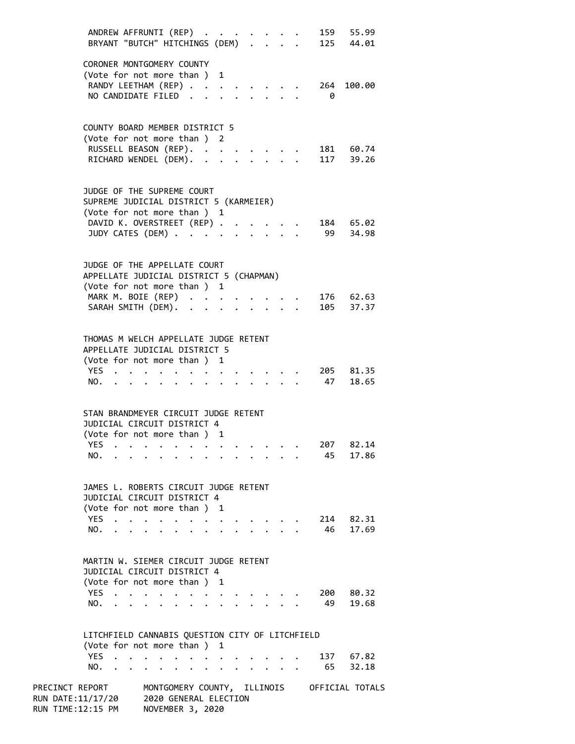| | | |
|---|---|---|
| ANDREW AFFRUNTI (REP) | 159 | 55.99 |
| BRYANT "BUTCH" HITCHINGS (DEM) | 125 | 44.01 |

CORONER MONTGOMERY COUNTY
(Vote for not more than ) 1

| | | |
|---|---|---|
| RANDY LEETHAM (REP) | 264 | 100.00 |
| NO CANDIDATE FILED | 0 | |

COUNTY BOARD MEMBER DISTRICT 5
(Vote for not more than ) 2

| | | |
|---|---|---|
| RUSSELL BEASON (REP). | 181 | 60.74 |
| RICHARD WENDEL (DEM). | 117 | 39.26 |

JUDGE OF THE SUPREME COURT
SUPREME JUDICIAL DISTRICT 5 (KARMEIER)
(Vote for not more than ) 1

| | | |
|---|---|---|
| DAVID K. OVERSTREET (REP) | 184 | 65.02 |
| JUDY CATES (DEM) | 99 | 34.98 |

JUDGE OF THE APPELLATE COURT
APPELLATE JUDICIAL DISTRICT 5 (CHAPMAN)
(Vote for not more than ) 1

| | | |
|---|---|---|
| MARK M. BOIE (REP) | 176 | 62.63 |
| SARAH SMITH (DEM). | 105 | 37.37 |

THOMAS M WELCH APPELLATE JUDGE RETENT
APPELLATE JUDICIAL DISTRICT 5
(Vote for not more than ) 1

| | | |
|---|---|---|
| YES | 205 | 81.35 |
| NO. | 47 | 18.65 |

STAN BRANDMEYER CIRCUIT JUDGE RETENT
JUDICIAL CIRCUIT DISTRICT 4
(Vote for not more than ) 1

| | | |
|---|---|---|
| YES | 207 | 82.14 |
| NO. | 45 | 17.86 |

JAMES L. ROBERTS CIRCUIT JUDGE RETENT
JUDICIAL CIRCUIT DISTRICT 4
(Vote for not more than ) 1

| | | |
|---|---|---|
| YES | 214 | 82.31 |
| NO. | 46 | 17.69 |

MARTIN W. SIEMER CIRCUIT JUDGE RETENT
JUDICIAL CIRCUIT DISTRICT 4
(Vote for not more than ) 1

| | | |
|---|---|---|
| YES | 200 | 80.32 |
| NO. | 49 | 19.68 |

LITCHFIELD CANNABIS QUESTION CITY OF LITCHFIELD
(Vote for not more than ) 1

| | | |
|---|---|---|
| YES | 137 | 67.82 |
| NO. | 65 | 32.18 |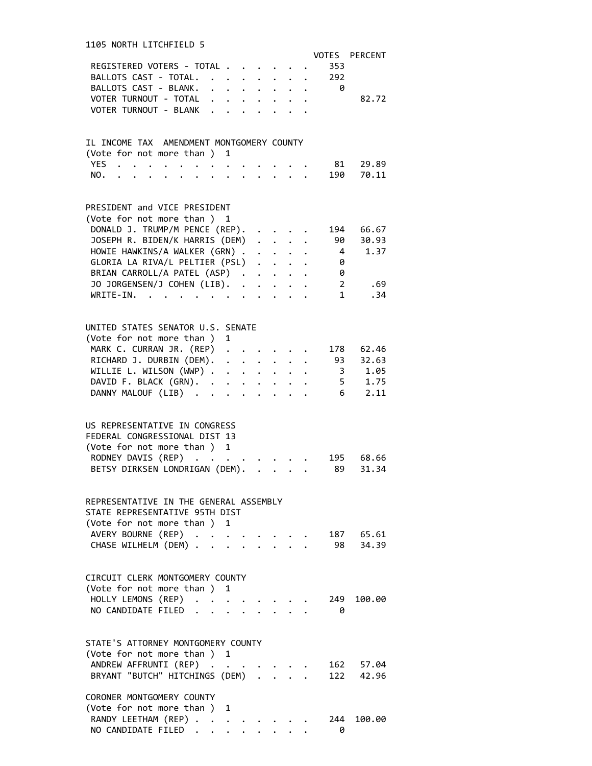## 1105 NORTH LITCHFIELD 5

| | VOTES | PERCENT |
|---|---|---|
| REGISTERED VOTERS - TOTAL | 353 | |
| BALLOTS CAST - TOTAL | 292 | |
| BALLOTS CAST - BLANK | 0 | |
| VOTER TURNOUT - TOTAL | | 82.72 |
| VOTER TURNOUT - BLANK | | |

### IL INCOME TAX AMENDMENT MONTGOMERY COUNTY
(Vote for not more than ) 1

| | VOTES | PERCENT |
|---|---|---|
| YES | 81 | 29.89 |
| NO | 190 | 70.11 |

### PRESIDENT and VICE PRESIDENT
(Vote for not more than ) 1

| | VOTES | PERCENT |
|---|---|---|
| DONALD J. TRUMP/M PENCE (REP) | 194 | 66.67 |
| JOSEPH R. BIDEN/K HARRIS (DEM) | 90 | 30.93 |
| HOWIE HAWKINS/A WALKER (GRN) | 4 | 1.37 |
| GLORIA LA RIVA/L PELTIER (PSL) | 0 | |
| BRIAN CARROLL/A PATEL (ASP) | 0 | |
| JO JORGENSEN/J COHEN (LIB) | 2 | .69 |
| WRITE-IN | 1 | .34 |

### UNITED STATES SENATOR U.S. SENATE
(Vote for not more than ) 1

| | VOTES | PERCENT |
|---|---|---|
| MARK C. CURRAN JR. (REP) | 178 | 62.46 |
| RICHARD J. DURBIN (DEM) | 93 | 32.63 |
| WILLIE L. WILSON (WWP) | 3 | 1.05 |
| DAVID F. BLACK (GRN) | 5 | 1.75 |
| DANNY MALOUF (LIB) | 6 | 2.11 |

### US REPRESENTATIVE IN CONGRESS
FEDERAL CONGRESSIONAL DIST 13
(Vote for not more than ) 1

| | VOTES | PERCENT |
|---|---|---|
| RODNEY DAVIS (REP) | 195 | 68.66 |
| BETSY DIRKSEN LONDRIGAN (DEM) | 89 | 31.34 |

### REPRESENTATIVE IN THE GENERAL ASSEMBLY
STATE REPRESENTATIVE 95TH DIST
(Vote for not more than ) 1

| | VOTES | PERCENT |
|---|---|---|
| AVERY BOURNE (REP) | 187 | 65.61 |
| CHASE WILHELM (DEM) | 98 | 34.39 |

### CIRCUIT CLERK MONTGOMERY COUNTY
(Vote for not more than ) 1

| | VOTES | PERCENT |
|---|---|---|
| HOLLY LEMONS (REP) | 249 | 100.00 |
| NO CANDIDATE FILED | 0 | |

### STATE'S ATTORNEY MONTGOMERY COUNTY
(Vote for not more than ) 1

| | VOTES | PERCENT |
|---|---|---|
| ANDREW AFFRUNTI (REP) | 162 | 57.04 |
| BRYANT "BUTCH" HITCHINGS (DEM) | 122 | 42.96 |

### CORONER MONTGOMERY COUNTY
(Vote for not more than ) 1

| | VOTES | PERCENT |
|---|---|---|
| RANDY LEETHAM (REP) | 244 | 100.00 |
| NO CANDIDATE FILED | 0 | |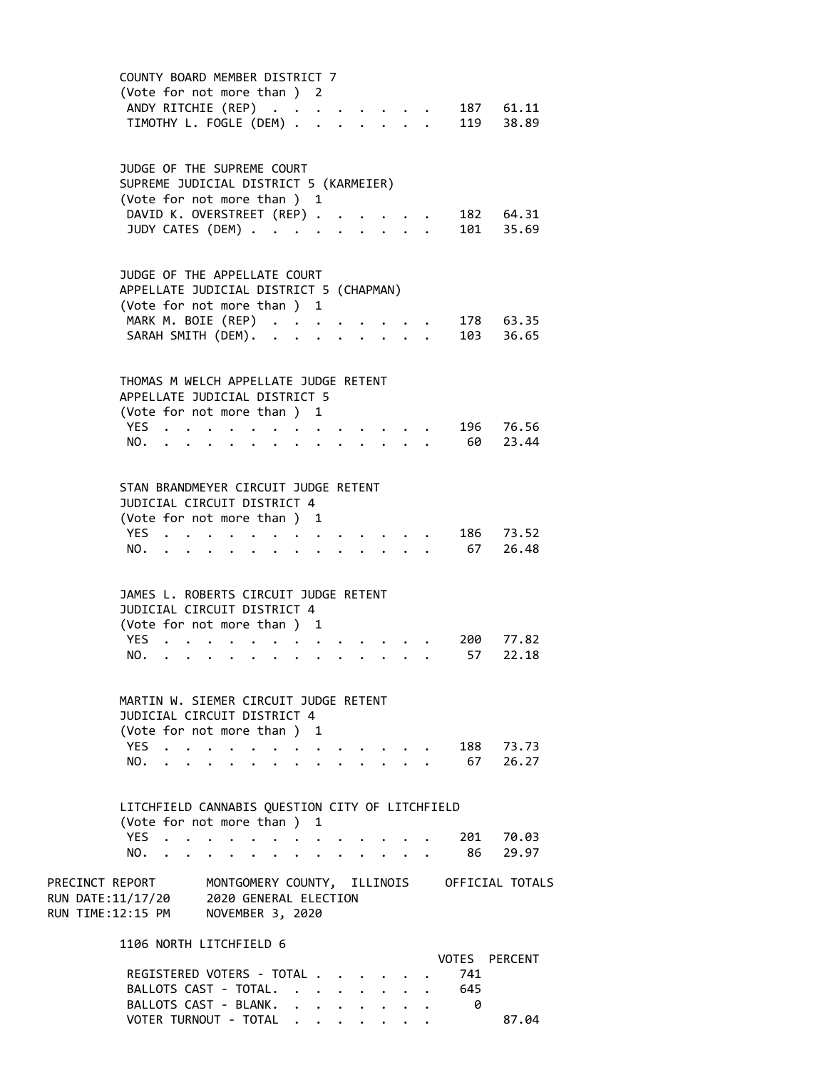COUNTY BOARD MEMBER DISTRICT 7
(Vote for not more than ) 2

| | VOTES | PERCENT |
|---|---|---|
| ANDY RITCHIE (REP) | 187 | 61.11 |
| TIMOTHY L. FOGLE (DEM) | 119 | 38.89 |

JUDGE OF THE SUPREME COURT
SUPREME JUDICIAL DISTRICT 5 (KARMEIER)
(Vote for not more than ) 1

| | VOTES | PERCENT |
|---|---|---|
| DAVID K. OVERSTREET (REP) | 182 | 64.31 |
| JUDY CATES (DEM) | 101 | 35.69 |

JUDGE OF THE APPELLATE COURT
APPELLATE JUDICIAL DISTRICT 5 (CHAPMAN)
(Vote for not more than ) 1

| | VOTES | PERCENT |
|---|---|---|
| MARK M. BOIE (REP) | 178 | 63.35 |
| SARAH SMITH (DEM). | 103 | 36.65 |

THOMAS M WELCH APPELLATE JUDGE RETENT
APPELLATE JUDICIAL DISTRICT 5
(Vote for not more than ) 1

| | VOTES | PERCENT |
|---|---|---|
| YES | 196 | 76.56 |
| NO. | 60 | 23.44 |

STAN BRANDMEYER CIRCUIT JUDGE RETENT
JUDICIAL CIRCUIT DISTRICT 4
(Vote for not more than ) 1

| | VOTES | PERCENT |
|---|---|---|
| YES | 186 | 73.52 |
| NO. | 67 | 26.48 |

JAMES L. ROBERTS CIRCUIT JUDGE RETENT
JUDICIAL CIRCUIT DISTRICT 4
(Vote for not more than ) 1

| | VOTES | PERCENT |
|---|---|---|
| YES | 200 | 77.82 |
| NO. | 57 | 22.18 |

MARTIN W. SIEMER CIRCUIT JUDGE RETENT
JUDICIAL CIRCUIT DISTRICT 4
(Vote for not more than ) 1

| | VOTES | PERCENT |
|---|---|---|
| YES | 188 | 73.73 |
| NO. | 67 | 26.27 |

LITCHFIELD CANNABIS QUESTION CITY OF LITCHFIELD
(Vote for not more than ) 1

| | VOTES | PERCENT |
|---|---|---|
| YES | 201 | 70.03 |
| NO. | 86 | 29.97 |

PRECINCT REPORT — MONTGOMERY COUNTY, ILLINOIS — OFFICIAL TOTALS
RUN DATE:11/17/20 — 2020 GENERAL ELECTION
RUN TIME:12:15 PM — NOVEMBER 3, 2020

## 1106 NORTH LITCHFIELD 6

| | VOTES | PERCENT |
|---|---|---|
| REGISTERED VOTERS - TOTAL | 741 | |
| BALLOTS CAST - TOTAL. | 645 | |
| BALLOTS CAST - BLANK. | 0 | |
| VOTER TURNOUT - TOTAL | | 87.04 |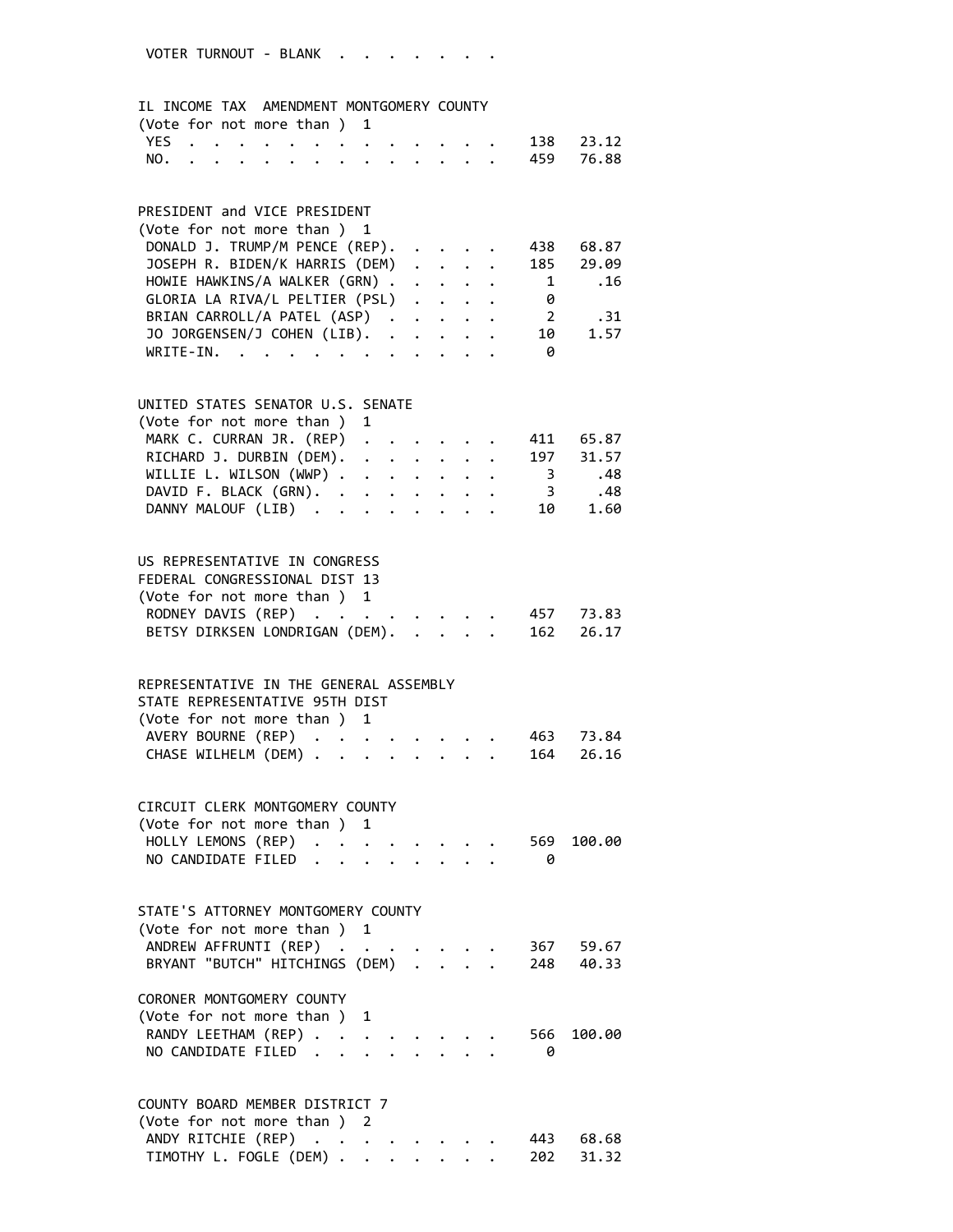VOTER TURNOUT - BLANK . . . . . . . .

## IL INCOME TAX AMENDMENT MONTGOMERY COUNTY

(Vote for not more than ) 1

| | | |
|---|---|---|
| YES | 138 | 23.12 |
| NO. | 459 | 76.88 |

## PRESIDENT and VICE PRESIDENT

(Vote for not more than ) 1

| | | |
|---|---|---|
| DONALD J. TRUMP/M PENCE (REP). | 438 | 68.87 |
| JOSEPH R. BIDEN/K HARRIS (DEM) | 185 | 29.09 |
| HOWIE HAWKINS/A WALKER (GRN) | 1 | .16 |
| GLORIA LA RIVA/L PELTIER (PSL) | 0 | |
| BRIAN CARROLL/A PATEL (ASP) | 2 | .31 |
| JO JORGENSEN/J COHEN (LIB). | 10 | 1.57 |
| WRITE-IN. | 0 | |

## UNITED STATES SENATOR U.S. SENATE

(Vote for not more than ) 1

| | | |
|---|---|---|
| MARK C. CURRAN JR. (REP) | 411 | 65.87 |
| RICHARD J. DURBIN (DEM). | 197 | 31.57 |
| WILLIE L. WILSON (WWP) | 3 | .48 |
| DAVID F. BLACK (GRN). | 3 | .48 |
| DANNY MALOUF (LIB) | 10 | 1.60 |

## US REPRESENTATIVE IN CONGRESS
## FEDERAL CONGRESSIONAL DIST 13

(Vote for not more than ) 1

| | | |
|---|---|---|
| RODNEY DAVIS (REP) | 457 | 73.83 |
| BETSY DIRKSEN LONDRIGAN (DEM). | 162 | 26.17 |

## REPRESENTATIVE IN THE GENERAL ASSEMBLY
## STATE REPRESENTATIVE 95TH DIST

(Vote for not more than ) 1

| | | |
|---|---|---|
| AVERY BOURNE (REP) | 463 | 73.84 |
| CHASE WILHELM (DEM) | 164 | 26.16 |

## CIRCUIT CLERK MONTGOMERY COUNTY

(Vote for not more than ) 1

| | | |
|---|---|---|
| HOLLY LEMONS (REP) | 569 | 100.00 |
| NO CANDIDATE FILED | 0 | |

## STATE'S ATTORNEY MONTGOMERY COUNTY

(Vote for not more than ) 1

| | | |
|---|---|---|
| ANDREW AFFRUNTI (REP) | 367 | 59.67 |
| BRYANT "BUTCH" HITCHINGS (DEM) | 248 | 40.33 |

## CORONER MONTGOMERY COUNTY

(Vote for not more than ) 1

| | | |
|---|---|---|
| RANDY LEETHAM (REP) | 566 | 100.00 |
| NO CANDIDATE FILED | 0 | |

## COUNTY BOARD MEMBER DISTRICT 7

(Vote for not more than ) 2

| | | |
|---|---|---|
| ANDY RITCHIE (REP) | 443 | 68.68 |
| TIMOTHY L. FOGLE (DEM) | 202 | 31.32 |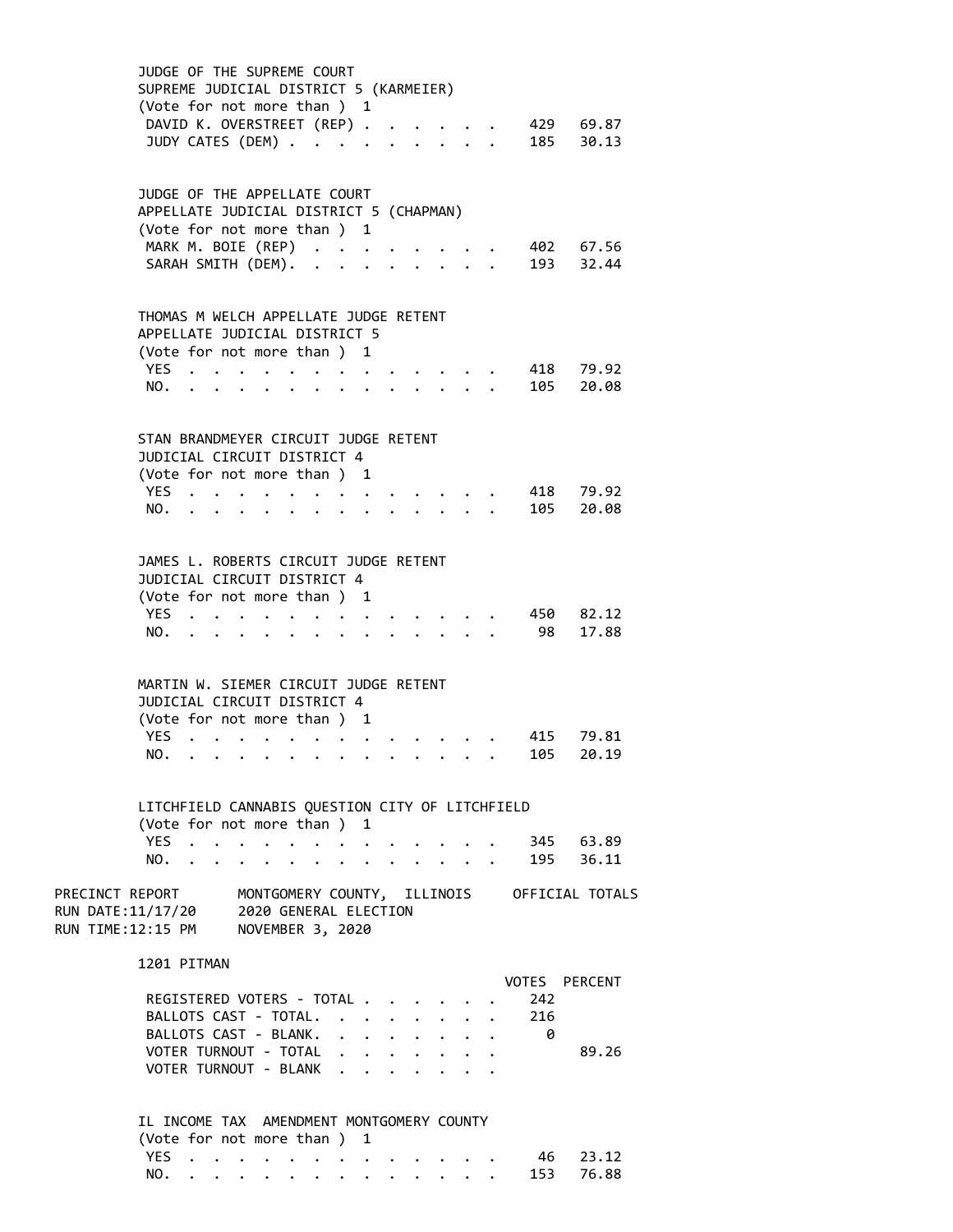JUDGE OF THE SUPREME COURT
SUPREME JUDICIAL DISTRICT 5 (KARMEIER)
(Vote for not more than ) 1

| Candidate | Votes | Percent |
|---|---|---|
| DAVID K. OVERSTREET (REP) | 429 | 69.87 |
| JUDY CATES (DEM) | 185 | 30.13 |

JUDGE OF THE APPELLATE COURT
APPELLATE JUDICIAL DISTRICT 5 (CHAPMAN)
(Vote for not more than ) 1

| Candidate | Votes | Percent |
|---|---|---|
| MARK M. BOIE (REP) | 402 | 67.56 |
| SARAH SMITH (DEM). | 193 | 32.44 |

THOMAS M WELCH APPELLATE JUDGE RETENT
APPELLATE JUDICIAL DISTRICT 5
(Vote for not more than ) 1

| Choice | Votes | Percent |
|---|---|---|
| YES | 418 | 79.92 |
| NO. | 105 | 20.08 |

STAN BRANDMEYER CIRCUIT JUDGE RETENT
JUDICIAL CIRCUIT DISTRICT 4
(Vote for not more than ) 1

| Choice | Votes | Percent |
|---|---|---|
| YES | 418 | 79.92 |
| NO. | 105 | 20.08 |

JAMES L. ROBERTS CIRCUIT JUDGE RETENT
JUDICIAL CIRCUIT DISTRICT 4
(Vote for not more than ) 1

| Choice | Votes | Percent |
|---|---|---|
| YES | 450 | 82.12 |
| NO. | 98 | 17.88 |

MARTIN W. SIEMER CIRCUIT JUDGE RETENT
JUDICIAL CIRCUIT DISTRICT 4
(Vote for not more than ) 1

| Choice | Votes | Percent |
|---|---|---|
| YES | 415 | 79.81 |
| NO. | 105 | 20.19 |

LITCHFIELD CANNABIS QUESTION CITY OF LITCHFIELD
(Vote for not more than ) 1

| Choice | Votes | Percent |
|---|---|---|
| YES | 345 | 63.89 |
| NO. | 195 | 36.11 |

PRECINCT REPORT — MONTGOMERY COUNTY, ILLINOIS — OFFICIAL TOTALS
RUN DATE:11/17/20 — 2020 GENERAL ELECTION
RUN TIME:12:15 PM — NOVEMBER 3, 2020

## 1201 PITMAN

| | VOTES | PERCENT |
|---|---|---|
| REGISTERED VOTERS - TOTAL | 242 | |
| BALLOTS CAST - TOTAL. | 216 | |
| BALLOTS CAST - BLANK. | 0 | |
| VOTER TURNOUT - TOTAL | | 89.26 |
| VOTER TURNOUT - BLANK | | |

IL INCOME TAX AMENDMENT MONTGOMERY COUNTY
(Vote for not more than ) 1

| Choice | Votes | Percent |
|---|---|---|
| YES | 46 | 23.12 |
| NO. | 153 | 76.88 |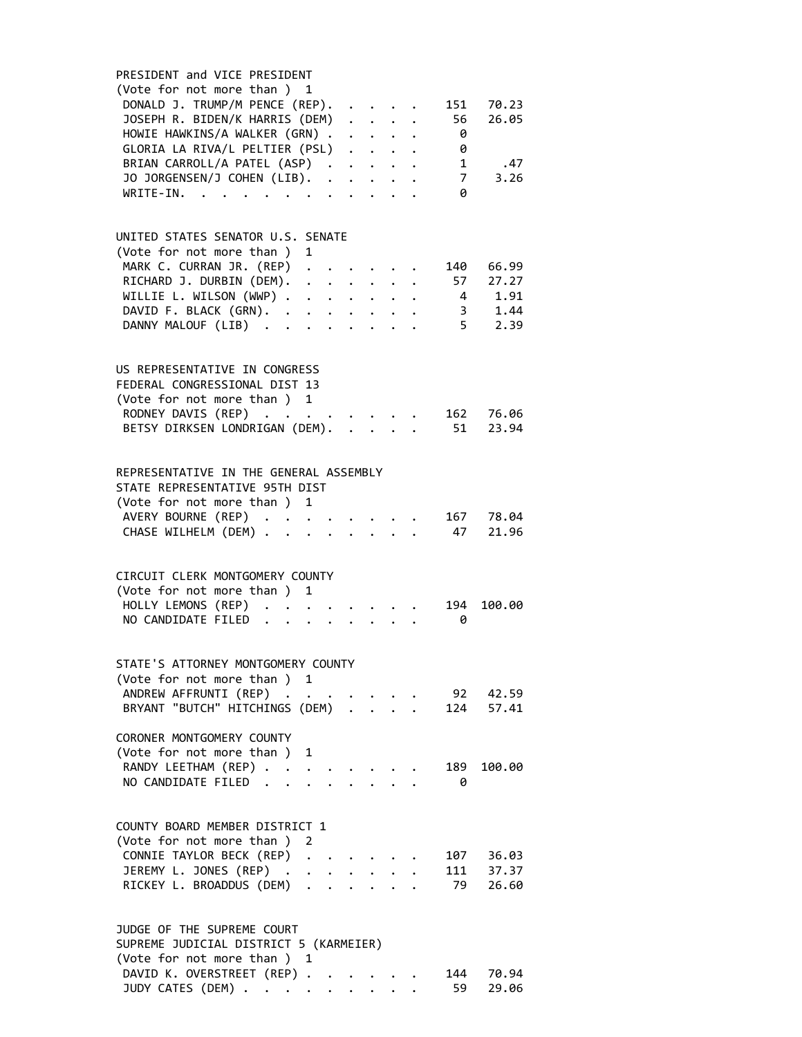PRESIDENT and VICE PRESIDENT
(Vote for not more than ) 1

| Candidate | Votes | Percent |
|---|---|---|
| DONALD J. TRUMP/M PENCE (REP) | 151 | 70.23 |
| JOSEPH R. BIDEN/K HARRIS (DEM) | 56 | 26.05 |
| HOWIE HAWKINS/A WALKER (GRN) | 0 | |
| GLORIA LA RIVA/L PELTIER (PSL) | 0 | |
| BRIAN CARROLL/A PATEL (ASP) | 1 | .47 |
| JO JORGENSEN/J COHEN (LIB) | 7 | 3.26 |
| WRITE-IN | 0 | |

UNITED STATES SENATOR U.S. SENATE
(Vote for not more than ) 1

| Candidate | Votes | Percent |
|---|---|---|
| MARK C. CURRAN JR. (REP) | 140 | 66.99 |
| RICHARD J. DURBIN (DEM) | 57 | 27.27 |
| WILLIE L. WILSON (WWP) | 4 | 1.91 |
| DAVID F. BLACK (GRN) | 3 | 1.44 |
| DANNY MALOUF (LIB) | 5 | 2.39 |

US REPRESENTATIVE IN CONGRESS
FEDERAL CONGRESSIONAL DIST 13
(Vote for not more than ) 1

| Candidate | Votes | Percent |
|---|---|---|
| RODNEY DAVIS (REP) | 162 | 76.06 |
| BETSY DIRKSEN LONDRIGAN (DEM) | 51 | 23.94 |

REPRESENTATIVE IN THE GENERAL ASSEMBLY
STATE REPRESENTATIVE 95TH DIST
(Vote for not more than ) 1

| Candidate | Votes | Percent |
|---|---|---|
| AVERY BOURNE (REP) | 167 | 78.04 |
| CHASE WILHELM (DEM) | 47 | 21.96 |

CIRCUIT CLERK MONTGOMERY COUNTY
(Vote for not more than ) 1

| Candidate | Votes | Percent |
|---|---|---|
| HOLLY LEMONS (REP) | 194 | 100.00 |
| NO CANDIDATE FILED | 0 | |

STATE'S ATTORNEY MONTGOMERY COUNTY
(Vote for not more than ) 1

| Candidate | Votes | Percent |
|---|---|---|
| ANDREW AFFRUNTI (REP) | 92 | 42.59 |
| BRYANT "BUTCH" HITCHINGS (DEM) | 124 | 57.41 |

CORONER MONTGOMERY COUNTY
(Vote for not more than ) 1

| Candidate | Votes | Percent |
|---|---|---|
| RANDY LEETHAM (REP) | 189 | 100.00 |
| NO CANDIDATE FILED | 0 | |

COUNTY BOARD MEMBER DISTRICT 1
(Vote for not more than ) 2

| Candidate | Votes | Percent |
|---|---|---|
| CONNIE TAYLOR BECK (REP) | 107 | 36.03 |
| JEREMY L. JONES (REP) | 111 | 37.37 |
| RICKEY L. BROADDUS (DEM) | 79 | 26.60 |

JUDGE OF THE SUPREME COURT
SUPREME JUDICIAL DISTRICT 5 (KARMEIER)
(Vote for not more than ) 1

| Candidate | Votes | Percent |
|---|---|---|
| DAVID K. OVERSTREET (REP) | 144 | 70.94 |
| JUDY CATES (DEM) | 59 | 29.06 |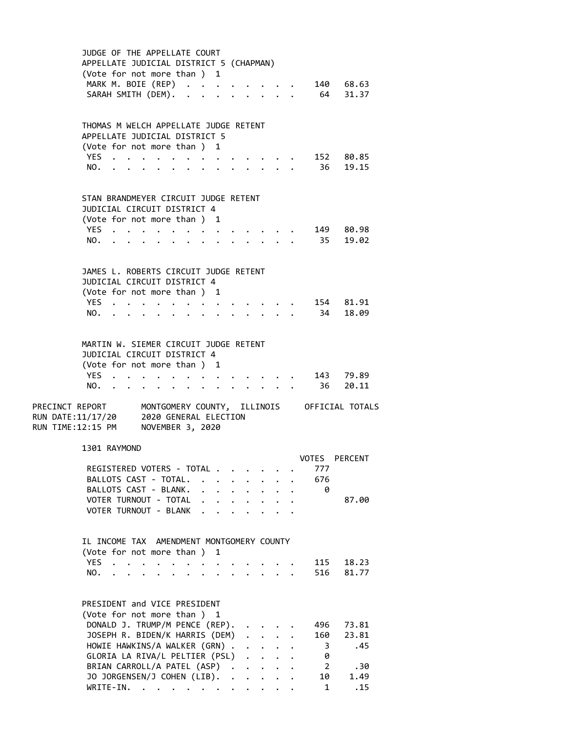JUDGE OF THE APPELLATE COURT
APPELLATE JUDICIAL DISTRICT 5 (CHAPMAN)
(Vote for not more than ) 1

| | | |
|---|---|---|
| MARK M. BOIE (REP) | 140 | 68.63 |
| SARAH SMITH (DEM). | 64 | 31.37 |

THOMAS M WELCH APPELLATE JUDGE RETENT
APPELLATE JUDICIAL DISTRICT 5
(Vote for not more than ) 1

| | | |
|---|---|---|
| YES | 152 | 80.85 |
| NO. | 36 | 19.15 |

STAN BRANDMEYER CIRCUIT JUDGE RETENT
JUDICIAL CIRCUIT DISTRICT 4
(Vote for not more than ) 1

| | | |
|---|---|---|
| YES | 149 | 80.98 |
| NO. | 35 | 19.02 |

JAMES L. ROBERTS CIRCUIT JUDGE RETENT
JUDICIAL CIRCUIT DISTRICT 4
(Vote for not more than ) 1

| | | |
|---|---|---|
| YES | 154 | 81.91 |
| NO. | 34 | 18.09 |

MARTIN W. SIEMER CIRCUIT JUDGE RETENT
JUDICIAL CIRCUIT DISTRICT 4
(Vote for not more than ) 1

| | | |
|---|---|---|
| YES | 143 | 79.89 |
| NO. | 36 | 20.11 |

PRECINCT REPORT — MONTGOMERY COUNTY, ILLINOIS — OFFICIAL TOTALS
RUN DATE:11/17/20 — 2020 GENERAL ELECTION
RUN TIME:12:15 PM — NOVEMBER 3, 2020

## 1301 RAYMOND

| | VOTES | PERCENT |
|---|---|---|
| REGISTERED VOTERS - TOTAL | 777 | |
| BALLOTS CAST - TOTAL. | 676 | |
| BALLOTS CAST - BLANK. | 0 | |
| VOTER TURNOUT - TOTAL | | 87.00 |
| VOTER TURNOUT - BLANK | | |

IL INCOME TAX AMENDMENT MONTGOMERY COUNTY
(Vote for not more than ) 1

| | | |
|---|---|---|
| YES | 115 | 18.23 |
| NO. | 516 | 81.77 |

PRESIDENT and VICE PRESIDENT
(Vote for not more than ) 1

| | | |
|---|---|---|
| DONALD J. TRUMP/M PENCE (REP). | 496 | 73.81 |
| JOSEPH R. BIDEN/K HARRIS (DEM) | 160 | 23.81 |
| HOWIE HAWKINS/A WALKER (GRN) | 3 | .45 |
| GLORIA LA RIVA/L PELTIER (PSL) | 0 | |
| BRIAN CARROLL/A PATEL (ASP) | 2 | .30 |
| JO JORGENSEN/J COHEN (LIB). | 10 | 1.49 |
| WRITE-IN. | 1 | .15 |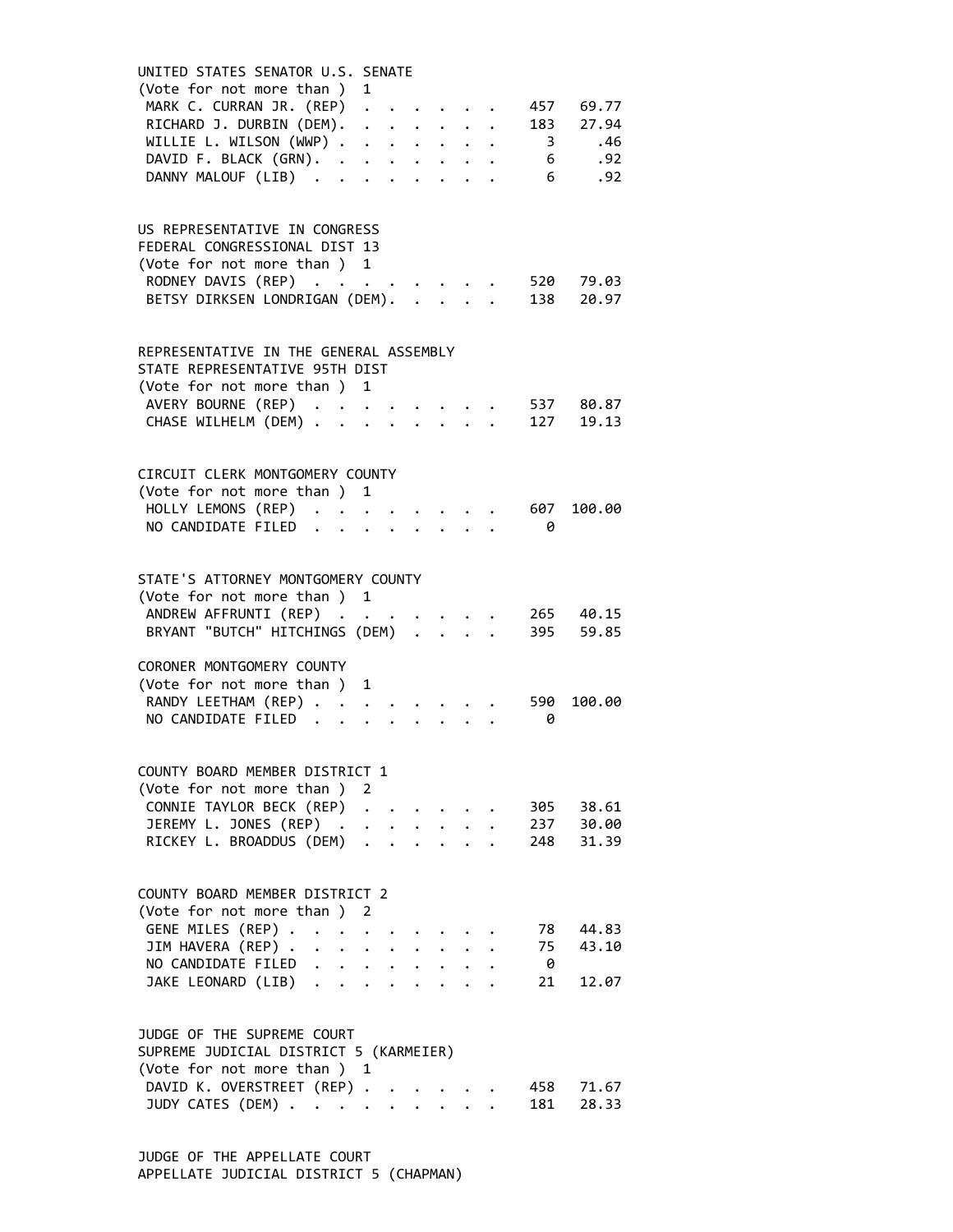UNITED STATES SENATOR U.S. SENATE
(Vote for not more than ) 1

| Candidate | Votes | Percent |
|---|---|---|
| MARK C. CURRAN JR. (REP) | 457 | 69.77 |
| RICHARD J. DURBIN (DEM) | 183 | 27.94 |
| WILLIE L. WILSON (WWP) | 3 | .46 |
| DAVID F. BLACK (GRN) | 6 | .92 |
| DANNY MALOUF (LIB) | 6 | .92 |

US REPRESENTATIVE IN CONGRESS
FEDERAL CONGRESSIONAL DIST 13
(Vote for not more than ) 1

| Candidate | Votes | Percent |
|---|---|---|
| RODNEY DAVIS (REP) | 520 | 79.03 |
| BETSY DIRKSEN LONDRIGAN (DEM) | 138 | 20.97 |

REPRESENTATIVE IN THE GENERAL ASSEMBLY
STATE REPRESENTATIVE 95TH DIST
(Vote for not more than ) 1

| Candidate | Votes | Percent |
|---|---|---|
| AVERY BOURNE (REP) | 537 | 80.87 |
| CHASE WILHELM (DEM) | 127 | 19.13 |

CIRCUIT CLERK MONTGOMERY COUNTY
(Vote for not more than ) 1

| Candidate | Votes | Percent |
|---|---|---|
| HOLLY LEMONS (REP) | 607 | 100.00 |
| NO CANDIDATE FILED | 0 | |

STATE'S ATTORNEY MONTGOMERY COUNTY
(Vote for not more than ) 1

| Candidate | Votes | Percent |
|---|---|---|
| ANDREW AFFRUNTI (REP) | 265 | 40.15 |
| BRYANT "BUTCH" HITCHINGS (DEM) | 395 | 59.85 |

CORONER MONTGOMERY COUNTY
(Vote for not more than ) 1

| Candidate | Votes | Percent |
|---|---|---|
| RANDY LEETHAM (REP) | 590 | 100.00 |
| NO CANDIDATE FILED | 0 | |

COUNTY BOARD MEMBER DISTRICT 1
(Vote for not more than ) 2

| Candidate | Votes | Percent |
|---|---|---|
| CONNIE TAYLOR BECK (REP) | 305 | 38.61 |
| JEREMY L. JONES (REP) | 237 | 30.00 |
| RICKEY L. BROADDUS (DEM) | 248 | 31.39 |

COUNTY BOARD MEMBER DISTRICT 2
(Vote for not more than ) 2

| Candidate | Votes | Percent |
|---|---|---|
| GENE MILES (REP) | 78 | 44.83 |
| JIM HAVERA (REP) | 75 | 43.10 |
| NO CANDIDATE FILED | 0 | |
| JAKE LEONARD (LIB) | 21 | 12.07 |

JUDGE OF THE SUPREME COURT
SUPREME JUDICIAL DISTRICT 5 (KARMEIER)
(Vote for not more than ) 1

| Candidate | Votes | Percent |
|---|---|---|
| DAVID K. OVERSTREET (REP) | 458 | 71.67 |
| JUDY CATES (DEM) | 181 | 28.33 |

JUDGE OF THE APPELLATE COURT
APPELLATE JUDICIAL DISTRICT 5 (CHAPMAN)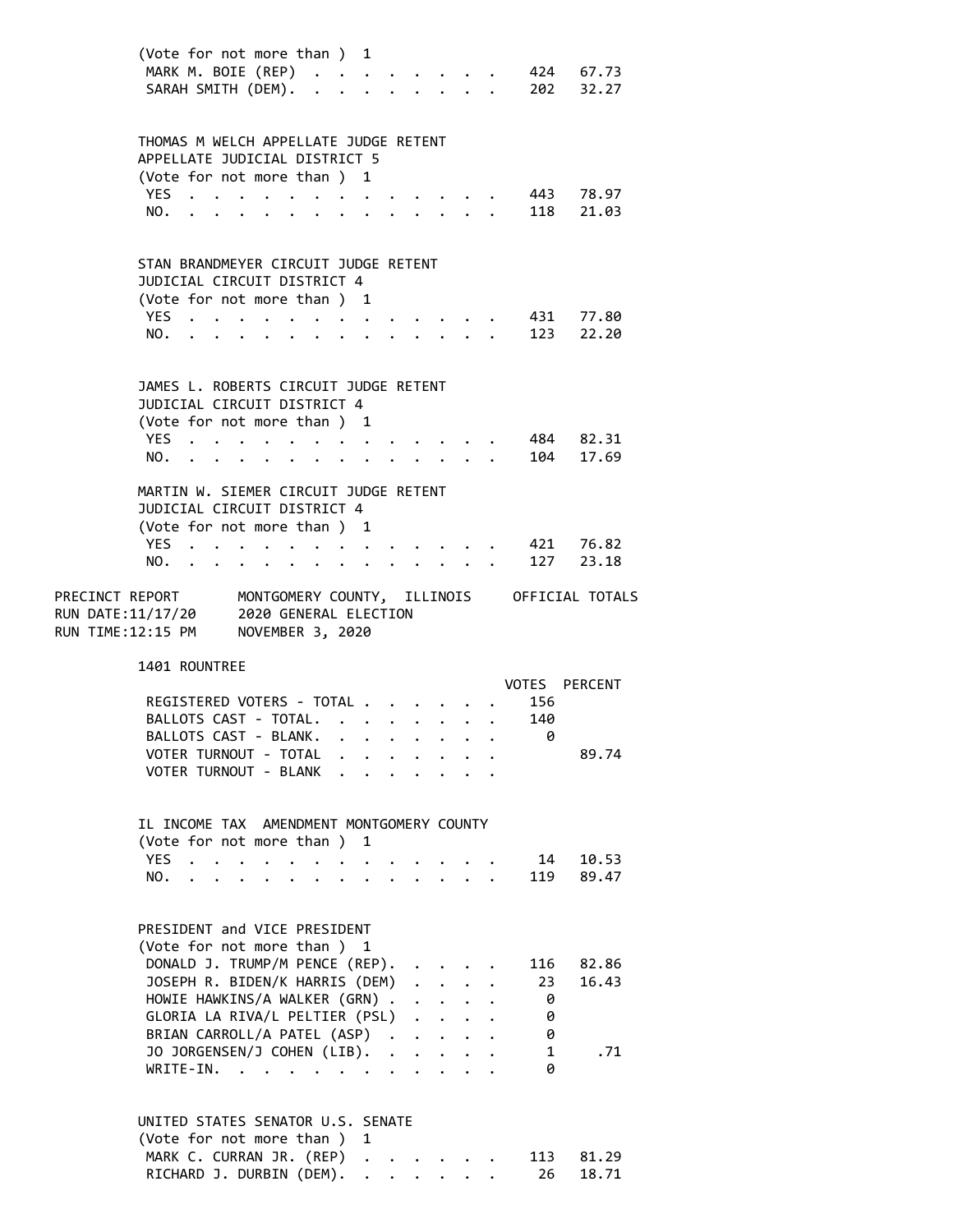(Vote for not more than ) 1

| | | |
|---|---|---|
| MARK M. BOIE (REP) | 424 | 67.73 |
| SARAH SMITH (DEM). | 202 | 32.27 |

THOMAS M WELCH APPELLATE JUDGE RETENT
APPELLATE JUDICIAL DISTRICT 5
(Vote for not more than ) 1

| | | |
|---|---|---|
| YES | 443 | 78.97 |
| NO. | 118 | 21.03 |

STAN BRANDMEYER CIRCUIT JUDGE RETENT
JUDICIAL CIRCUIT DISTRICT 4
(Vote for not more than ) 1

| | | |
|---|---|---|
| YES | 431 | 77.80 |
| NO. | 123 | 22.20 |

JAMES L. ROBERTS CIRCUIT JUDGE RETENT
JUDICIAL CIRCUIT DISTRICT 4
(Vote for not more than ) 1

| | | |
|---|---|---|
| YES | 484 | 82.31 |
| NO. | 104 | 17.69 |

MARTIN W. SIEMER CIRCUIT JUDGE RETENT
JUDICIAL CIRCUIT DISTRICT 4
(Vote for not more than ) 1

| | | |
|---|---|---|
| YES | 421 | 76.82 |
| NO. | 127 | 23.18 |

PRECINCT REPORT — MONTGOMERY COUNTY, ILLINOIS — OFFICIAL TOTALS
RUN DATE:11/17/20 — 2020 GENERAL ELECTION
RUN TIME:12:15 PM — NOVEMBER 3, 2020

## 1401 ROUNTREE

| | VOTES | PERCENT |
|---|---|---|
| REGISTERED VOTERS - TOTAL | 156 | |
| BALLOTS CAST - TOTAL. | 140 | |
| BALLOTS CAST - BLANK. | 0 | |
| VOTER TURNOUT - TOTAL | | 89.74 |
| VOTER TURNOUT - BLANK | | |

IL INCOME TAX AMENDMENT MONTGOMERY COUNTY
(Vote for not more than ) 1

| | | |
|---|---|---|
| YES | 14 | 10.53 |
| NO. | 119 | 89.47 |

PRESIDENT and VICE PRESIDENT
(Vote for not more than ) 1

| | | |
|---|---|---|
| DONALD J. TRUMP/M PENCE (REP). | 116 | 82.86 |
| JOSEPH R. BIDEN/K HARRIS (DEM) | 23 | 16.43 |
| HOWIE HAWKINS/A WALKER (GRN) | 0 | |
| GLORIA LA RIVA/L PELTIER (PSL) | 0 | |
| BRIAN CARROLL/A PATEL (ASP) | 0 | |
| JO JORGENSEN/J COHEN (LIB). | 1 | .71 |
| WRITE-IN. | 0 | |

UNITED STATES SENATOR U.S. SENATE
(Vote for not more than ) 1

| | | |
|---|---|---|
| MARK C. CURRAN JR. (REP) | 113 | 81.29 |
| RICHARD J. DURBIN (DEM). | 26 | 18.71 |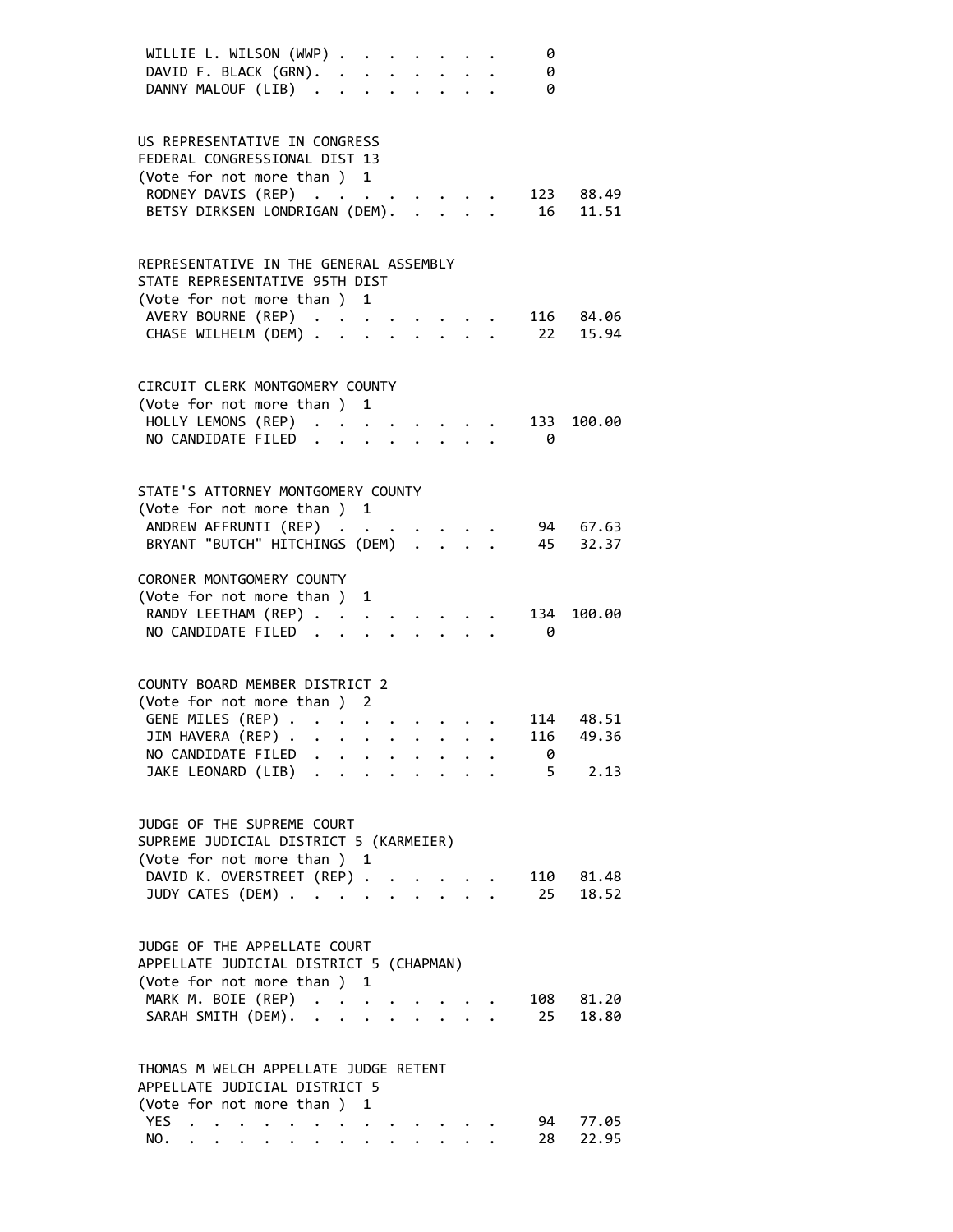| | | |
|---|---|---|
| WILLIE L. WILSON (WWP) | 0 | |
| DAVID F. BLACK (GRN) | 0 | |
| DANNY MALOUF (LIB) | 0 | |

**US REPRESENTATIVE IN CONGRESS**
**FEDERAL CONGRESSIONAL DIST 13**
(Vote for not more than ) 1

| | | |
|---|---|---|
| RODNEY DAVIS (REP) | 123 | 88.49 |
| BETSY DIRKSEN LONDRIGAN (DEM) | 16 | 11.51 |

**REPRESENTATIVE IN THE GENERAL ASSEMBLY**
**STATE REPRESENTATIVE 95TH DIST**
(Vote for not more than ) 1

| | | |
|---|---|---|
| AVERY BOURNE (REP) | 116 | 84.06 |
| CHASE WILHELM (DEM) | 22 | 15.94 |

**CIRCUIT CLERK MONTGOMERY COUNTY**
(Vote for not more than ) 1

| | | |
|---|---|---|
| HOLLY LEMONS (REP) | 133 | 100.00 |
| NO CANDIDATE FILED | 0 | |

**STATE'S ATTORNEY MONTGOMERY COUNTY**
(Vote for not more than ) 1

| | | |
|---|---|---|
| ANDREW AFFRUNTI (REP) | 94 | 67.63 |
| BRYANT "BUTCH" HITCHINGS (DEM) | 45 | 32.37 |

**CORONER MONTGOMERY COUNTY**
(Vote for not more than ) 1

| | | |
|---|---|---|
| RANDY LEETHAM (REP) | 134 | 100.00 |
| NO CANDIDATE FILED | 0 | |

**COUNTY BOARD MEMBER DISTRICT 2**
(Vote for not more than ) 2

| | | |
|---|---|---|
| GENE MILES (REP) | 114 | 48.51 |
| JIM HAVERA (REP) | 116 | 49.36 |
| NO CANDIDATE FILED | 0 | |
| JAKE LEONARD (LIB) | 5 | 2.13 |

**JUDGE OF THE SUPREME COURT**
**SUPREME JUDICIAL DISTRICT 5 (KARMEIER)**
(Vote for not more than ) 1

| | | |
|---|---|---|
| DAVID K. OVERSTREET (REP) | 110 | 81.48 |
| JUDY CATES (DEM) | 25 | 18.52 |

**JUDGE OF THE APPELLATE COURT**
**APPELLATE JUDICIAL DISTRICT 5 (CHAPMAN)**
(Vote for not more than ) 1

| | | |
|---|---|---|
| MARK M. BOIE (REP) | 108 | 81.20 |
| SARAH SMITH (DEM) | 25 | 18.80 |

**THOMAS M WELCH APPELLATE JUDGE RETENT**
**APPELLATE JUDICIAL DISTRICT 5**
(Vote for not more than ) 1

| | | |
|---|---|---|
| YES | 94 | 77.05 |
| NO | 28 | 22.95 |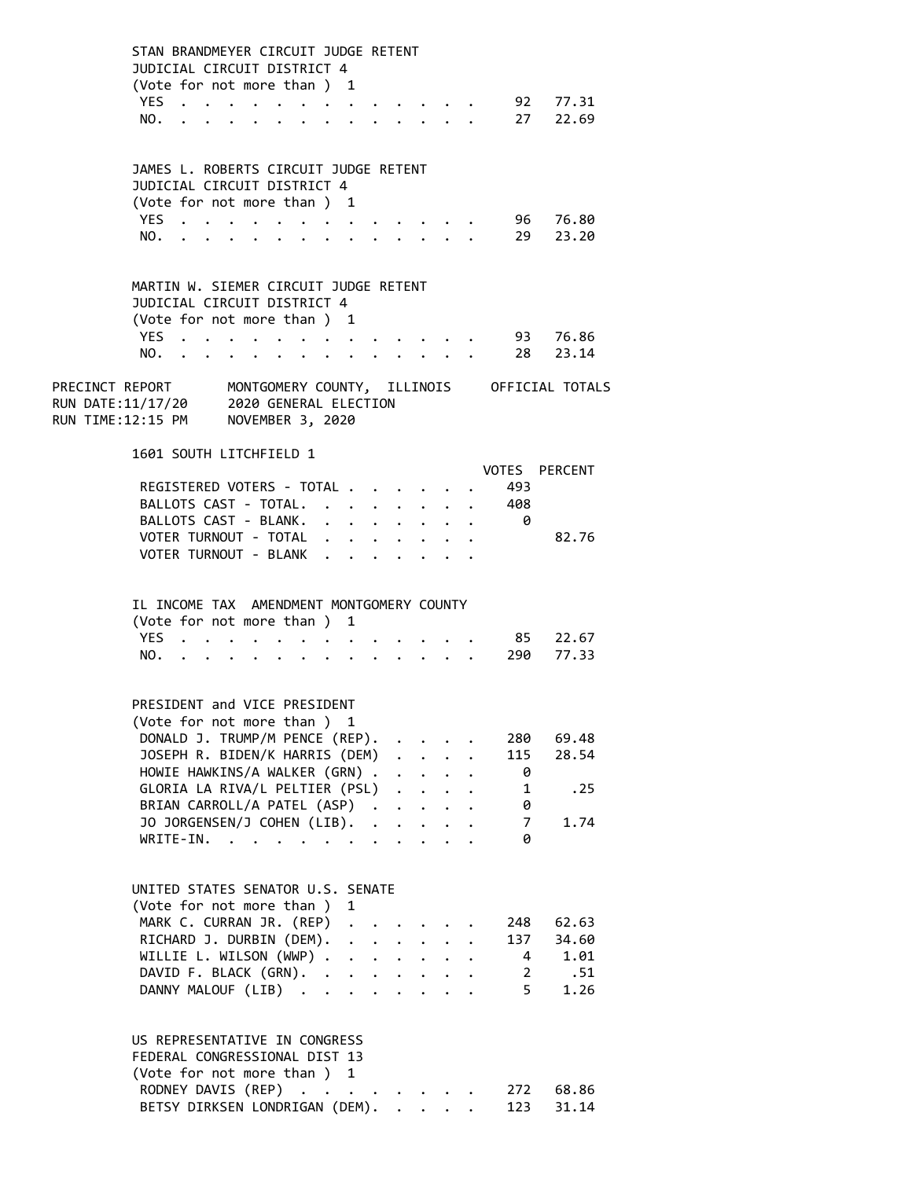STAN BRANDMEYER CIRCUIT JUDGE RETENT
JUDICIAL CIRCUIT DISTRICT 4
(Vote for not more than ) 1

| | Votes | Percent |
|---|---|---|
| YES | 92 | 77.31 |
| NO. | 27 | 22.69 |

JAMES L. ROBERTS CIRCUIT JUDGE RETENT
JUDICIAL CIRCUIT DISTRICT 4
(Vote for not more than ) 1

| | Votes | Percent |
|---|---|---|
| YES | 96 | 76.80 |
| NO. | 29 | 23.20 |

MARTIN W. SIEMER CIRCUIT JUDGE RETENT
JUDICIAL CIRCUIT DISTRICT 4
(Vote for not more than ) 1

| | Votes | Percent |
|---|---|---|
| YES | 93 | 76.86 |
| NO. | 28 | 23.14 |

PRECINCT REPORT — MONTGOMERY COUNTY, ILLINOIS — OFFICIAL TOTALS
RUN DATE:11/17/20 — 2020 GENERAL ELECTION
RUN TIME:12:15 PM — NOVEMBER 3, 2020

## 1601 SOUTH LITCHFIELD 1

| | VOTES | PERCENT |
|---|---|---|
| REGISTERED VOTERS - TOTAL | 493 | |
| BALLOTS CAST - TOTAL. | 408 | |
| BALLOTS CAST - BLANK. | 0 | |
| VOTER TURNOUT - TOTAL | | 82.76 |
| VOTER TURNOUT - BLANK | | |

IL INCOME TAX AMENDMENT MONTGOMERY COUNTY
(Vote for not more than ) 1

| | Votes | Percent |
|---|---|---|
| YES | 85 | 22.67 |
| NO. | 290 | 77.33 |

PRESIDENT and VICE PRESIDENT
(Vote for not more than ) 1

| | Votes | Percent |
|---|---|---|
| DONALD J. TRUMP/M PENCE (REP). | 280 | 69.48 |
| JOSEPH R. BIDEN/K HARRIS (DEM) | 115 | 28.54 |
| HOWIE HAWKINS/A WALKER (GRN) | 0 | |
| GLORIA LA RIVA/L PELTIER (PSL) | 1 | .25 |
| BRIAN CARROLL/A PATEL (ASP) | 0 | |
| JO JORGENSEN/J COHEN (LIB). | 7 | 1.74 |
| WRITE-IN. | 0 | |

UNITED STATES SENATOR U.S. SENATE
(Vote for not more than ) 1

| | Votes | Percent |
|---|---|---|
| MARK C. CURRAN JR. (REP) | 248 | 62.63 |
| RICHARD J. DURBIN (DEM). | 137 | 34.60 |
| WILLIE L. WILSON (WWP) | 4 | 1.01 |
| DAVID F. BLACK (GRN). | 2 | .51 |
| DANNY MALOUF (LIB) | 5 | 1.26 |

US REPRESENTATIVE IN CONGRESS
FEDERAL CONGRESSIONAL DIST 13
(Vote for not more than ) 1

| | Votes | Percent |
|---|---|---|
| RODNEY DAVIS (REP) | 272 | 68.86 |
| BETSY DIRKSEN LONDRIGAN (DEM). | 123 | 31.14 |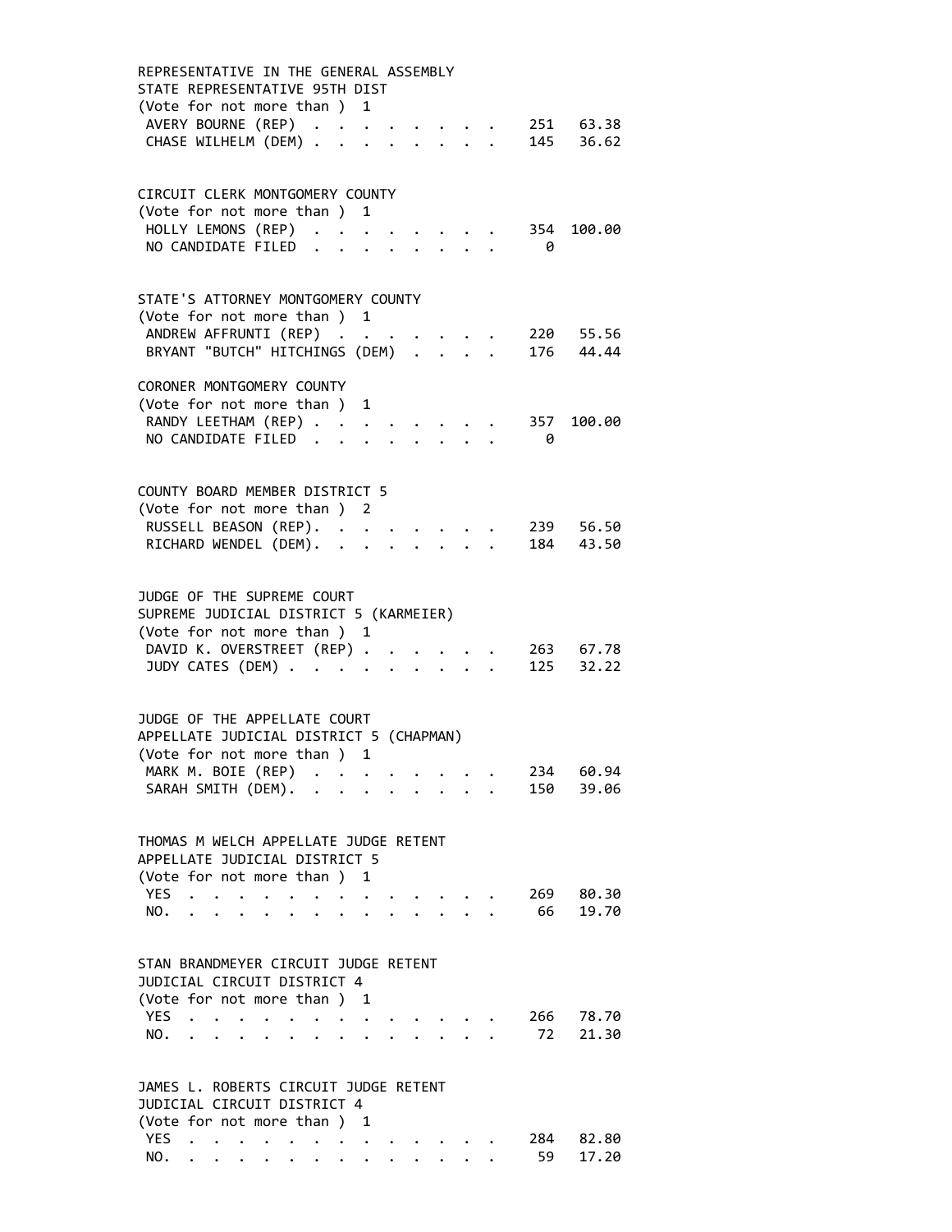REPRESENTATIVE IN THE GENERAL ASSEMBLY
STATE REPRESENTATIVE 95TH DIST
(Vote for not more than ) 1

| Candidate | Votes | Percent |
|---|---|---|
| AVERY BOURNE (REP) | 251 | 63.38 |
| CHASE WILHELM (DEM) | 145 | 36.62 |

CIRCUIT CLERK MONTGOMERY COUNTY
(Vote for not more than ) 1

| Candidate | Votes | Percent |
|---|---|---|
| HOLLY LEMONS (REP) | 354 | 100.00 |
| NO CANDIDATE FILED | 0 | |

STATE'S ATTORNEY MONTGOMERY COUNTY
(Vote for not more than ) 1

| Candidate | Votes | Percent |
|---|---|---|
| ANDREW AFFRUNTI (REP) | 220 | 55.56 |
| BRYANT "BUTCH" HITCHINGS (DEM) | 176 | 44.44 |

CORONER MONTGOMERY COUNTY
(Vote for not more than ) 1

| Candidate | Votes | Percent |
|---|---|---|
| RANDY LEETHAM (REP) | 357 | 100.00 |
| NO CANDIDATE FILED | 0 | |

COUNTY BOARD MEMBER DISTRICT 5
(Vote for not more than ) 2

| Candidate | Votes | Percent |
|---|---|---|
| RUSSELL BEASON (REP) | 239 | 56.50 |
| RICHARD WENDEL (DEM) | 184 | 43.50 |

JUDGE OF THE SUPREME COURT
SUPREME JUDICIAL DISTRICT 5 (KARMEIER)
(Vote for not more than ) 1

| Candidate | Votes | Percent |
|---|---|---|
| DAVID K. OVERSTREET (REP) | 263 | 67.78 |
| JUDY CATES (DEM) | 125 | 32.22 |

JUDGE OF THE APPELLATE COURT
APPELLATE JUDICIAL DISTRICT 5 (CHAPMAN)
(Vote for not more than ) 1

| Candidate | Votes | Percent |
|---|---|---|
| MARK M. BOIE (REP) | 234 | 60.94 |
| SARAH SMITH (DEM) | 150 | 39.06 |

THOMAS M WELCH APPELLATE JUDGE RETENT
APPELLATE JUDICIAL DISTRICT 5
(Vote for not more than ) 1

| Choice | Votes | Percent |
|---|---|---|
| YES | 269 | 80.30 |
| NO | 66 | 19.70 |

STAN BRANDMEYER CIRCUIT JUDGE RETENT
JUDICIAL CIRCUIT DISTRICT 4
(Vote for not more than ) 1

| Choice | Votes | Percent |
|---|---|---|
| YES | 266 | 78.70 |
| NO | 72 | 21.30 |

JAMES L. ROBERTS CIRCUIT JUDGE RETENT
JUDICIAL CIRCUIT DISTRICT 4
(Vote for not more than ) 1

| Choice | Votes | Percent |
|---|---|---|
| YES | 284 | 82.80 |
| NO | 59 | 17.20 |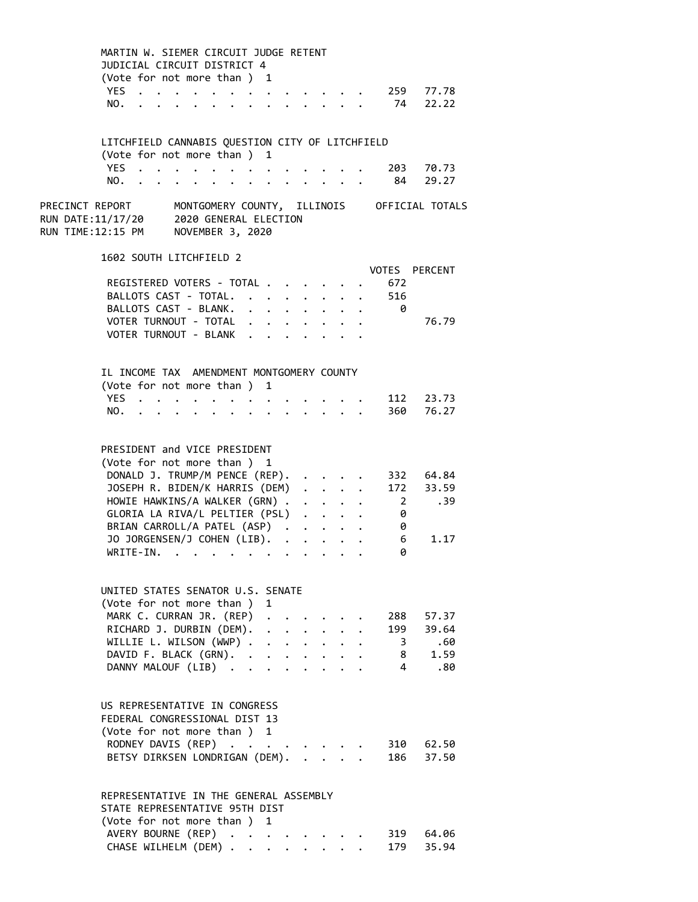MARTIN W. SIEMER CIRCUIT JUDGE RETENT
JUDICIAL CIRCUIT DISTRICT 4
(Vote for not more than ) 1

| | VOTES | PERCENT |
|---|---|---|
| YES | 259 | 77.78 |
| NO. | 74 | 22.22 |

LITCHFIELD CANNABIS QUESTION CITY OF LITCHFIELD
(Vote for not more than ) 1

| | VOTES | PERCENT |
|---|---|---|
| YES | 203 | 70.73 |
| NO. | 84 | 29.27 |

PRECINCT REPORT MONTGOMERY COUNTY, ILLINOIS OFFICIAL TOTALS
RUN DATE:11/17/20 2020 GENERAL ELECTION
RUN TIME:12:15 PM NOVEMBER 3, 2020

1602 SOUTH LITCHFIELD 2

| | VOTES | PERCENT |
|---|---|---|
| REGISTERED VOTERS - TOTAL | 672 | |
| BALLOTS CAST - TOTAL. | 516 | |
| BALLOTS CAST - BLANK. | 0 | |
| VOTER TURNOUT - TOTAL | | 76.79 |
| VOTER TURNOUT - BLANK | | |

IL INCOME TAX AMENDMENT MONTGOMERY COUNTY
(Vote for not more than ) 1

| | VOTES | PERCENT |
|---|---|---|
| YES | 112 | 23.73 |
| NO. | 360 | 76.27 |

PRESIDENT and VICE PRESIDENT
(Vote for not more than ) 1

| | VOTES | PERCENT |
|---|---|---|
| DONALD J. TRUMP/M PENCE (REP). | 332 | 64.84 |
| JOSEPH R. BIDEN/K HARRIS (DEM) | 172 | 33.59 |
| HOWIE HAWKINS/A WALKER (GRN) | 2 | .39 |
| GLORIA LA RIVA/L PELTIER (PSL) | 0 | |
| BRIAN CARROLL/A PATEL (ASP) | 0 | |
| JO JORGENSEN/J COHEN (LIB). | 6 | 1.17 |
| WRITE-IN. | 0 | |

UNITED STATES SENATOR U.S. SENATE
(Vote for not more than ) 1

| | VOTES | PERCENT |
|---|---|---|
| MARK C. CURRAN JR. (REP) | 288 | 57.37 |
| RICHARD J. DURBIN (DEM). | 199 | 39.64 |
| WILLIE L. WILSON (WWP) | 3 | .60 |
| DAVID F. BLACK (GRN). | 8 | 1.59 |
| DANNY MALOUF (LIB) | 4 | .80 |

US REPRESENTATIVE IN CONGRESS
FEDERAL CONGRESSIONAL DIST 13
(Vote for not more than ) 1

| | VOTES | PERCENT |
|---|---|---|
| RODNEY DAVIS (REP) | 310 | 62.50 |
| BETSY DIRKSEN LONDRIGAN (DEM). | 186 | 37.50 |

REPRESENTATIVE IN THE GENERAL ASSEMBLY
STATE REPRESENTATIVE 95TH DIST
(Vote for not more than ) 1

| | VOTES | PERCENT |
|---|---|---|
| AVERY BOURNE (REP) | 319 | 64.06 |
| CHASE WILHELM (DEM) | 179 | 35.94 |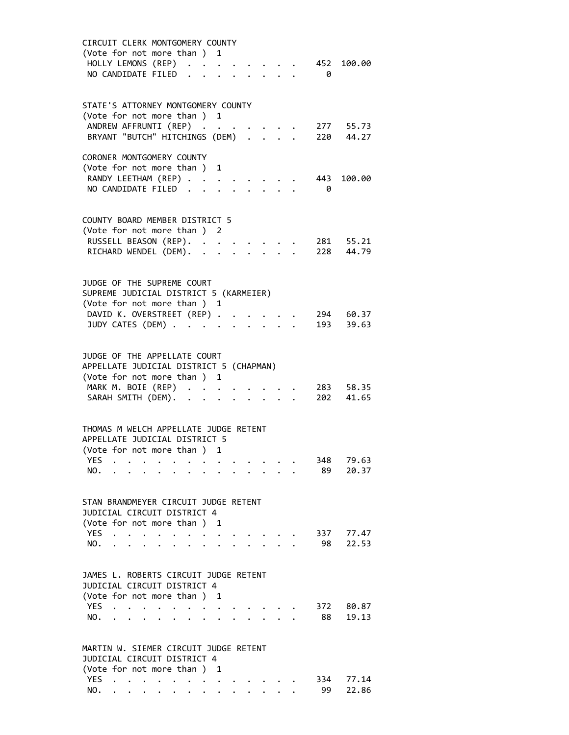CIRCUIT CLERK MONTGOMERY COUNTY
(Vote for not more than ) 1

| Candidate | Votes | Percent |
|---|---|---|
| HOLLY LEMONS (REP) | 452 | 100.00 |
| NO CANDIDATE FILED | 0 | |

STATE'S ATTORNEY MONTGOMERY COUNTY
(Vote for not more than ) 1

| Candidate | Votes | Percent |
|---|---|---|
| ANDREW AFFRUNTI (REP) | 277 | 55.73 |
| BRYANT "BUTCH" HITCHINGS (DEM) | 220 | 44.27 |

CORONER MONTGOMERY COUNTY
(Vote for not more than ) 1

| Candidate | Votes | Percent |
|---|---|---|
| RANDY LEETHAM (REP) | 443 | 100.00 |
| NO CANDIDATE FILED | 0 | |

COUNTY BOARD MEMBER DISTRICT 5
(Vote for not more than ) 2

| Candidate | Votes | Percent |
|---|---|---|
| RUSSELL BEASON (REP). | 281 | 55.21 |
| RICHARD WENDEL (DEM). | 228 | 44.79 |

JUDGE OF THE SUPREME COURT
SUPREME JUDICIAL DISTRICT 5 (KARMEIER)
(Vote for not more than ) 1

| Candidate | Votes | Percent |
|---|---|---|
| DAVID K. OVERSTREET (REP) | 294 | 60.37 |
| JUDY CATES (DEM) | 193 | 39.63 |

JUDGE OF THE APPELLATE COURT
APPELLATE JUDICIAL DISTRICT 5 (CHAPMAN)
(Vote for not more than ) 1

| Candidate | Votes | Percent |
|---|---|---|
| MARK M. BOIE (REP) | 283 | 58.35 |
| SARAH SMITH (DEM). | 202 | 41.65 |

THOMAS M WELCH APPELLATE JUDGE RETENT
APPELLATE JUDICIAL DISTRICT 5
(Vote for not more than ) 1

| Choice | Votes | Percent |
|---|---|---|
| YES | 348 | 79.63 |
| NO. | 89 | 20.37 |

STAN BRANDMEYER CIRCUIT JUDGE RETENT
JUDICIAL CIRCUIT DISTRICT 4
(Vote for not more than ) 1

| Choice | Votes | Percent |
|---|---|---|
| YES | 337 | 77.47 |
| NO. | 98 | 22.53 |

JAMES L. ROBERTS CIRCUIT JUDGE RETENT
JUDICIAL CIRCUIT DISTRICT 4
(Vote for not more than ) 1

| Choice | Votes | Percent |
|---|---|---|
| YES | 372 | 80.87 |
| NO. | 88 | 19.13 |

MARTIN W. SIEMER CIRCUIT JUDGE RETENT
JUDICIAL CIRCUIT DISTRICT 4
(Vote for not more than ) 1

| Choice | Votes | Percent |
|---|---|---|
| YES | 334 | 77.14 |
| NO. | 99 | 22.86 |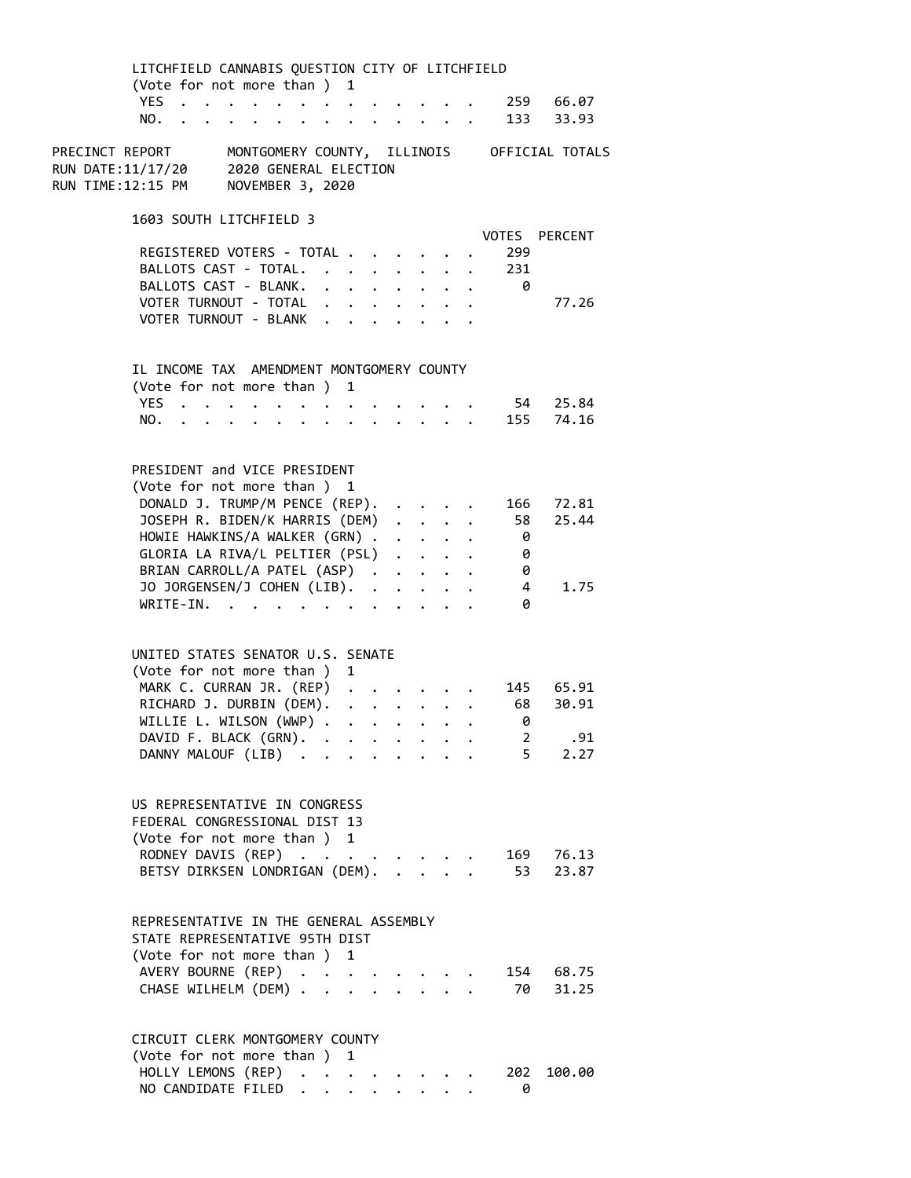LITCHFIELD CANNABIS QUESTION CITY OF LITCHFIELD
(Vote for not more than ) 1

| | VOTES | PERCENT |
|---|---|---|
| YES | 259 | 66.07 |
| NO. | 133 | 33.93 |

PRECINCT REPORT MONTGOMERY COUNTY, ILLINOIS OFFICIAL TOTALS
RUN DATE:11/17/20 2020 GENERAL ELECTION
RUN TIME:12:15 PM NOVEMBER 3, 2020

## 1603 SOUTH LITCHFIELD 3

| | VOTES | PERCENT |
|---|---|---|
| REGISTERED VOTERS - TOTAL | 299 | |
| BALLOTS CAST - TOTAL. | 231 | |
| BALLOTS CAST - BLANK. | 0 | |
| VOTER TURNOUT - TOTAL | | 77.26 |
| VOTER TURNOUT - BLANK | | |

IL INCOME TAX AMENDMENT MONTGOMERY COUNTY
(Vote for not more than ) 1

| | VOTES | PERCENT |
|---|---|---|
| YES | 54 | 25.84 |
| NO. | 155 | 74.16 |

PRESIDENT and VICE PRESIDENT
(Vote for not more than ) 1

| | VOTES | PERCENT |
|---|---|---|
| DONALD J. TRUMP/M PENCE (REP). | 166 | 72.81 |
| JOSEPH R. BIDEN/K HARRIS (DEM) | 58 | 25.44 |
| HOWIE HAWKINS/A WALKER (GRN) | 0 | |
| GLORIA LA RIVA/L PELTIER (PSL) | 0 | |
| BRIAN CARROLL/A PATEL (ASP) | 0 | |
| JO JORGENSEN/J COHEN (LIB). | 4 | 1.75 |
| WRITE-IN. | 0 | |

UNITED STATES SENATOR U.S. SENATE
(Vote for not more than ) 1

| | VOTES | PERCENT |
|---|---|---|
| MARK C. CURRAN JR. (REP) | 145 | 65.91 |
| RICHARD J. DURBIN (DEM). | 68 | 30.91 |
| WILLIE L. WILSON (WWP) | 0 | |
| DAVID F. BLACK (GRN). | 2 | .91 |
| DANNY MALOUF (LIB) | 5 | 2.27 |

US REPRESENTATIVE IN CONGRESS
FEDERAL CONGRESSIONAL DIST 13
(Vote for not more than ) 1

| | VOTES | PERCENT |
|---|---|---|
| RODNEY DAVIS (REP) | 169 | 76.13 |
| BETSY DIRKSEN LONDRIGAN (DEM). | 53 | 23.87 |

REPRESENTATIVE IN THE GENERAL ASSEMBLY
STATE REPRESENTATIVE 95TH DIST
(Vote for not more than ) 1

| | VOTES | PERCENT |
|---|---|---|
| AVERY BOURNE (REP) | 154 | 68.75 |
| CHASE WILHELM (DEM) | 70 | 31.25 |

CIRCUIT CLERK MONTGOMERY COUNTY
(Vote for not more than ) 1

| | VOTES | PERCENT |
|---|---|---|
| HOLLY LEMONS (REP) | 202 | 100.00 |
| NO CANDIDATE FILED | 0 | |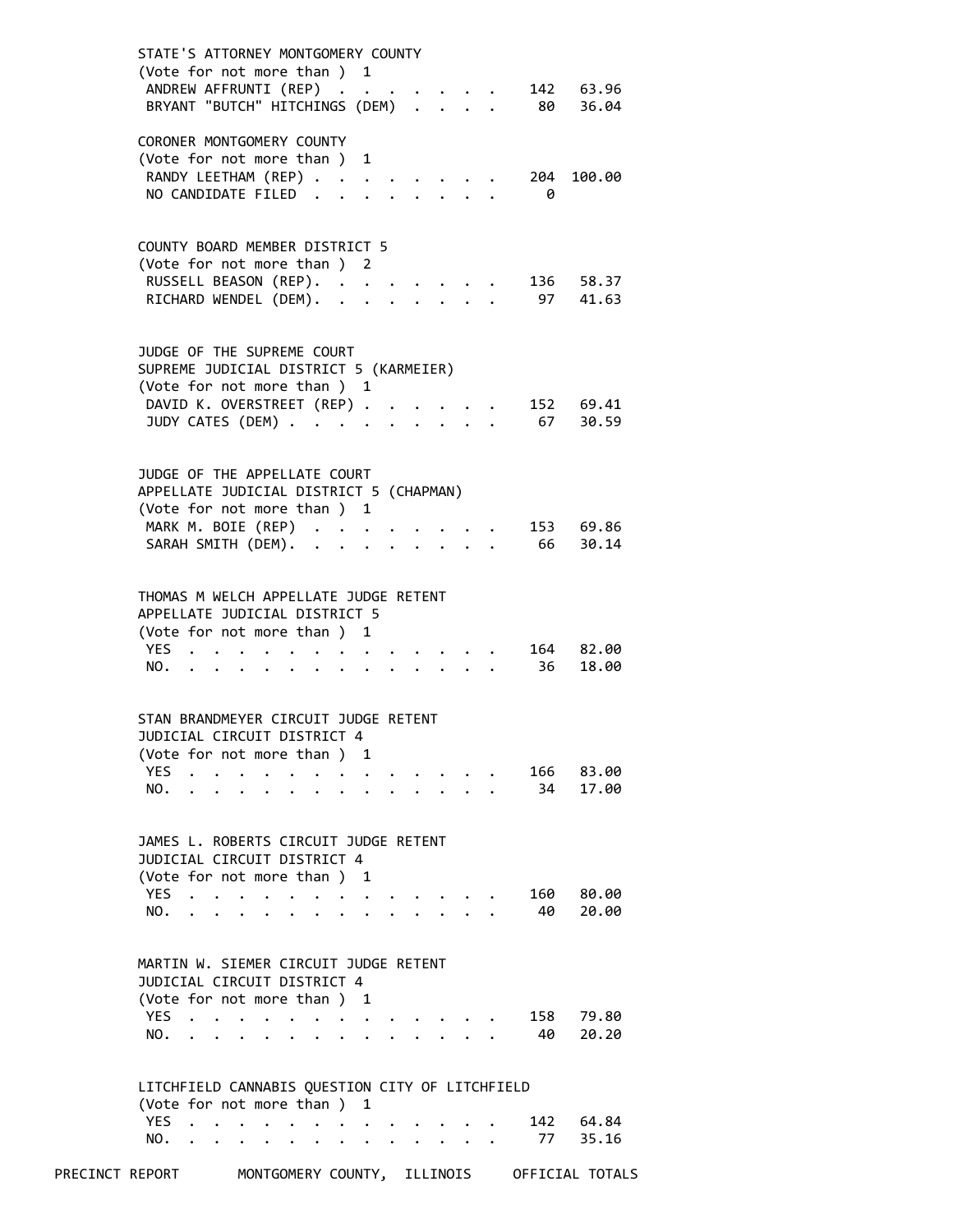STATE'S ATTORNEY MONTGOMERY COUNTY
(Vote for not more than ) 1

| | | |
|---|---|---|
| ANDREW AFFRUNTI (REP) | 142 | 63.96 |
| BRYANT "BUTCH" HITCHINGS (DEM) | 80 | 36.04 |

CORONER MONTGOMERY COUNTY
(Vote for not more than ) 1

| | | |
|---|---|---|
| RANDY LEETHAM (REP) | 204 | 100.00 |
| NO CANDIDATE FILED | 0 | |

COUNTY BOARD MEMBER DISTRICT 5
(Vote for not more than ) 2

| | | |
|---|---|---|
| RUSSELL BEASON (REP) | 136 | 58.37 |
| RICHARD WENDEL (DEM) | 97 | 41.63 |

JUDGE OF THE SUPREME COURT
SUPREME JUDICIAL DISTRICT 5 (KARMEIER)
(Vote for not more than ) 1

| | | |
|---|---|---|
| DAVID K. OVERSTREET (REP) | 152 | 69.41 |
| JUDY CATES (DEM) | 67 | 30.59 |

JUDGE OF THE APPELLATE COURT
APPELLATE JUDICIAL DISTRICT 5 (CHAPMAN)
(Vote for not more than ) 1

| | | |
|---|---|---|
| MARK M. BOIE (REP) | 153 | 69.86 |
| SARAH SMITH (DEM) | 66 | 30.14 |

THOMAS M WELCH APPELLATE JUDGE RETENT
APPELLATE JUDICIAL DISTRICT 5
(Vote for not more than ) 1

| | | |
|---|---|---|
| YES | 164 | 82.00 |
| NO | 36 | 18.00 |

STAN BRANDMEYER CIRCUIT JUDGE RETENT
JUDICIAL CIRCUIT DISTRICT 4
(Vote for not more than ) 1

| | | |
|---|---|---|
| YES | 166 | 83.00 |
| NO | 34 | 17.00 |

JAMES L. ROBERTS CIRCUIT JUDGE RETENT
JUDICIAL CIRCUIT DISTRICT 4
(Vote for not more than ) 1

| | | |
|---|---|---|
| YES | 160 | 80.00 |
| NO | 40 | 20.00 |

MARTIN W. SIEMER CIRCUIT JUDGE RETENT
JUDICIAL CIRCUIT DISTRICT 4
(Vote for not more than ) 1

| | | |
|---|---|---|
| YES | 158 | 79.80 |
| NO | 40 | 20.20 |

LITCHFIELD CANNABIS QUESTION CITY OF LITCHFIELD
(Vote for not more than ) 1

| | | |
|---|---|---|
| YES | 142 | 64.84 |
| NO | 77 | 35.16 |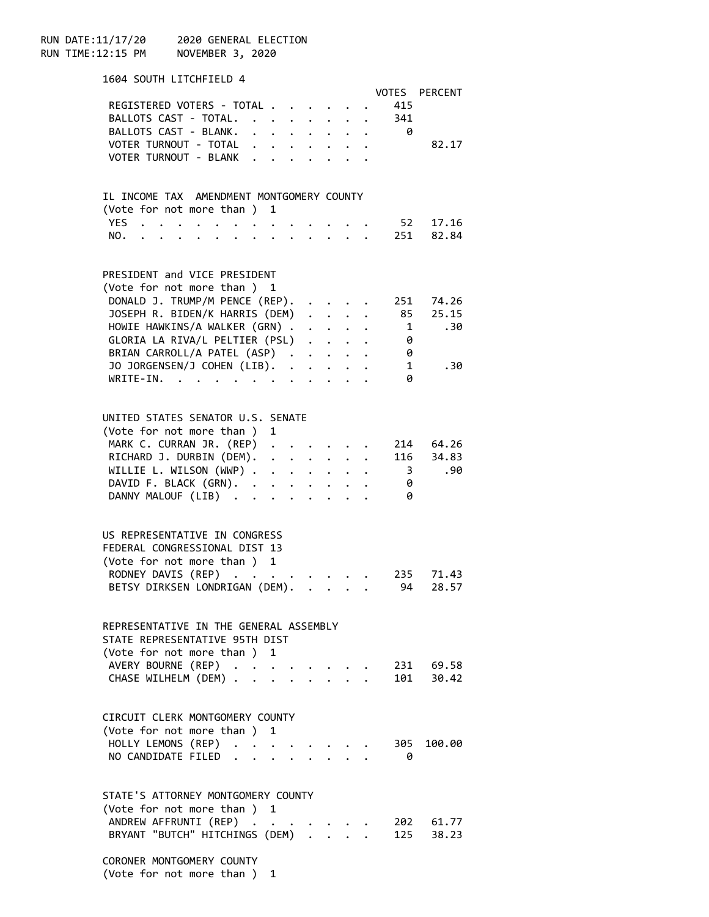RUN DATE:11/17/20     2020 GENERAL ELECTION
RUN TIME:12:15 PM     NOVEMBER 3, 2020

## 1604 SOUTH LITCHFIELD 4

| | VOTES | PERCENT |
|---|---|---|
| REGISTERED VOTERS - TOTAL | 415 | |
| BALLOTS CAST - TOTAL. | 341 | |
| BALLOTS CAST - BLANK. | 0 | |
| VOTER TURNOUT - TOTAL | | 82.17 |
| VOTER TURNOUT - BLANK | | |

### IL INCOME TAX AMENDMENT MONTGOMERY COUNTY
(Vote for not more than ) 1

| | VOTES | PERCENT |
|---|---|---|
| YES | 52 | 17.16 |
| NO. | 251 | 82.84 |

### PRESIDENT and VICE PRESIDENT
(Vote for not more than ) 1

| | VOTES | PERCENT |
|---|---|---|
| DONALD J. TRUMP/M PENCE (REP). | 251 | 74.26 |
| JOSEPH R. BIDEN/K HARRIS (DEM) | 85 | 25.15 |
| HOWIE HAWKINS/A WALKER (GRN) | 1 | .30 |
| GLORIA LA RIVA/L PELTIER (PSL) | 0 | |
| BRIAN CARROLL/A PATEL (ASP) | 0 | |
| JO JORGENSEN/J COHEN (LIB). | 1 | .30 |
| WRITE-IN. | 0 | |

### UNITED STATES SENATOR U.S. SENATE
(Vote for not more than ) 1

| | VOTES | PERCENT |
|---|---|---|
| MARK C. CURRAN JR. (REP) | 214 | 64.26 |
| RICHARD J. DURBIN (DEM). | 116 | 34.83 |
| WILLIE L. WILSON (WWP) | 3 | .90 |
| DAVID F. BLACK (GRN). | 0 | |
| DANNY MALOUF (LIB) | 0 | |

### US REPRESENTATIVE IN CONGRESS
FEDERAL CONGRESSIONAL DIST 13
(Vote for not more than ) 1

| | VOTES | PERCENT |
|---|---|---|
| RODNEY DAVIS (REP) | 235 | 71.43 |
| BETSY DIRKSEN LONDRIGAN (DEM). | 94 | 28.57 |

### REPRESENTATIVE IN THE GENERAL ASSEMBLY
STATE REPRESENTATIVE 95TH DIST
(Vote for not more than ) 1

| | VOTES | PERCENT |
|---|---|---|
| AVERY BOURNE (REP) | 231 | 69.58 |
| CHASE WILHELM (DEM) | 101 | 30.42 |

### CIRCUIT CLERK MONTGOMERY COUNTY
(Vote for not more than ) 1

| | VOTES | PERCENT |
|---|---|---|
| HOLLY LEMONS (REP) | 305 | 100.00 |
| NO CANDIDATE FILED | 0 | |

### STATE'S ATTORNEY MONTGOMERY COUNTY
(Vote for not more than ) 1

| | VOTES | PERCENT |
|---|---|---|
| ANDREW AFFRUNTI (REP) | 202 | 61.77 |
| BRYANT "BUTCH" HITCHINGS (DEM) | 125 | 38.23 |

### CORONER MONTGOMERY COUNTY
(Vote for not more than ) 1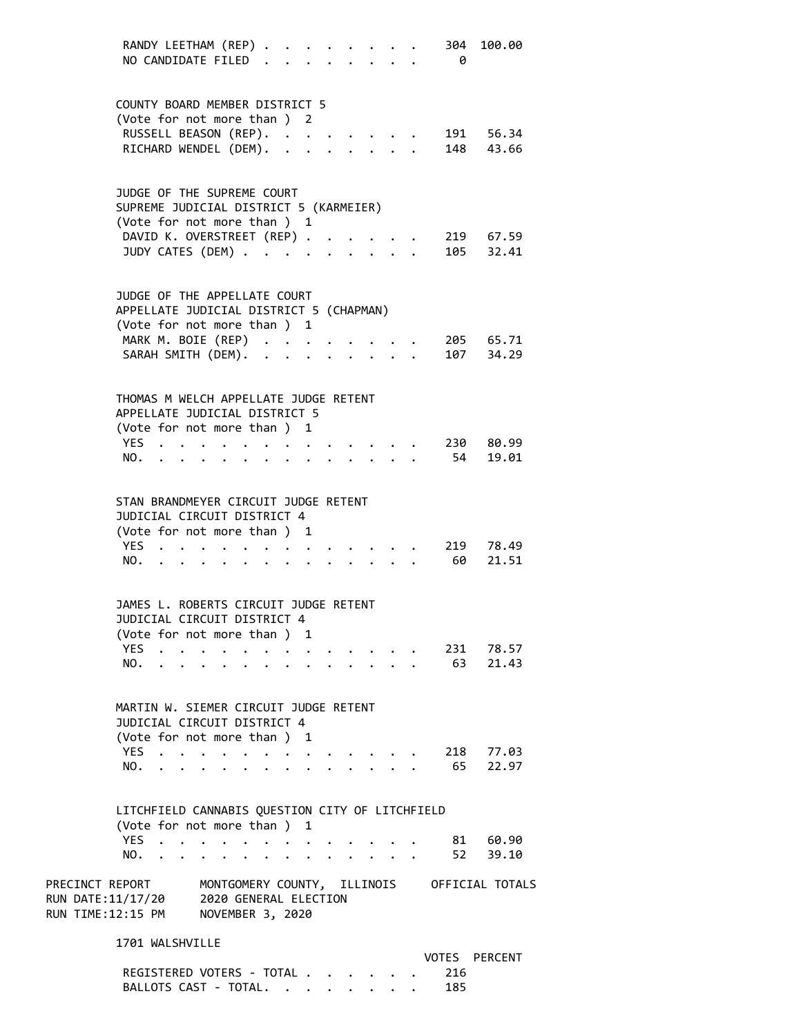| | VOTES | PERCENT |
|---|---|---|
| RANDY LEETHAM (REP) | 304 | 100.00 |
| NO CANDIDATE FILED | 0 | |

COUNTY BOARD MEMBER DISTRICT 5
(Vote for not more than ) 2

| | VOTES | PERCENT |
|---|---|---|
| RUSSELL BEASON (REP) | 191 | 56.34 |
| RICHARD WENDEL (DEM) | 148 | 43.66 |

JUDGE OF THE SUPREME COURT
SUPREME JUDICIAL DISTRICT 5 (KARMEIER)
(Vote for not more than ) 1

| | VOTES | PERCENT |
|---|---|---|
| DAVID K. OVERSTREET (REP) | 219 | 67.59 |
| JUDY CATES (DEM) | 105 | 32.41 |

JUDGE OF THE APPELLATE COURT
APPELLATE JUDICIAL DISTRICT 5 (CHAPMAN)
(Vote for not more than ) 1

| | VOTES | PERCENT |
|---|---|---|
| MARK M. BOIE (REP) | 205 | 65.71 |
| SARAH SMITH (DEM) | 107 | 34.29 |

THOMAS M WELCH APPELLATE JUDGE RETENT
APPELLATE JUDICIAL DISTRICT 5
(Vote for not more than ) 1

| | VOTES | PERCENT |
|---|---|---|
| YES | 230 | 80.99 |
| NO | 54 | 19.01 |

STAN BRANDMEYER CIRCUIT JUDGE RETENT
JUDICIAL CIRCUIT DISTRICT 4
(Vote for not more than ) 1

| | VOTES | PERCENT |
|---|---|---|
| YES | 219 | 78.49 |
| NO | 60 | 21.51 |

JAMES L. ROBERTS CIRCUIT JUDGE RETENT
JUDICIAL CIRCUIT DISTRICT 4
(Vote for not more than ) 1

| | VOTES | PERCENT |
|---|---|---|
| YES | 231 | 78.57 |
| NO | 63 | 21.43 |

MARTIN W. SIEMER CIRCUIT JUDGE RETENT
JUDICIAL CIRCUIT DISTRICT 4
(Vote for not more than ) 1

| | VOTES | PERCENT |
|---|---|---|
| YES | 218 | 77.03 |
| NO | 65 | 22.97 |

LITCHFIELD CANNABIS QUESTION CITY OF LITCHFIELD
(Vote for not more than ) 1

| | VOTES | PERCENT |
|---|---|---|
| YES | 81 | 60.90 |
| NO | 52 | 39.10 |

PRECINCT REPORT MONTGOMERY COUNTY, ILLINOIS OFFICIAL TOTALS
RUN DATE:11/17/20 2020 GENERAL ELECTION
RUN TIME:12:15 PM NOVEMBER 3, 2020

## 1701 WALSHVILLE

| | VOTES | PERCENT |
|---|---|---|
| REGISTERED VOTERS - TOTAL | 216 | |
| BALLOTS CAST - TOTAL | 185 | |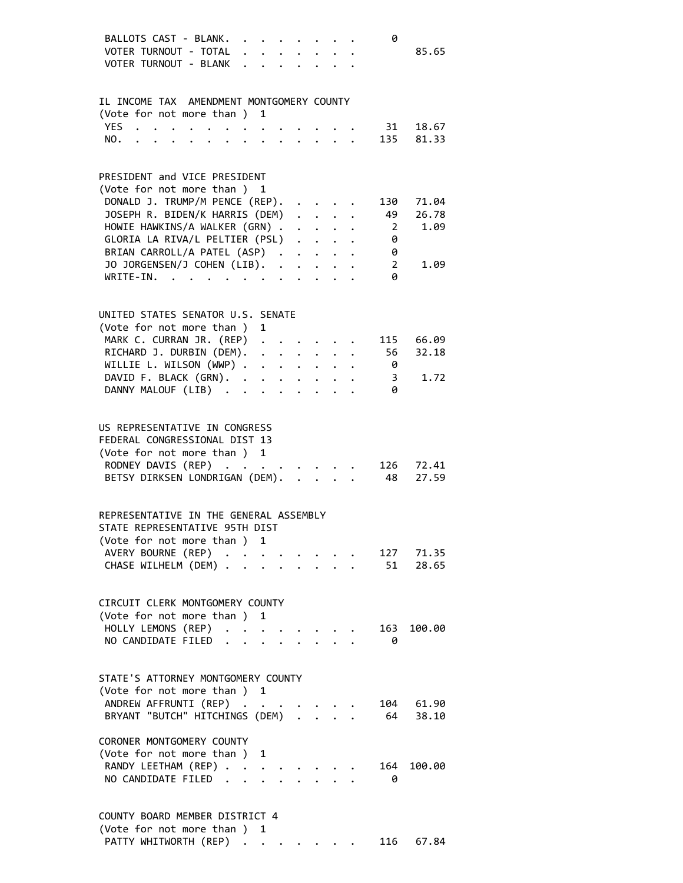BALLOTS CAST - BLANK. . . . . . . . . 0
VOTER TURNOUT - TOTAL . . . . . . . . 85.65
VOTER TURNOUT - BLANK . . . . . . . .

## IL INCOME TAX AMENDMENT MONTGOMERY COUNTY

(Vote for not more than ) 1

| | Votes | Percent |
|---|---|---|
| YES | 31 | 18.67 |
| NO. | 135 | 81.33 |

## PRESIDENT and VICE PRESIDENT

(Vote for not more than ) 1

| | Votes | Percent |
|---|---|---|
| DONALD J. TRUMP/M PENCE (REP). | 130 | 71.04 |
| JOSEPH R. BIDEN/K HARRIS (DEM) | 49 | 26.78 |
| HOWIE HAWKINS/A WALKER (GRN) | 2 | 1.09 |
| GLORIA LA RIVA/L PELTIER (PSL) | 0 | |
| BRIAN CARROLL/A PATEL (ASP) | 0 | |
| JO JORGENSEN/J COHEN (LIB). | 2 | 1.09 |
| WRITE-IN. | 0 | |

## UNITED STATES SENATOR U.S. SENATE

(Vote for not more than ) 1

| | Votes | Percent |
|---|---|---|
| MARK C. CURRAN JR. (REP) | 115 | 66.09 |
| RICHARD J. DURBIN (DEM). | 56 | 32.18 |
| WILLIE L. WILSON (WWP) | 0 | |
| DAVID F. BLACK (GRN). | 3 | 1.72 |
| DANNY MALOUF (LIB) | 0 | |

## US REPRESENTATIVE IN CONGRESS
FEDERAL CONGRESSIONAL DIST 13

(Vote for not more than ) 1

| | Votes | Percent |
|---|---|---|
| RODNEY DAVIS (REP) | 126 | 72.41 |
| BETSY DIRKSEN LONDRIGAN (DEM). | 48 | 27.59 |

## REPRESENTATIVE IN THE GENERAL ASSEMBLY
STATE REPRESENTATIVE 95TH DIST

(Vote for not more than ) 1

| | Votes | Percent |
|---|---|---|
| AVERY BOURNE (REP) | 127 | 71.35 |
| CHASE WILHELM (DEM) | 51 | 28.65 |

## CIRCUIT CLERK MONTGOMERY COUNTY

(Vote for not more than ) 1

| | Votes | Percent |
|---|---|---|
| HOLLY LEMONS (REP) | 163 | 100.00 |
| NO CANDIDATE FILED | 0 | |

## STATE'S ATTORNEY MONTGOMERY COUNTY

(Vote for not more than ) 1

| | Votes | Percent |
|---|---|---|
| ANDREW AFFRUNTI (REP) | 104 | 61.90 |
| BRYANT "BUTCH" HITCHINGS (DEM) | 64 | 38.10 |

## CORONER MONTGOMERY COUNTY

(Vote for not more than ) 1

| | Votes | Percent |
|---|---|---|
| RANDY LEETHAM (REP) | 164 | 100.00 |
| NO CANDIDATE FILED | 0 | |

## COUNTY BOARD MEMBER DISTRICT 4

(Vote for not more than ) 1

| | Votes | Percent |
|---|---|---|
| PATTY WHITWORTH (REP) | 116 | 67.84 |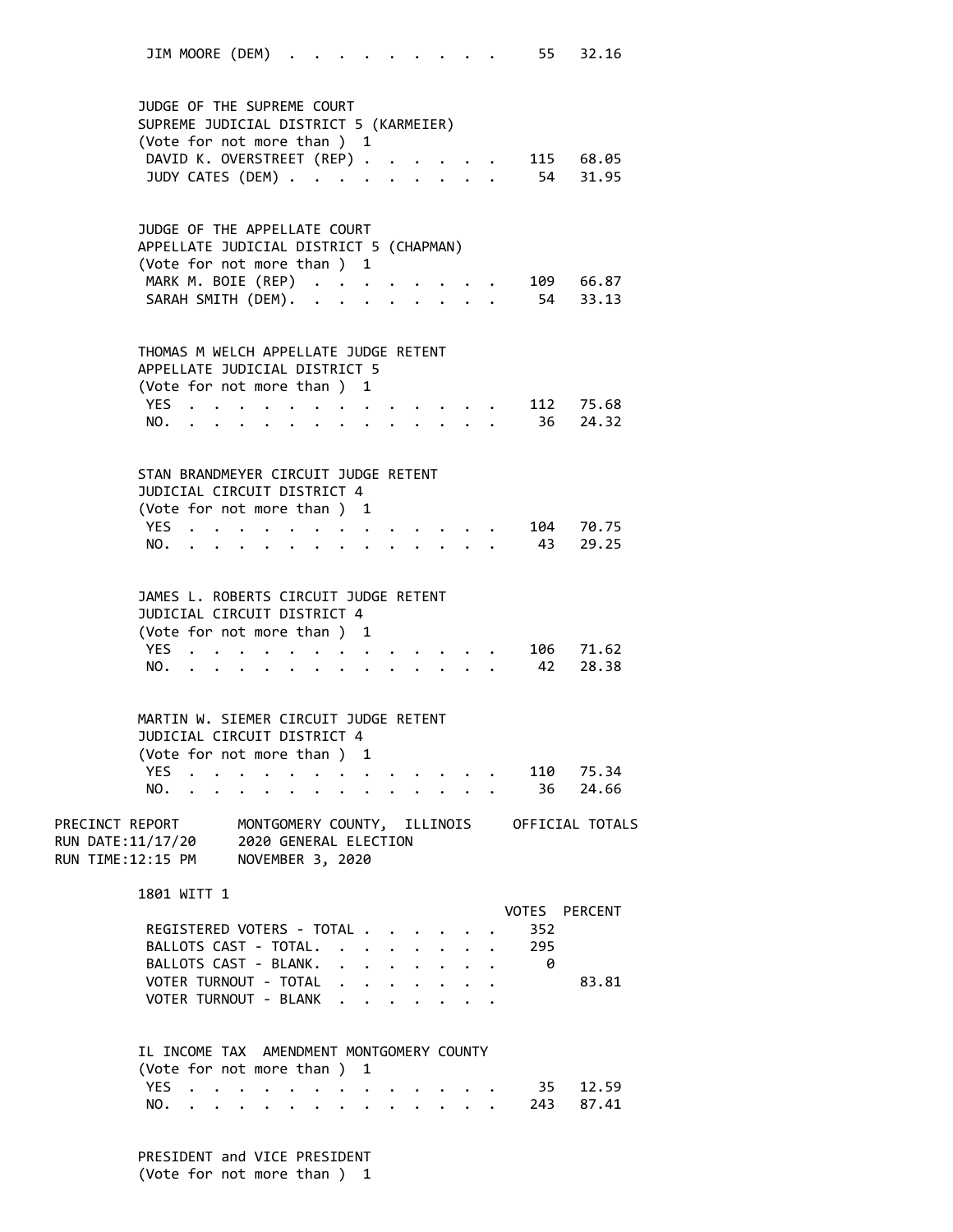| | VOTES | PERCENT |
|---|---|---|
| JIM MOORE (DEM) | 55 | 32.16 |

JUDGE OF THE SUPREME COURT
SUPREME JUDICIAL DISTRICT 5 (KARMEIER)
(Vote for not more than ) 1

| | VOTES | PERCENT |
|---|---|---|
| DAVID K. OVERSTREET (REP) | 115 | 68.05 |
| JUDY CATES (DEM) | 54 | 31.95 |

JUDGE OF THE APPELLATE COURT
APPELLATE JUDICIAL DISTRICT 5 (CHAPMAN)
(Vote for not more than ) 1

| | VOTES | PERCENT |
|---|---|---|
| MARK M. BOIE (REP) | 109 | 66.87 |
| SARAH SMITH (DEM) | 54 | 33.13 |

THOMAS M WELCH APPELLATE JUDGE RETENT
APPELLATE JUDICIAL DISTRICT 5
(Vote for not more than ) 1

| | VOTES | PERCENT |
|---|---|---|
| YES | 112 | 75.68 |
| NO | 36 | 24.32 |

STAN BRANDMEYER CIRCUIT JUDGE RETENT
JUDICIAL CIRCUIT DISTRICT 4
(Vote for not more than ) 1

| | VOTES | PERCENT |
|---|---|---|
| YES | 104 | 70.75 |
| NO | 43 | 29.25 |

JAMES L. ROBERTS CIRCUIT JUDGE RETENT
JUDICIAL CIRCUIT DISTRICT 4
(Vote for not more than ) 1

| | VOTES | PERCENT |
|---|---|---|
| YES | 106 | 71.62 |
| NO | 42 | 28.38 |

MARTIN W. SIEMER CIRCUIT JUDGE RETENT
JUDICIAL CIRCUIT DISTRICT 4
(Vote for not more than ) 1

| | VOTES | PERCENT |
|---|---|---|
| YES | 110 | 75.34 |
| NO | 36 | 24.66 |

PRECINCT REPORT — MONTGOMERY COUNTY, ILLINOIS — OFFICIAL TOTALS
RUN DATE:11/17/20 — 2020 GENERAL ELECTION
RUN TIME:12:15 PM — NOVEMBER 3, 2020

## 1801 WITT 1

| | VOTES | PERCENT |
|---|---|---|
| REGISTERED VOTERS - TOTAL | 352 | |
| BALLOTS CAST - TOTAL | 295 | |
| BALLOTS CAST - BLANK | 0 | |
| VOTER TURNOUT - TOTAL | | 83.81 |
| VOTER TURNOUT - BLANK | | |

IL INCOME TAX AMENDMENT MONTGOMERY COUNTY
(Vote for not more than ) 1

| | VOTES | PERCENT |
|---|---|---|
| YES | 35 | 12.59 |
| NO | 243 | 87.41 |

PRESIDENT and VICE PRESIDENT
(Vote for not more than ) 1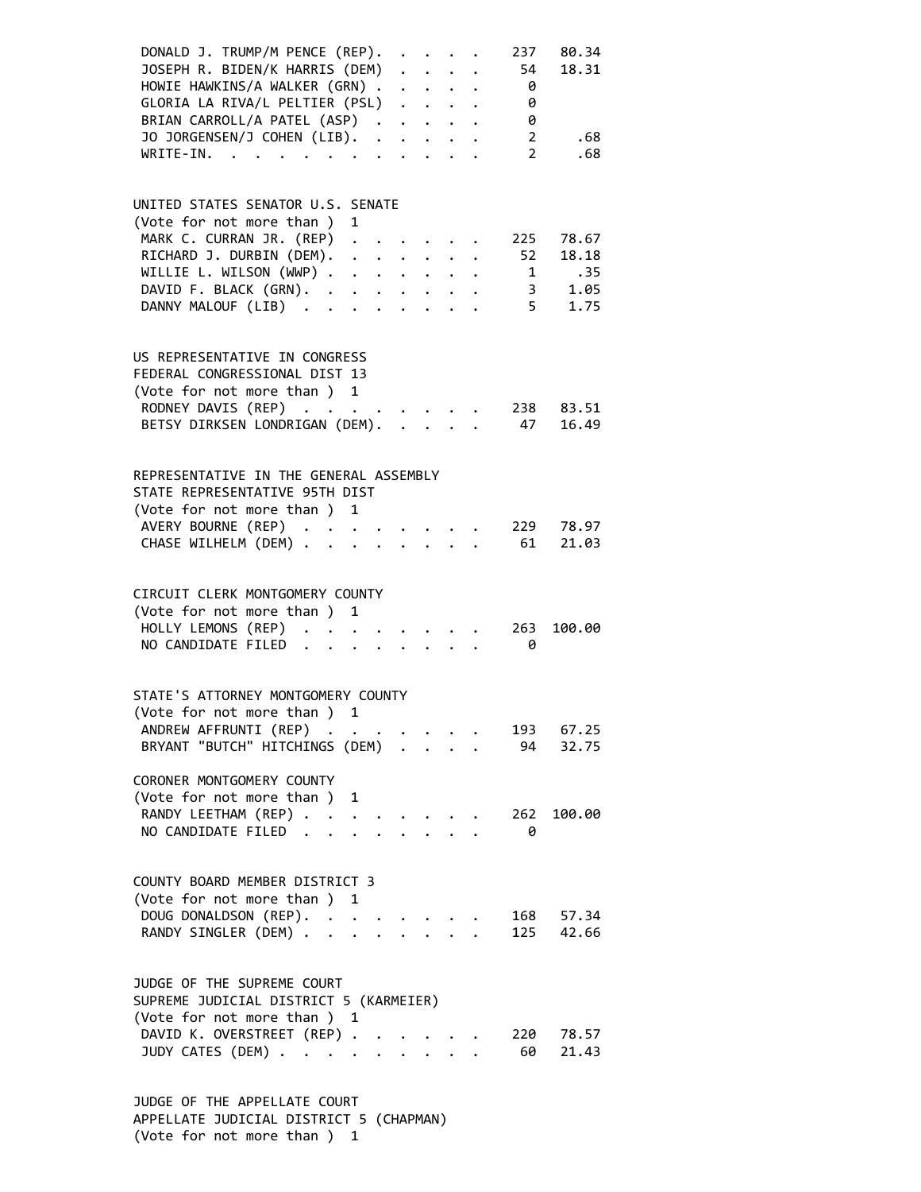| | | |
|---|---|---|
| DONALD J. TRUMP/M PENCE (REP) | 237 | 80.34 |
| JOSEPH R. BIDEN/K HARRIS (DEM) | 54 | 18.31 |
| HOWIE HAWKINS/A WALKER (GRN) | 0 | |
| GLORIA LA RIVA/L PELTIER (PSL) | 0 | |
| BRIAN CARROLL/A PATEL (ASP) | 0 | |
| JO JORGENSEN/J COHEN (LIB) | 2 | .68 |
| WRITE-IN | 2 | .68 |

UNITED STATES SENATOR U.S. SENATE
(Vote for not more than ) 1

| | | |
|---|---|---|
| MARK C. CURRAN JR. (REP) | 225 | 78.67 |
| RICHARD J. DURBIN (DEM) | 52 | 18.18 |
| WILLIE L. WILSON (WWP) | 1 | .35 |
| DAVID F. BLACK (GRN) | 3 | 1.05 |
| DANNY MALOUF (LIB) | 5 | 1.75 |

US REPRESENTATIVE IN CONGRESS
FEDERAL CONGRESSIONAL DIST 13
(Vote for not more than ) 1

| | | |
|---|---|---|
| RODNEY DAVIS (REP) | 238 | 83.51 |
| BETSY DIRKSEN LONDRIGAN (DEM) | 47 | 16.49 |

REPRESENTATIVE IN THE GENERAL ASSEMBLY
STATE REPRESENTATIVE 95TH DIST
(Vote for not more than ) 1

| | | |
|---|---|---|
| AVERY BOURNE (REP) | 229 | 78.97 |
| CHASE WILHELM (DEM) | 61 | 21.03 |

CIRCUIT CLERK MONTGOMERY COUNTY
(Vote for not more than ) 1

| | | |
|---|---|---|
| HOLLY LEMONS (REP) | 263 | 100.00 |
| NO CANDIDATE FILED | 0 | |

STATE'S ATTORNEY MONTGOMERY COUNTY
(Vote for not more than ) 1

| | | |
|---|---|---|
| ANDREW AFFRUNTI (REP) | 193 | 67.25 |
| BRYANT "BUTCH" HITCHINGS (DEM) | 94 | 32.75 |

CORONER MONTGOMERY COUNTY
(Vote for not more than ) 1

| | | |
|---|---|---|
| RANDY LEETHAM (REP) | 262 | 100.00 |
| NO CANDIDATE FILED | 0 | |

COUNTY BOARD MEMBER DISTRICT 3
(Vote for not more than ) 1

| | | |
|---|---|---|
| DOUG DONALDSON (REP) | 168 | 57.34 |
| RANDY SINGLER (DEM) | 125 | 42.66 |

JUDGE OF THE SUPREME COURT
SUPREME JUDICIAL DISTRICT 5 (KARMEIER)
(Vote for not more than ) 1

| | | |
|---|---|---|
| DAVID K. OVERSTREET (REP) | 220 | 78.57 |
| JUDY CATES (DEM) | 60 | 21.43 |

JUDGE OF THE APPELLATE COURT
APPELLATE JUDICIAL DISTRICT 5 (CHAPMAN)
(Vote for not more than ) 1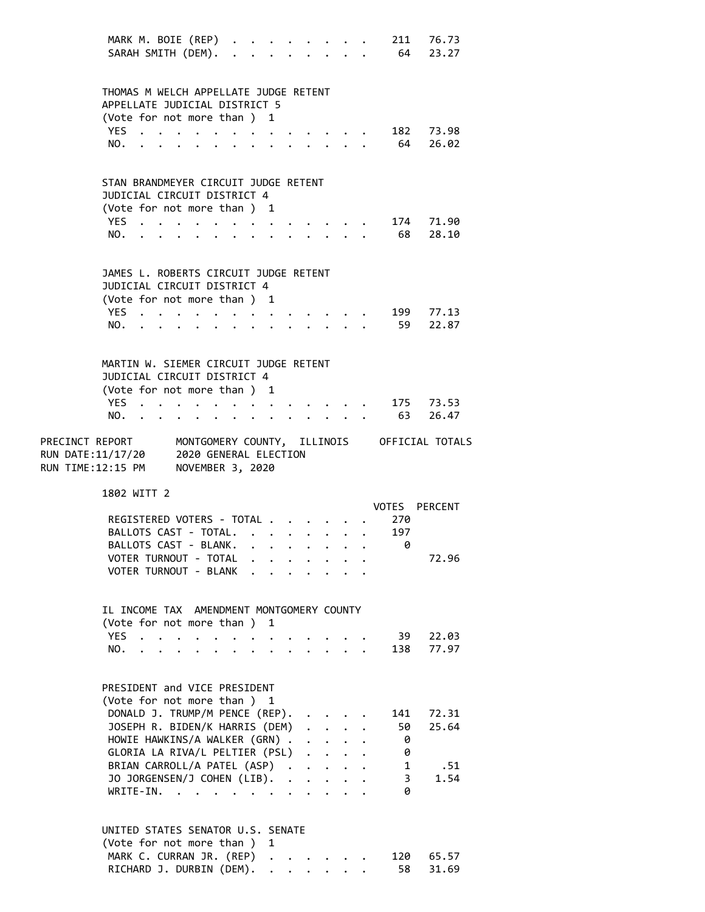| | Votes | Percent |
|---|---|---|
| MARK M. BOIE (REP) | 211 | 76.73 |
| SARAH SMITH (DEM) | 64 | 23.27 |

THOMAS M WELCH APPELLATE JUDGE RETENT
APPELLATE JUDICIAL DISTRICT 5
(Vote for not more than ) 1

| | Votes | Percent |
|---|---|---|
| YES | 182 | 73.98 |
| NO | 64 | 26.02 |

STAN BRANDMEYER CIRCUIT JUDGE RETENT
JUDICIAL CIRCUIT DISTRICT 4
(Vote for not more than ) 1

| | Votes | Percent |
|---|---|---|
| YES | 174 | 71.90 |
| NO | 68 | 28.10 |

JAMES L. ROBERTS CIRCUIT JUDGE RETENT
JUDICIAL CIRCUIT DISTRICT 4
(Vote for not more than ) 1

| | Votes | Percent |
|---|---|---|
| YES | 199 | 77.13 |
| NO | 59 | 22.87 |

MARTIN W. SIEMER CIRCUIT JUDGE RETENT
JUDICIAL CIRCUIT DISTRICT 4
(Vote for not more than ) 1

| | Votes | Percent |
|---|---|---|
| YES | 175 | 73.53 |
| NO | 63 | 26.47 |

PRECINCT REPORT — MONTGOMERY COUNTY, ILLINOIS — OFFICIAL TOTALS
RUN DATE:11/17/20 — 2020 GENERAL ELECTION
RUN TIME:12:15 PM — NOVEMBER 3, 2020

## 1802 WITT 2

| | VOTES | PERCENT |
|---|---|---|
| REGISTERED VOTERS - TOTAL | 270 | |
| BALLOTS CAST - TOTAL | 197 | |
| BALLOTS CAST - BLANK | 0 | |
| VOTER TURNOUT - TOTAL | | 72.96 |
| VOTER TURNOUT - BLANK | | |

IL INCOME TAX AMENDMENT MONTGOMERY COUNTY
(Vote for not more than ) 1

| | Votes | Percent |
|---|---|---|
| YES | 39 | 22.03 |
| NO | 138 | 77.97 |

PRESIDENT and VICE PRESIDENT
(Vote for not more than ) 1

| | Votes | Percent |
|---|---|---|
| DONALD J. TRUMP/M PENCE (REP) | 141 | 72.31 |
| JOSEPH R. BIDEN/K HARRIS (DEM) | 50 | 25.64 |
| HOWIE HAWKINS/A WALKER (GRN) | 0 | |
| GLORIA LA RIVA/L PELTIER (PSL) | 0 | |
| BRIAN CARROLL/A PATEL (ASP) | 1 | .51 |
| JO JORGENSEN/J COHEN (LIB) | 3 | 1.54 |
| WRITE-IN | 0 | |

UNITED STATES SENATOR U.S. SENATE
(Vote for not more than ) 1

| | Votes | Percent |
|---|---|---|
| MARK C. CURRAN JR. (REP) | 120 | 65.57 |
| RICHARD J. DURBIN (DEM) | 58 | 31.69 |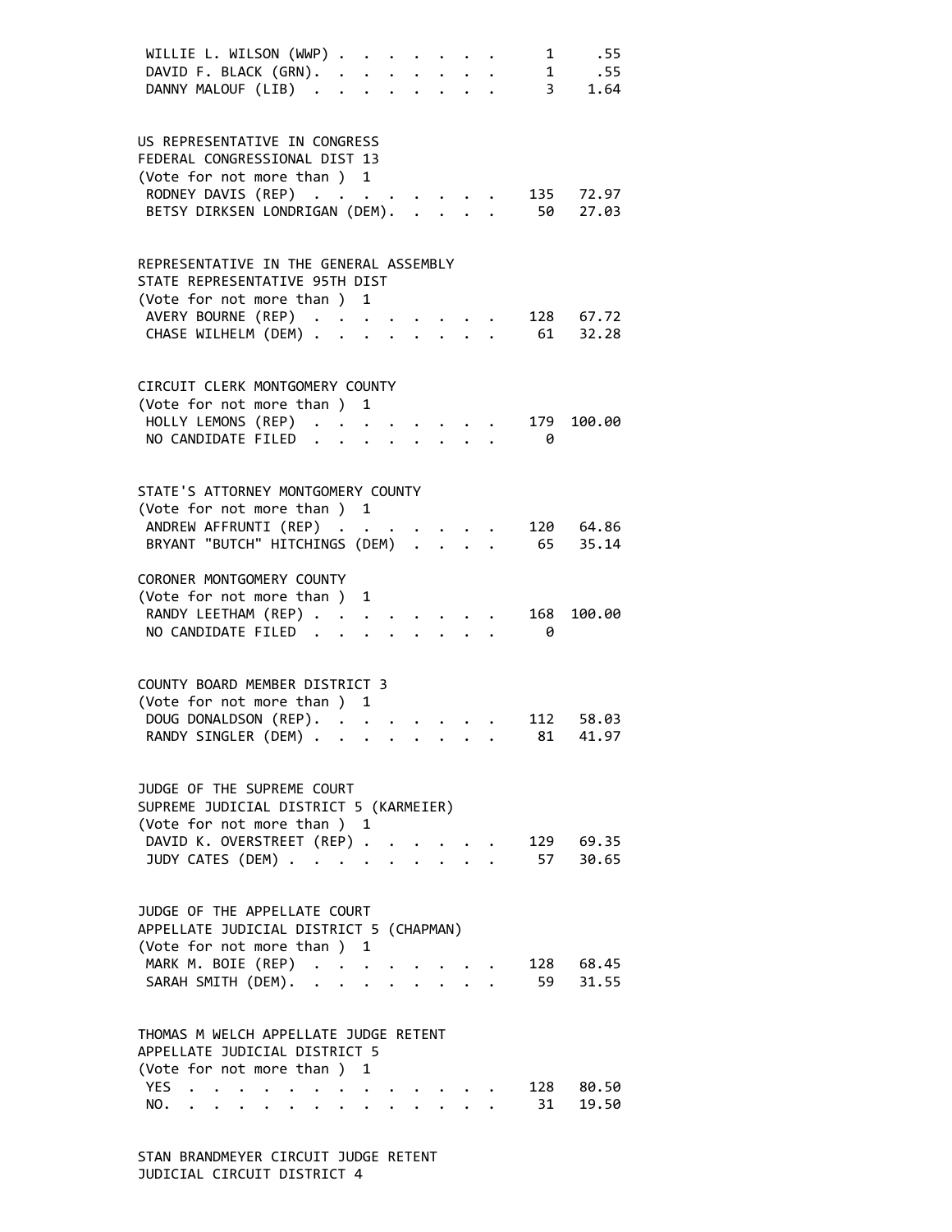WILLIE L. WILSON (WWP) . . . . . . . . 1 .55
DAVID F. BLACK (GRN). . . . . . . . . 1 .55
DANNY MALOUF (LIB) . . . . . . . . . 3 1.64

US REPRESENTATIVE IN CONGRESS
FEDERAL CONGRESSIONAL DIST 13
(Vote for not more than ) 1

| | | |
|---|---|---|
| RODNEY DAVIS (REP) . . . . . . . . . | 135 | 72.97 |
| BETSY DIRKSEN LONDRIGAN (DEM). . . . . | 50 | 27.03 |

REPRESENTATIVE IN THE GENERAL ASSEMBLY
STATE REPRESENTATIVE 95TH DIST
(Vote for not more than ) 1

| | | |
|---|---|---|
| AVERY BOURNE (REP) . . . . . . . . . | 128 | 67.72 |
| CHASE WILHELM (DEM) . . . . . . . . . | 61 | 32.28 |

CIRCUIT CLERK MONTGOMERY COUNTY
(Vote for not more than ) 1

| | | |
|---|---|---|
| HOLLY LEMONS (REP) . . . . . . . . . | 179 | 100.00 |
| NO CANDIDATE FILED . . . . . . . . . | 0 | |

STATE'S ATTORNEY MONTGOMERY COUNTY
(Vote for not more than ) 1

| | | |
|---|---|---|
| ANDREW AFFRUNTI (REP) . . . . . . . . | 120 | 64.86 |
| BRYANT "BUTCH" HITCHINGS (DEM) . . . . | 65 | 35.14 |

CORONER MONTGOMERY COUNTY
(Vote for not more than ) 1

| | | |
|---|---|---|
| RANDY LEETHAM (REP) . . . . . . . . . | 168 | 100.00 |
| NO CANDIDATE FILED . . . . . . . . . | 0 | |

COUNTY BOARD MEMBER DISTRICT 3
(Vote for not more than ) 1

| | | |
|---|---|---|
| DOUG DONALDSON (REP). . . . . . . . . | 112 | 58.03 |
| RANDY SINGLER (DEM) . . . . . . . . . | 81 | 41.97 |

JUDGE OF THE SUPREME COURT
SUPREME JUDICIAL DISTRICT 5 (KARMEIER)
(Vote for not more than ) 1

| | | |
|---|---|---|
| DAVID K. OVERSTREET (REP) . . . . . . | 129 | 69.35 |
| JUDY CATES (DEM) . . . . . . . . . . | 57 | 30.65 |

JUDGE OF THE APPELLATE COURT
APPELLATE JUDICIAL DISTRICT 5 (CHAPMAN)
(Vote for not more than ) 1

| | | |
|---|---|---|
| MARK M. BOIE (REP) . . . . . . . . . | 128 | 68.45 |
| SARAH SMITH (DEM). . . . . . . . . . | 59 | 31.55 |

THOMAS M WELCH APPELLATE JUDGE RETENT
APPELLATE JUDICIAL DISTRICT 5
(Vote for not more than ) 1

| | | |
|---|---|---|
| YES . . . . . . . . . . . . . . . . | 128 | 80.50 |
| NO. . . . . . . . . . . . . . . . . | 31 | 19.50 |

STAN BRANDMEYER CIRCUIT JUDGE RETENT
JUDICIAL CIRCUIT DISTRICT 4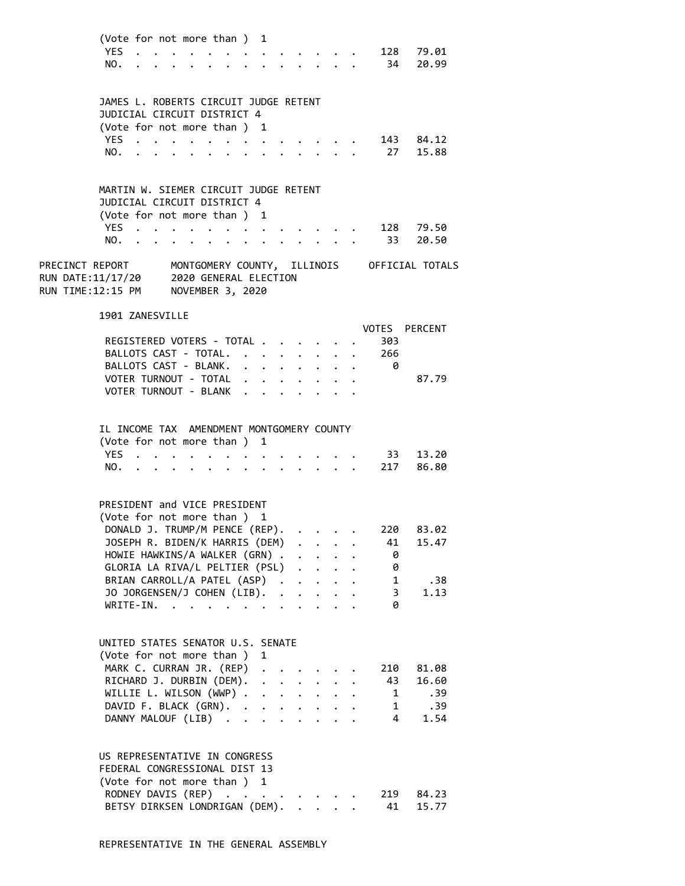(Vote for not more than ) 1

| | Votes | Percent |
|---|---|---|
| YES | 128 | 79.01 |
| NO. | 34 | 20.99 |

JAMES L. ROBERTS CIRCUIT JUDGE RETENT
JUDICIAL CIRCUIT DISTRICT 4
(Vote for not more than ) 1

| | Votes | Percent |
|---|---|---|
| YES | 143 | 84.12 |
| NO. | 27 | 15.88 |

MARTIN W. SIEMER CIRCUIT JUDGE RETENT
JUDICIAL CIRCUIT DISTRICT 4
(Vote for not more than ) 1

| | Votes | Percent |
|---|---|---|
| YES | 128 | 79.50 |
| NO. | 33 | 20.50 |

PRECINCT REPORT    MONTGOMERY COUNTY, ILLINOIS    OFFICIAL TOTALS
RUN DATE:11/17/20    2020 GENERAL ELECTION
RUN TIME:12:15 PM    NOVEMBER 3, 2020

## 1901 ZANESVILLE

| | VOTES | PERCENT |
|---|---|---|
| REGISTERED VOTERS - TOTAL | 303 | |
| BALLOTS CAST - TOTAL. | 266 | |
| BALLOTS CAST - BLANK. | 0 | |
| VOTER TURNOUT - TOTAL | | 87.79 |
| VOTER TURNOUT - BLANK | | |

IL INCOME TAX AMENDMENT MONTGOMERY COUNTY
(Vote for not more than ) 1

| | Votes | Percent |
|---|---|---|
| YES | 33 | 13.20 |
| NO. | 217 | 86.80 |

PRESIDENT and VICE PRESIDENT
(Vote for not more than ) 1

| | Votes | Percent |
|---|---|---|
| DONALD J. TRUMP/M PENCE (REP). | 220 | 83.02 |
| JOSEPH R. BIDEN/K HARRIS (DEM) | 41 | 15.47 |
| HOWIE HAWKINS/A WALKER (GRN) | 0 | |
| GLORIA LA RIVA/L PELTIER (PSL) | 0 | |
| BRIAN CARROLL/A PATEL (ASP) | 1 | .38 |
| JO JORGENSEN/J COHEN (LIB). | 3 | 1.13 |
| WRITE-IN. | 0 | |

UNITED STATES SENATOR U.S. SENATE
(Vote for not more than ) 1

| | Votes | Percent |
|---|---|---|
| MARK C. CURRAN JR. (REP) | 210 | 81.08 |
| RICHARD J. DURBIN (DEM). | 43 | 16.60 |
| WILLIE L. WILSON (WWP) | 1 | .39 |
| DAVID F. BLACK (GRN). | 1 | .39 |
| DANNY MALOUF (LIB) | 4 | 1.54 |

US REPRESENTATIVE IN CONGRESS
FEDERAL CONGRESSIONAL DIST 13
(Vote for not more than ) 1

| | Votes | Percent |
|---|---|---|
| RODNEY DAVIS (REP) | 219 | 84.23 |
| BETSY DIRKSEN LONDRIGAN (DEM). | 41 | 15.77 |

REPRESENTATIVE IN THE GENERAL ASSEMBLY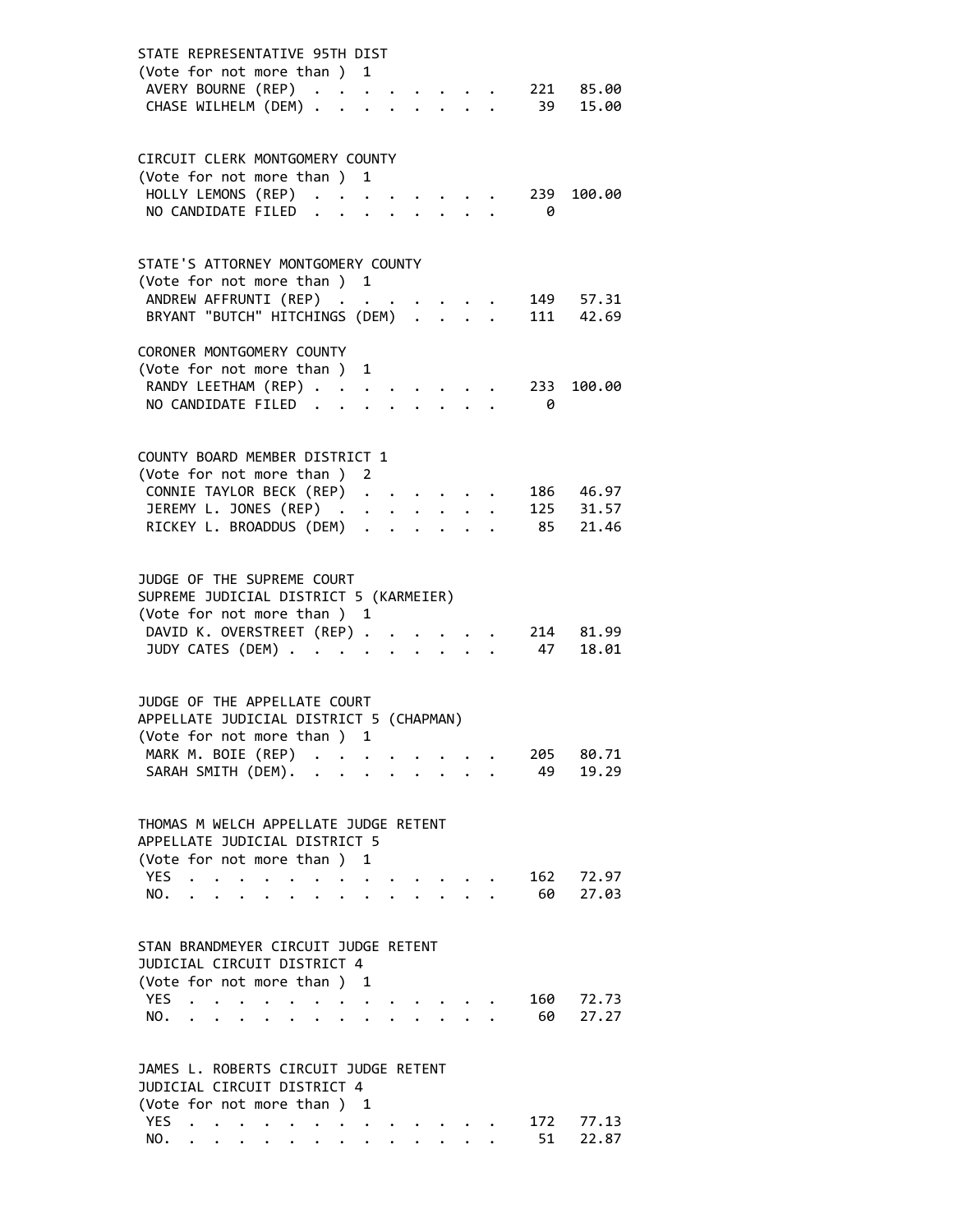STATE REPRESENTATIVE 95TH DIST
(Vote for not more than ) 1

| Candidate | Votes | Percent |
|---|---|---|
| AVERY BOURNE (REP) | 221 | 85.00 |
| CHASE WILHELM (DEM) | 39 | 15.00 |

CIRCUIT CLERK MONTGOMERY COUNTY
(Vote for not more than ) 1

| Candidate | Votes | Percent |
|---|---|---|
| HOLLY LEMONS (REP) | 239 | 100.00 |
| NO CANDIDATE FILED | 0 | |

STATE'S ATTORNEY MONTGOMERY COUNTY
(Vote for not more than ) 1

| Candidate | Votes | Percent |
|---|---|---|
| ANDREW AFFRUNTI (REP) | 149 | 57.31 |
| BRYANT "BUTCH" HITCHINGS (DEM) | 111 | 42.69 |

CORONER MONTGOMERY COUNTY
(Vote for not more than ) 1

| Candidate | Votes | Percent |
|---|---|---|
| RANDY LEETHAM (REP) | 233 | 100.00 |
| NO CANDIDATE FILED | 0 | |

COUNTY BOARD MEMBER DISTRICT 1
(Vote for not more than ) 2

| Candidate | Votes | Percent |
|---|---|---|
| CONNIE TAYLOR BECK (REP) | 186 | 46.97 |
| JEREMY L. JONES (REP) | 125 | 31.57 |
| RICKEY L. BROADDUS (DEM) | 85 | 21.46 |

JUDGE OF THE SUPREME COURT
SUPREME JUDICIAL DISTRICT 5 (KARMEIER)
(Vote for not more than ) 1

| Candidate | Votes | Percent |
|---|---|---|
| DAVID K. OVERSTREET (REP) | 214 | 81.99 |
| JUDY CATES (DEM) | 47 | 18.01 |

JUDGE OF THE APPELLATE COURT
APPELLATE JUDICIAL DISTRICT 5 (CHAPMAN)
(Vote for not more than ) 1

| Candidate | Votes | Percent |
|---|---|---|
| MARK M. BOIE (REP) | 205 | 80.71 |
| SARAH SMITH (DEM). | 49 | 19.29 |

THOMAS M WELCH APPELLATE JUDGE RETENT
APPELLATE JUDICIAL DISTRICT 5
(Vote for not more than ) 1

| Choice | Votes | Percent |
|---|---|---|
| YES | 162 | 72.97 |
| NO. | 60 | 27.03 |

STAN BRANDMEYER CIRCUIT JUDGE RETENT
JUDICIAL CIRCUIT DISTRICT 4
(Vote for not more than ) 1

| Choice | Votes | Percent |
|---|---|---|
| YES | 160 | 72.73 |
| NO. | 60 | 27.27 |

JAMES L. ROBERTS CIRCUIT JUDGE RETENT
JUDICIAL CIRCUIT DISTRICT 4
(Vote for not more than ) 1

| Choice | Votes | Percent |
|---|---|---|
| YES | 172 | 77.13 |
| NO. | 51 | 22.87 |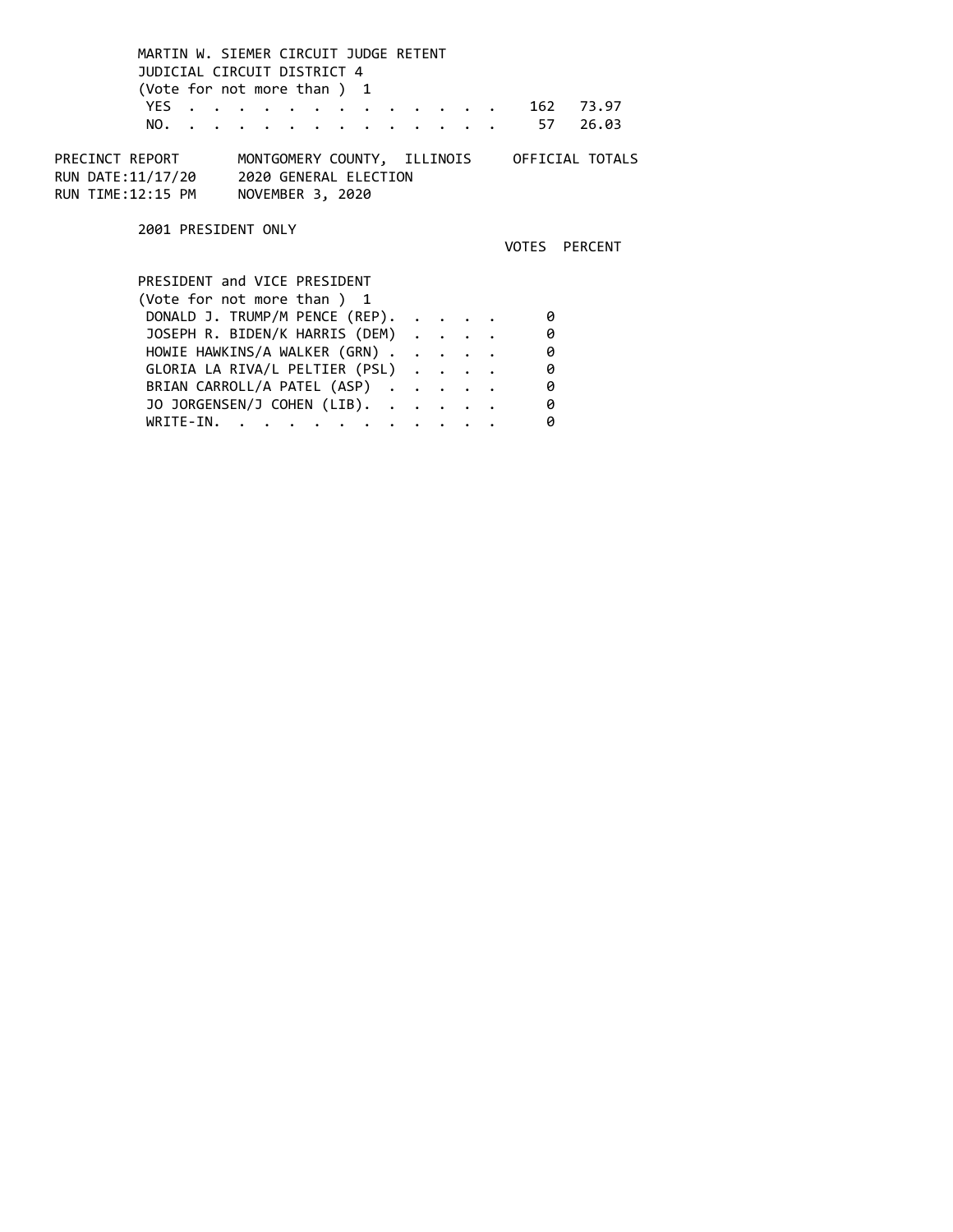MARTIN W. SIEMER CIRCUIT JUDGE RETENT
JUDICIAL CIRCUIT DISTRICT 4
(Vote for not more than ) 1

| | | |
|---|---|---|
| YES | 162 | 73.97 |
| NO. | 57 | 26.03 |

PRECINCT REPORT MONTGOMERY COUNTY, ILLINOIS OFFICIAL TOTALS
RUN DATE:11/17/20 2020 GENERAL ELECTION
RUN TIME:12:15 PM NOVEMBER 3, 2020

2001 PRESIDENT ONLY

PRESIDENT and VICE PRESIDENT
(Vote for not more than ) 1

| | VOTES | PERCENT |
|---|---|---|
| DONALD J. TRUMP/M PENCE (REP). | 0 | |
| JOSEPH R. BIDEN/K HARRIS (DEM) | 0 | |
| HOWIE HAWKINS/A WALKER (GRN) | 0 | |
| GLORIA LA RIVA/L PELTIER (PSL) | 0 | |
| BRIAN CARROLL/A PATEL (ASP) | 0 | |
| JO JORGENSEN/J COHEN (LIB). | 0 | |
| WRITE-IN. | 0 | |